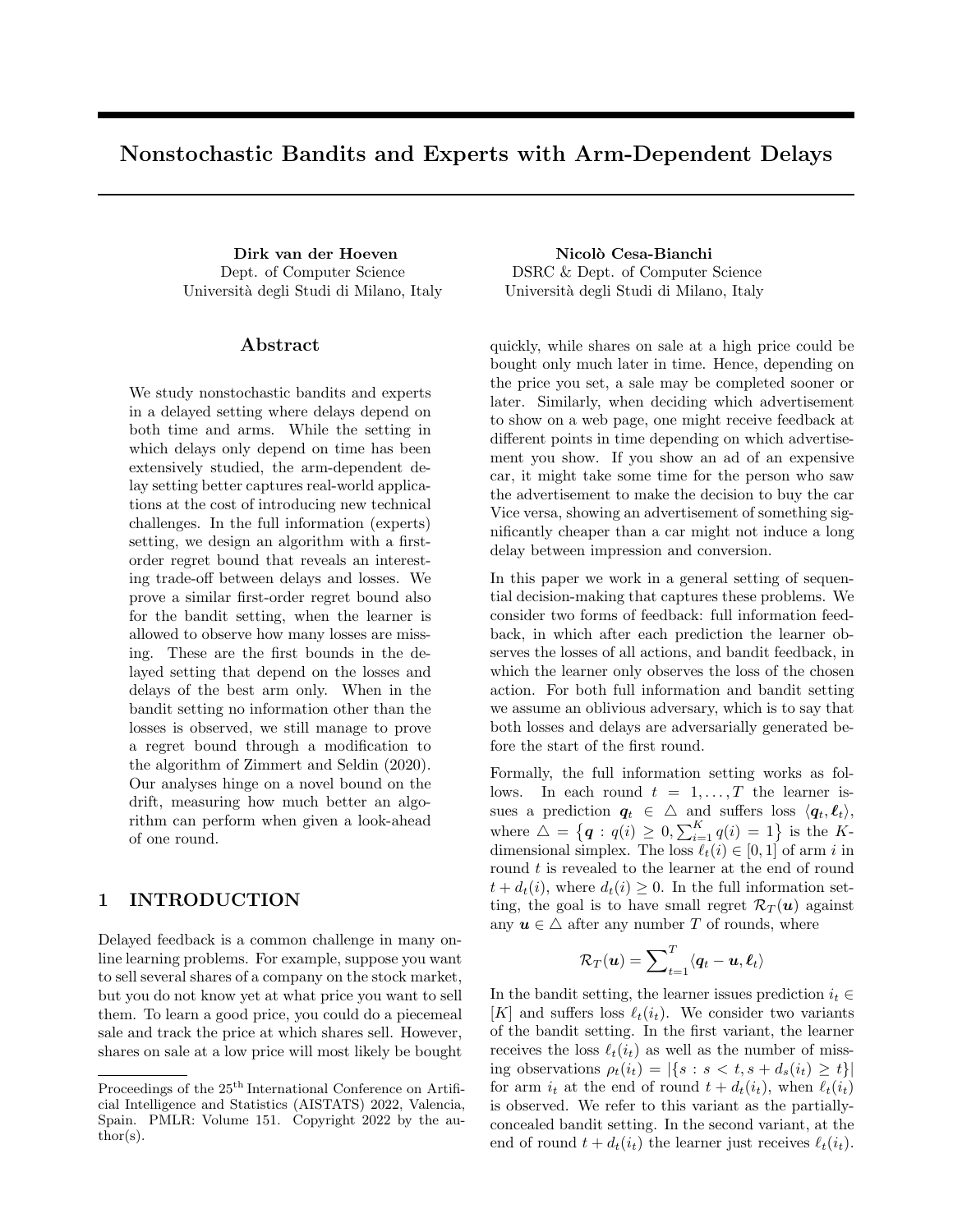# Nonstochastic Bandits and Experts with Arm-Dependent Delays

**Dirk van der Hoeven**
Dept. of Computer Science
Università degli Studi di Milano, Italy

**Nicolò Cesa-Bianchi**
DSRC & Dept. of Computer Science
Università degli Studi di Milano, Italy

## Abstract

We study nonstochastic bandits and experts in a delayed setting where delays depend on both time and arms. While the setting in which delays only depend on time has been extensively studied, the arm-dependent delay setting better captures real-world applications at the cost of introducing new technical challenges. In the full information (experts) setting, we design an algorithm with a first-order regret bound that reveals an interesting trade-off between delays and losses. We prove a similar first-order regret bound also for the bandit setting, when the learner is allowed to observe how many losses are missing. These are the first bounds in the delayed setting that depend on the losses and delays of the best arm only. When in the bandit setting no information other than the losses is observed, we still manage to prove a regret bound through a modification to the algorithm of Zimmert and Seldin (2020). Our analyses hinge on a novel bound on the drift, measuring how much better an algorithm can perform when given a look-ahead of one round.

## 1 INTRODUCTION

Delayed feedback is a common challenge in many online learning problems. For example, suppose you want to sell several shares of a company on the stock market, but you do not know yet at what price you want to sell them. To learn a good price, you could do a piecemeal sale and track the price at which shares sell. However, shares on sale at a low price will most likely be bought quickly, while shares on sale at a high price could be bought only much later in time. Hence, depending on the price you set, a sale may be completed sooner or later. Similarly, when deciding which advertisement to show on a web page, one might receive feedback at different points in time depending on which advertisement you show. If you show an ad of an expensive car, it might take some time for the person who saw the advertisement to make the decision to buy the car Vice versa, showing an advertisement of something significantly cheaper than a car might not induce a long delay between impression and conversion.

In this paper we work in a general setting of sequential decision-making that captures these problems. We consider two forms of feedback: full information feedback, in which after each prediction the learner observes the losses of all actions, and bandit feedback, in which the learner only observes the loss of the chosen action. For both full information and bandit setting we assume an oblivious adversary, which is to say that both losses and delays are adversarially generated before the start of the first round.

Formally, the full information setting works as follows. In each round $t = 1, \ldots, T$ the learner issues a prediction $\boldsymbol{q}_t \in \triangle$ and suffers loss $\langle \boldsymbol{q}_t, \boldsymbol{\ell}_t \rangle$, where $\triangle = \left\{\boldsymbol{q} : q(i) \geq 0, \sum_{i=1}^K q(i) = 1\right\}$ is the $K$-dimensional simplex. The loss $\ell_t(i) \in [0, 1]$ of arm $i$ in round $t$ is revealed to the learner at the end of round $t + d_t(i)$, where $d_t(i) \geq 0$. In the full information setting, the goal is to have small regret $\mathcal{R}_T(\boldsymbol{u})$ against any $\boldsymbol{u} \in \triangle$ after any number $T$ of rounds, where

$$\mathcal{R}_T(\boldsymbol{u}) = \sum\nolimits_{t=1}^T \langle \boldsymbol{q}_t - \boldsymbol{u}, \boldsymbol{\ell}_t \rangle$$

In the bandit setting, the learner issues prediction $i_t \in [K]$ and suffers loss $\ell_t(i_t)$. We consider two variants of the bandit setting. In the first variant, the learner receives the loss $\ell_t(i_t)$ as well as the number of missing observations $\rho_t(i_t) = |\{s : s < t, s + d_s(i_t) \geq t\}|$ for arm $i_t$ at the end of round $t + d_t(i_t)$, when $\ell_t(i_t)$ is observed. We refer to this variant as the partially-concealed bandit setting. In the second variant, at the end of round $t + d_t(i_t)$ the learner just receives $\ell_t(i_t)$.

Proceedings of the 25[th] International Conference on Artificial Intelligence and Statistics (AISTATS) 2022, Valencia, Spain. PMLR: Volume 151. Copyright 2022 by the author(s).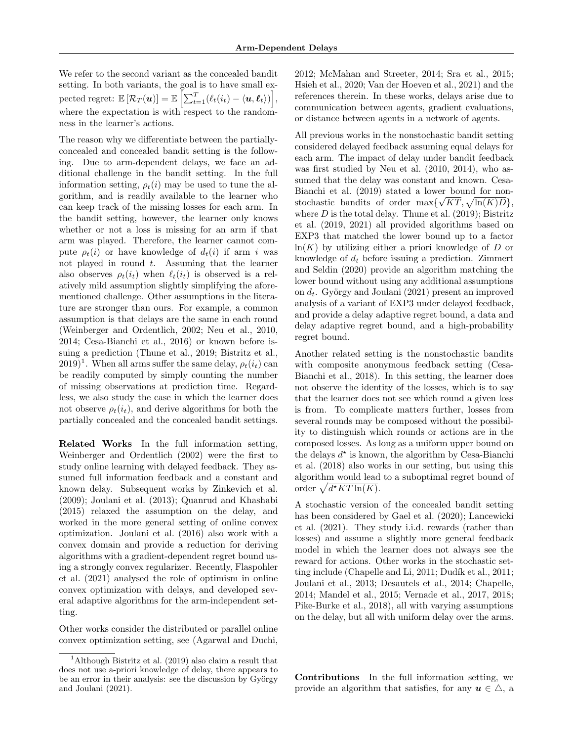We refer to the second variant as the concealed bandit setting. In both variants, the goal is to have small expected regret: $\mathbb{E}\left[\mathcal{R}_T(\boldsymbol{u})\right] = \mathbb{E}\left[\sum_{t=1}^T (\ell_t(i_t) - \langle \boldsymbol{u}, \boldsymbol{\ell}_t \rangle)\right]$, where the expectation is with respect to the randomness in the learner's actions.

The reason why we differentiate between the partially-concealed and concealed bandit setting is the following. Due to arm-dependent delays, we face an additional challenge in the bandit setting. In the full information setting, $\rho_t(i)$ may be used to tune the algorithm, and is readily available to the learner who can keep track of the missing losses for each arm. In the bandit setting, however, the learner only knows whether or not a loss is missing for an arm if that arm was played. Therefore, the learner cannot compute $\rho_t(i)$ or have knowledge of $d_t(i)$ if arm $i$ was not played in round $t$. Assuming that the learner also observes $\rho_t(i_t)$ when $\ell_t(i_t)$ is observed is a relatively mild assumption slightly simplifying the aforementioned challenge. Other assumptions in the literature are stronger than ours. For example, a common assumption is that delays are the same in each round (Weinberger and Ordentlich, 2002; Neu et al., 2010, 2014; Cesa-Bianchi et al., 2016) or known before issuing a prediction (Thune et al., 2019; Bistritz et al., 2019)[1]. When all arms suffer the same delay, $\rho_t(i_t)$ can be readily computed by simply counting the number of missing observations at prediction time. Regardless, we also study the case in which the learner does not observe $\rho_t(i_t)$, and derive algorithms for both the partially concealed and the concealed bandit settings.

**Related Works** In the full information setting, Weinberger and Ordentlich (2002) were the first to study online learning with delayed feedback. They assumed full information feedback and a constant and known delay. Subsequent works by Zinkevich et al. (2009); Joulani et al. (2013); Quanrud and Khashabi (2015) relaxed the assumption on the delay, and worked in the more general setting of online convex optimization. Joulani et al. (2016) also work with a convex domain and provide a reduction for deriving algorithms with a gradient-dependent regret bound using a strongly convex regularizer. Recently, Flaspohler et al. (2021) analysed the role of optimism in online convex optimization with delays, and developed several adaptive algorithms for the arm-independent setting.

Other works consider the distributed or parallel online convex optimization setting, see (Agarwal and Duchi, 2012; McMahan and Streeter, 2014; Sra et al., 2015; Hsieh et al., 2020; Van der Hoeven et al., 2021) and the references therein. In these works, delays arise due to communication between agents, gradient evaluations, or distance between agents in a network of agents.

All previous works in the nonstochastic bandit setting considered delayed feedback assuming equal delays for each arm. The impact of delay under bandit feedback was first studied by Neu et al. (2010, 2014), who assumed that the delay was constant and known. Cesa-Bianchi et al. (2019) stated a lower bound for nonstochastic bandits of order $\max\{\sqrt{KT}, \sqrt{\ln(K)D}\}$, where $D$ is the total delay. Thune et al. (2019); Bistritz et al. (2019, 2021) all provided algorithms based on EXP3 that matched the lower bound up to a factor $\ln(K)$ by utilizing either a priori knowledge of $D$ or knowledge of $d_t$ before issuing a prediction. Zimmert and Seldin (2020) provide an algorithm matching the lower bound without using any additional assumptions on $d_t$. György and Joulani (2021) present an improved analysis of a variant of EXP3 under delayed feedback, and provide a delay adaptive regret bound, a data and delay adaptive regret bound, and a high-probability regret bound.

Another related setting is the nonstochastic bandits with composite anonymous feedback setting (Cesa-Bianchi et al., 2018). In this setting, the learner does not observe the identity of the losses, which is to say that the learner does not see which round a given loss is from. To complicate matters further, losses from several rounds may be composed without the possibility to distinguish which rounds or actions are in the composed losses. As long as a uniform upper bound on the delays $d^\star$ is known, the algorithm by Cesa-Bianchi et al. (2018) also works in our setting, but using this algorithm would lead to a suboptimal regret bound of order $\sqrt{d^\star KT \ln(K)}$.

A stochastic version of the concealed bandit setting has been considered by Gael et al. (2020); Lancewicki et al. (2021). They study i.i.d. rewards (rather than losses) and assume a slightly more general feedback model in which the learner does not always see the reward for actions. Other works in the stochastic setting include (Chapelle and Li, 2011; Dudík et al., 2011; Joulani et al., 2013; Desautels et al., 2014; Chapelle, 2014; Mandel et al., 2015; Vernade et al., 2017, 2018; Pike-Burke et al., 2018), all with varying assumptions on the delay, but all with uniform delay over the arms.

**Contributions** In the full information setting, we provide an algorithm that satisfies, for any $\boldsymbol{u} \in \triangle$, a

[1] Although Bistritz et al. (2019) also claim a result that does not use a-priori knowledge of delay, there appears to be an error in their analysis: see the discussion by György and Joulani (2021).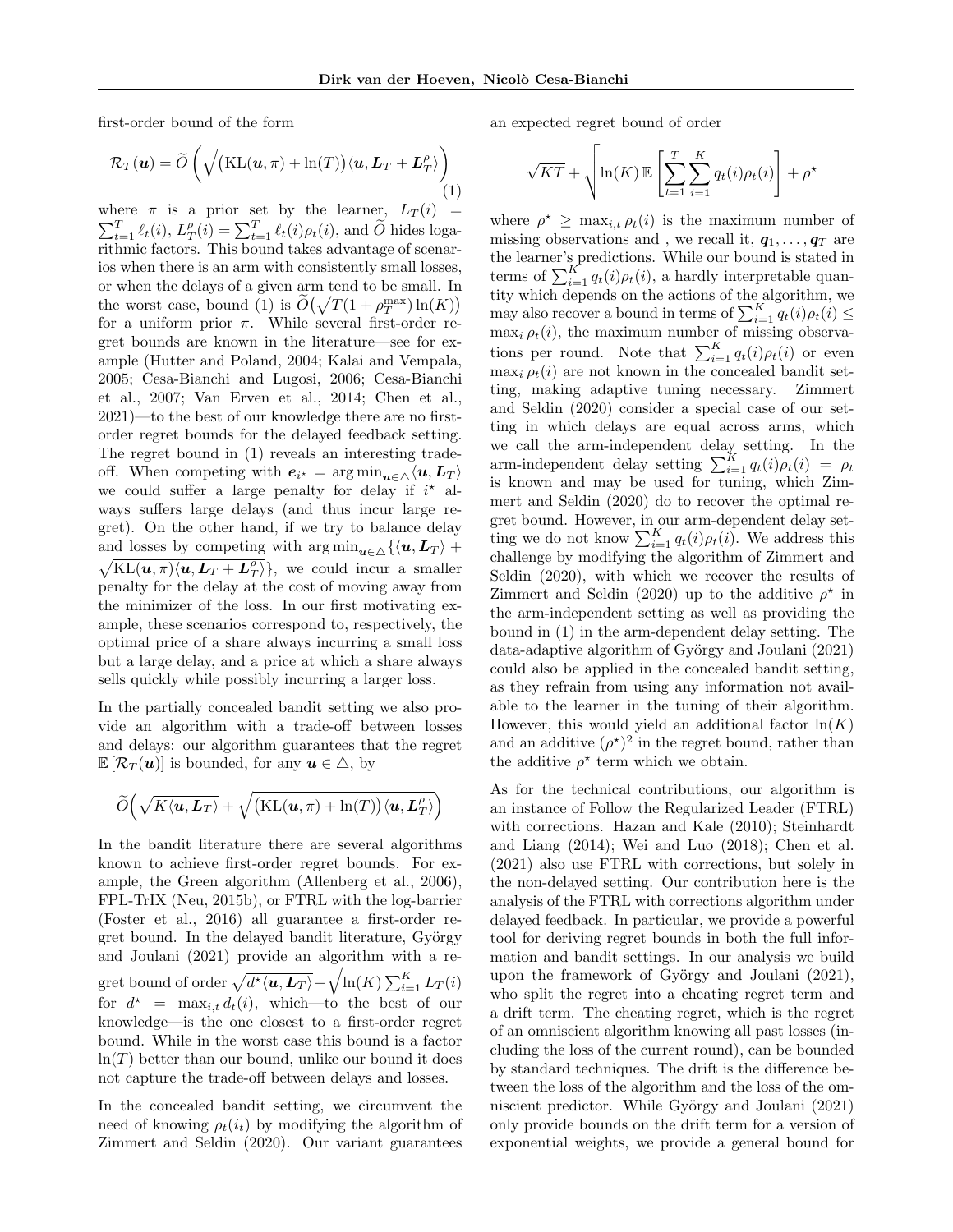first-order bound of the form

$$\mathcal{R}_T(\boldsymbol{u}) = \widetilde{O}\left(\sqrt{\big(\mathrm{KL}(\boldsymbol{u},\pi) + \ln(T)\big)\langle \boldsymbol{u}, \boldsymbol{L}_T + \boldsymbol{L}_T^{\rho}\rangle}\right) \tag{1}$$

where $\pi$ is a prior set by the learner, $L_T(i) = \sum_{t=1}^T \ell_t(i)$, $L_T^{\rho}(i) = \sum_{t=1}^T \ell_t(i)\rho_t(i)$, and $\widetilde{O}$ hides logarithmic factors. This bound takes advantage of scenarios when there is an arm with consistently small losses, or when the delays of a given arm tend to be small. In the worst case, bound (1) is $\widetilde{O}\big(\sqrt{T(1+\rho_T^{\max})\ln(K)}\big)$ for a uniform prior $\pi$. While several first-order regret bounds are known in the literature—see for example (Hutter and Poland, 2004; Kalai and Vempala, 2005; Cesa-Bianchi and Lugosi, 2006; Cesa-Bianchi et al., 2007; Van Erven et al., 2014; Chen et al., 2021)—to the best of our knowledge there are no first-order regret bounds for the delayed feedback setting. The regret bound in (1) reveals an interesting trade-off. When competing with $\boldsymbol{e}_{i^\star} = \arg\min_{\boldsymbol{u}\in\triangle}\langle \boldsymbol{u}, \boldsymbol{L}_T\rangle$ we could suffer a large penalty for delay if $i^\star$ always suffers large delays (and thus incur large regret). On the other hand, if we try to balance delay and losses by competing with $\arg\min_{\boldsymbol{u}\in\triangle}\{\langle \boldsymbol{u}, \boldsymbol{L}_T\rangle + \sqrt{\mathrm{KL}(\boldsymbol{u},\pi)\langle \boldsymbol{u}, \boldsymbol{L}_T + \boldsymbol{L}_T^{\rho}\rangle}\}$, we could incur a smaller penalty for the delay at the cost of moving away from the minimizer of the loss. In our first motivating example, these scenarios correspond to, respectively, the optimal price of a share always incurring a small loss but a large delay, and a price at which a share always sells quickly while possibly incurring a larger loss.

In the partially concealed bandit setting we also provide an algorithm with a trade-off between losses and delays: our algorithm guarantees that the regret $\mathbb{E}[\mathcal{R}_T(\boldsymbol{u})]$ is bounded, for any $\boldsymbol{u} \in \triangle$, by

$$\widetilde{O}\left(\sqrt{K\langle \boldsymbol{u}, \boldsymbol{L}_T\rangle} + \sqrt{\big(\mathrm{KL}(\boldsymbol{u},\pi) + \ln(T)\big)\langle \boldsymbol{u}, \boldsymbol{L}_T^{\rho}\rangle}\right)$$

In the bandit literature there are several algorithms known to achieve first-order regret bounds. For example, the Green algorithm (Allenberg et al., 2006), FPL-TrIX (Neu, 2015b), or FTRL with the log-barrier (Foster et al., 2016) all guarantee a first-order regret bound. In the delayed bandit literature, György and Joulani (2021) provide an algorithm with a regret bound of order $\sqrt{d^\star\langle \boldsymbol{u}, \boldsymbol{L}_T\rangle} + \sqrt{\ln(K)\sum_{i=1}^K L_T(i)}$ for $d^\star = \max_{i,t} d_t(i)$, which—to the best of our knowledge—is the one closest to a first-order regret bound. While in the worst case this bound is a factor $\ln(T)$ better than our bound, unlike our bound it does not capture the trade-off between delays and losses.

In the concealed bandit setting, we circumvent the need of knowing $\rho_t(i_t)$ by modifying the algorithm of Zimmert and Seldin (2020). Our variant guarantees an expected regret bound of order

$$\sqrt{KT} + \sqrt{\ln(K)\,\mathbb{E}\left[\sum_{t=1}^T\sum_{i=1}^K q_t(i)\rho_t(i)\right]} + \rho^\star$$

where $\rho^\star \geq \max_{i,t}\rho_t(i)$ is the maximum number of missing observations and , we recall it, $\boldsymbol{q}_1, \dots, \boldsymbol{q}_T$ are the learner's predictions. While our bound is stated in terms of $\sum_{i=1}^K q_t(i)\rho_t(i)$, a hardly interpretable quantity which depends on the actions of the algorithm, we may also recover a bound in terms of $\sum_{i=1}^K q_t(i)\rho_t(i) \leq \max_i \rho_t(i)$, the maximum number of missing observations per round. Note that $\sum_{i=1}^K q_t(i)\rho_t(i)$ or even $\max_i \rho_t(i)$ are not known in the concealed bandit setting, making adaptive tuning necessary. Zimmert and Seldin (2020) consider a special case of our setting in which delays are equal across arms, which we call the arm-independent delay setting. In the arm-independent delay setting $\sum_{i=1}^K q_t(i)\rho_t(i) = \rho_t$ is known and may be used for tuning, which Zimmert and Seldin (2020) do to recover the optimal regret bound. However, in our arm-dependent delay setting we do not know $\sum_{i=1}^K q_t(i)\rho_t(i)$. We address this challenge by modifying the algorithm of Zimmert and Seldin (2020), with which we recover the results of Zimmert and Seldin (2020) up to the additive $\rho^\star$ in the arm-independent setting as well as providing the bound in (1) in the arm-dependent delay setting. The data-adaptive algorithm of György and Joulani (2021) could also be applied in the concealed bandit setting, as they refrain from using any information not available to the learner in the tuning of their algorithm. However, this would yield an additional factor $\ln(K)$ and an additive $(\rho^\star)^2$ in the regret bound, rather than the additive $\rho^\star$ term which we obtain.

As for the technical contributions, our algorithm is an instance of Follow the Regularized Leader (FTRL) with corrections. Hazan and Kale (2010); Steinhardt and Liang (2014); Wei and Luo (2018); Chen et al. (2021) also use FTRL with corrections, but solely in the non-delayed setting. Our contribution here is the analysis of the FTRL with corrections algorithm under delayed feedback. In particular, we provide a powerful tool for deriving regret bounds in both the full information and bandit settings. In our analysis we build upon the framework of György and Joulani (2021), who split the regret into a cheating regret term and a drift term. The cheating regret, which is the regret of an omniscient algorithm knowing all past losses (including the loss of the current round), can be bounded by standard techniques. The drift is the difference between the loss of the algorithm and the loss of the omniscient predictor. While György and Joulani (2021) only provide bounds on the drift term for a version of exponential weights, we provide a general bound for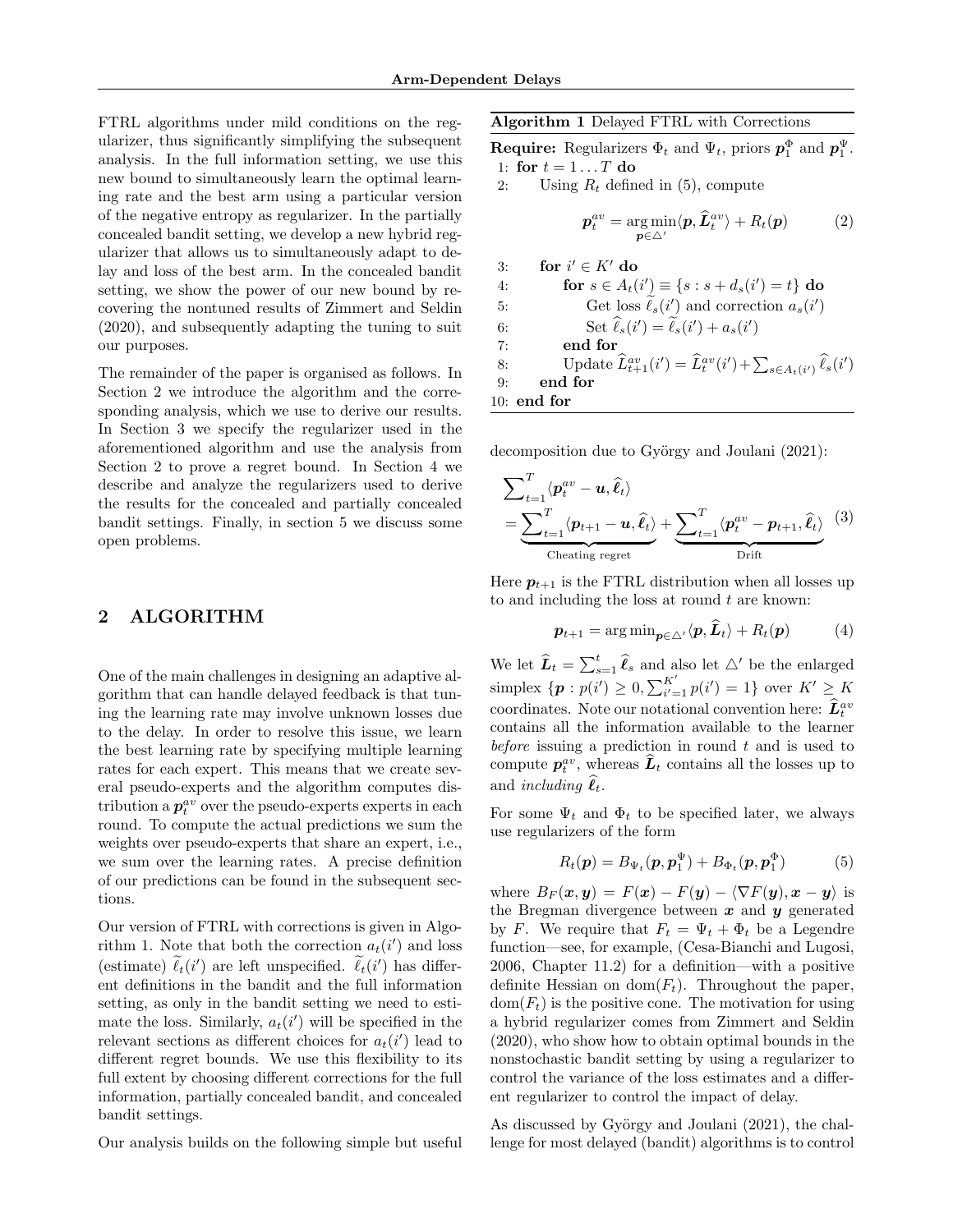FTRL algorithms under mild conditions on the regularizer, thus significantly simplifying the subsequent analysis. In the full information setting, we use this new bound to simultaneously learn the optimal learning rate and the best arm using a particular version of the negative entropy as regularizer. In the partially concealed bandit setting, we develop a new hybrid regularizer that allows us to simultaneously adapt to delay and loss of the best arm. In the concealed bandit setting, we show the power of our new bound by recovering the nontuned results of Zimmert and Seldin (2020), and subsequently adapting the tuning to suit our purposes.

The remainder of the paper is organised as follows. In Section 2 we introduce the algorithm and the corresponding analysis, which we use to derive our results. In Section 3 we specify the regularizer used in the aforementioned algorithm and use the analysis from Section 2 to prove a regret bound. In Section 4 we describe and analyze the regularizers used to derive the results for the concealed and partially concealed bandit settings. Finally, in section 5 we discuss some open problems.

## 2 ALGORITHM

One of the main challenges in designing an adaptive algorithm that can handle delayed feedback is that tuning the learning rate may involve unknown losses due to the delay. In order to resolve this issue, we learn the best learning rate by specifying multiple learning rates for each expert. This means that we create several pseudo-experts and the algorithm computes distribution a $\boldsymbol{p}_t^{av}$ over the pseudo-experts experts in each round. To compute the actual predictions we sum the weights over pseudo-experts that share an expert, i.e., we sum over the learning rates. A precise definition of our predictions can be found in the subsequent sections.

Our version of FTRL with corrections is given in Algorithm 1. Note that both the correction $a_t(i')$ and loss (estimate) $\widetilde{\ell}_t(i')$ are left unspecified. $\widetilde{\ell}_t(i')$ has different definitions in the bandit and the full information setting, as only in the bandit setting we need to estimate the loss. Similarly, $a_t(i')$ will be specified in the relevant sections as different choices for $a_t(i')$ lead to different regret bounds. We use this flexibility to its full extent by choosing different corrections for the full information, partially concealed bandit, and concealed bandit settings.

Our analysis builds on the following simple but useful decomposition due to György and Joulani (2021):

**Algorithm 1** Delayed FTRL with Corrections

**Require:** Regularizers $\Phi_t$ and $\Psi_t$, priors $\boldsymbol{p}_1^\Phi$ and $\boldsymbol{p}_1^\Psi$.

1: **for** $t = 1 \ldots T$ **do**
2: &nbsp;&nbsp;&nbsp;&nbsp;Using $R_t$ defined in (5), compute
$$\boldsymbol{p}_t^{av} = \arg\min_{\boldsymbol{p} \in \triangle'} \langle \boldsymbol{p}, \widehat{\boldsymbol{L}}_t^{av} \rangle + R_t(\boldsymbol{p}) \tag{2}$$
3: &nbsp;&nbsp;&nbsp;&nbsp;**for** $i' \in K'$ **do**
4: &nbsp;&nbsp;&nbsp;&nbsp;&nbsp;&nbsp;&nbsp;&nbsp;**for** $s \in A_t(i') \equiv \{s : s + d_s(i') = t\}$ **do**
5: &nbsp;&nbsp;&nbsp;&nbsp;&nbsp;&nbsp;&nbsp;&nbsp;&nbsp;&nbsp;&nbsp;&nbsp;Get loss $\widetilde{\ell}_s(i')$ and correction $a_s(i')$
6: &nbsp;&nbsp;&nbsp;&nbsp;&nbsp;&nbsp;&nbsp;&nbsp;&nbsp;&nbsp;&nbsp;&nbsp;Set $\widehat{\ell}_s(i') = \widetilde{\ell}_s(i') + a_s(i')$
7: &nbsp;&nbsp;&nbsp;&nbsp;&nbsp;&nbsp;&nbsp;&nbsp;**end for**
8: &nbsp;&nbsp;&nbsp;&nbsp;&nbsp;&nbsp;&nbsp;&nbsp;Update $\widehat{L}_{t+1}^{av}(i') = \widehat{L}_t^{av}(i') + \sum_{s \in A_t(i')} \widehat{\ell}_s(i')$
9: &nbsp;&nbsp;&nbsp;&nbsp;**end for**
10: **end for**

$$\begin{aligned}
&\sum_{t=1}^T \langle \boldsymbol{p}_t^{av} - \boldsymbol{u}, \widehat{\boldsymbol{\ell}}_t \rangle \\
&= \underbrace{\sum_{t=1}^T \langle \boldsymbol{p}_{t+1} - \boldsymbol{u}, \widehat{\boldsymbol{\ell}}_t \rangle}_{\text{Cheating regret}} + \underbrace{\sum_{t=1}^T \langle \boldsymbol{p}_t^{av} - \boldsymbol{p}_{t+1}, \widehat{\boldsymbol{\ell}}_t \rangle}_{\text{Drift}}
\end{aligned} \tag{3}$$

Here $\boldsymbol{p}_{t+1}$ is the FTRL distribution when all losses up to and including the loss at round $t$ are known:

$$\boldsymbol{p}_{t+1} = \arg\min_{\boldsymbol{p} \in \triangle'} \langle \boldsymbol{p}, \widehat{\boldsymbol{L}}_t \rangle + R_t(\boldsymbol{p}) \tag{4}$$

We let $\widehat{\boldsymbol{L}}_t = \sum_{s=1}^t \widehat{\boldsymbol{\ell}}_s$ and also let $\triangle'$ be the enlarged simplex $\{\boldsymbol{p} : p(i') \geq 0, \sum_{i'=1}^{K'} p(i') = 1\}$ over $K' \geq K$ coordinates. Note our notational convention here: $\widehat{\boldsymbol{L}}_t^{av}$ contains all the information available to the learner *before* issuing a prediction in round $t$ and is used to compute $\boldsymbol{p}_t^{av}$, whereas $\widehat{\boldsymbol{L}}_t$ contains all the losses up to and *including* $\widehat{\boldsymbol{\ell}}_t$.

For some $\Psi_t$ and $\Phi_t$ to be specified later, we always use regularizers of the form

$$R_t(\boldsymbol{p}) = B_{\Psi_t}(\boldsymbol{p}, \boldsymbol{p}_1^\Psi) + B_{\Phi_t}(\boldsymbol{p}, \boldsymbol{p}_1^\Phi) \tag{5}$$

where $B_F(\boldsymbol{x}, \boldsymbol{y}) = F(\boldsymbol{x}) - F(\boldsymbol{y}) - \langle \nabla F(\boldsymbol{y}), \boldsymbol{x} - \boldsymbol{y} \rangle$ is the Bregman divergence between $\boldsymbol{x}$ and $\boldsymbol{y}$ generated by $F$. We require that $F_t = \Psi_t + \Phi_t$ be a Legendre function—see, for example, (Cesa-Bianchi and Lugosi, 2006, Chapter 11.2) for a definition—with a positive definite Hessian on $\mathrm{dom}(F_t)$. Throughout the paper, $\mathrm{dom}(F_t)$ is the positive cone. The motivation for using a hybrid regularizer comes from Zimmert and Seldin (2020), who show how to obtain optimal bounds in the nonstochastic bandit setting by using a regularizer to control the variance of the loss estimates and a different regularizer to control the impact of delay.

As discussed by György and Joulani (2021), the challenge for most delayed (bandit) algorithms is to control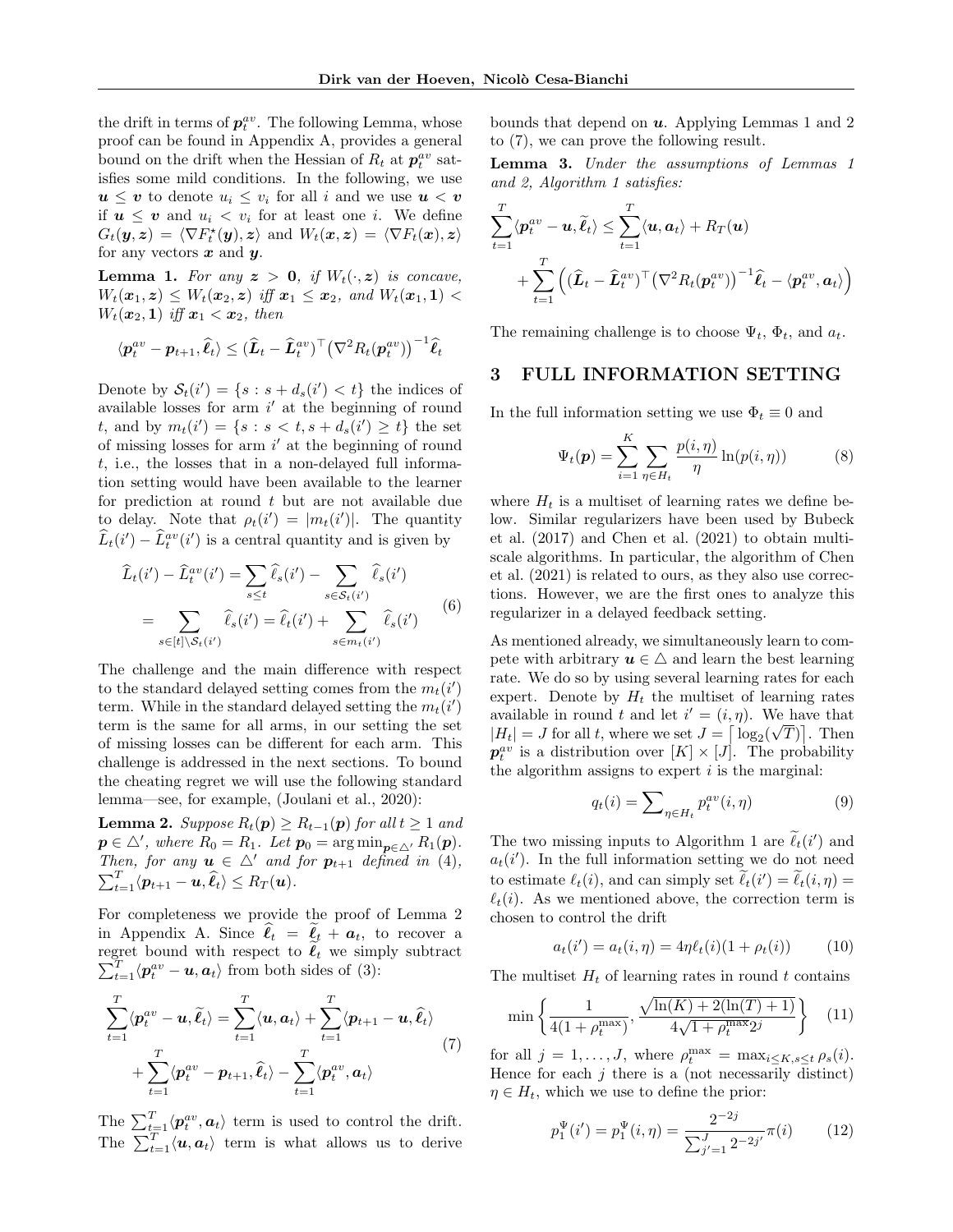the drift in terms of $\boldsymbol{p}_t^{av}$. The following Lemma, whose proof can be found in Appendix A, provides a general bound on the drift when the Hessian of $R_t$ at $\boldsymbol{p}_t^{av}$ satisfies some mild conditions. In the following, we use $\boldsymbol{u} \leq \boldsymbol{v}$ to denote $u_i \leq v_i$ for all $i$ and we use $\boldsymbol{u} < \boldsymbol{v}$ if $\boldsymbol{u} \leq \boldsymbol{v}$ and $u_i < v_i$ for at least one $i$. We define $G_t(\boldsymbol{y}, \boldsymbol{z}) = \langle \nabla F_t^\star(\boldsymbol{y}), \boldsymbol{z}\rangle$ and $W_t(\boldsymbol{x}, \boldsymbol{z}) = \langle \nabla F_t(\boldsymbol{x}), \boldsymbol{z}\rangle$ for any vectors $\boldsymbol{x}$ and $\boldsymbol{y}$.

**Lemma 1.** *For any $\boldsymbol{z} > \boldsymbol{0}$, if $W_t(\cdot, \boldsymbol{z})$ is concave, $W_t(\boldsymbol{x}_1, \boldsymbol{z}) \leq W_t(\boldsymbol{x}_2, \boldsymbol{z})$ iff $\boldsymbol{x}_1 \leq \boldsymbol{x}_2$, and $W_t(\boldsymbol{x}_1, \boldsymbol{1}) < W_t(\boldsymbol{x}_2, \boldsymbol{1})$ iff $\boldsymbol{x}_1 < \boldsymbol{x}_2$, then*

$$
\langle \boldsymbol{p}_t^{av} - \boldsymbol{p}_{t+1}, \widehat{\boldsymbol{\ell}}_t \rangle \leq (\widehat{\boldsymbol{L}}_t - \widehat{\boldsymbol{L}}_t^{av})^\top \big(\nabla^2 R_t(\boldsymbol{p}_t^{av})\big)^{-1} \widehat{\boldsymbol{\ell}}_t
$$

Denote by $\mathcal{S}_t(i') = \{s : s + d_s(i') < t\}$ the indices of available losses for arm $i'$ at the beginning of round $t$, and by $m_t(i') = \{s : s < t, s + d_s(i') \geq t\}$ the set of missing losses for arm $i'$ at the beginning of round $t$, i.e., the losses that in a non-delayed full information setting would have been available to the learner for prediction at round $t$ but are not available due to delay. Note that $\rho_t(i') = |m_t(i')|$. The quantity $\widehat{L}_t(i') - \widehat{L}_t^{av}(i')$ is a central quantity and is given by

$$
\begin{aligned}
\widehat{L}_t(i') - \widehat{L}_t^{av}(i') &= \sum_{s \leq t} \widehat{\ell}_s(i') - \sum_{s \in \mathcal{S}_t(i')} \widehat{\ell}_s(i') \\
&= \sum_{s \in [t] \setminus \mathcal{S}_t(i')} \widehat{\ell}_s(i') = \widehat{\ell}_t(i') + \sum_{s \in m_t(i')} \widehat{\ell}_s(i')
\end{aligned} \tag{6}
$$

The challenge and the main difference with respect to the standard delayed setting comes from the $m_t(i')$ term. While in the standard delayed setting the $m_t(i')$ term is the same for all arms, in our setting the set of missing losses can be different for each arm. This challenge is addressed in the next sections. To bound the cheating regret we will use the following standard lemma—see, for example, (Joulani et al., 2020):

**Lemma 2.** *Suppose $R_t(\boldsymbol{p}) \geq R_{t-1}(\boldsymbol{p})$ for all $t \geq 1$ and $\boldsymbol{p} \in \triangle'$, where $R_0 = R_1$. Let $\boldsymbol{p}_0 = \arg\min_{\boldsymbol{p} \in \triangle'} R_1(\boldsymbol{p})$. Then, for any $\boldsymbol{u} \in \triangle'$ and for $\boldsymbol{p}_{t+1}$ defined in (4), $\sum_{t=1}^T \langle \boldsymbol{p}_{t+1} - \boldsymbol{u}, \widehat{\boldsymbol{\ell}}_t \rangle \leq R_T(\boldsymbol{u})$.*

For completeness we provide the proof of Lemma 2 in Appendix A. Since $\widehat{\boldsymbol{\ell}}_t = \widetilde{\boldsymbol{\ell}}_t + \boldsymbol{a}_t$, to recover a regret bound with respect to $\widetilde{\boldsymbol{\ell}}_t$ we simply subtract $\sum_{t=1}^T \langle \boldsymbol{p}_t^{av} - \boldsymbol{u}, \boldsymbol{a}_t \rangle$ from both sides of (3):

$$
\begin{aligned}
\sum_{t=1}^T \langle \boldsymbol{p}_t^{av} - \boldsymbol{u}, \widetilde{\boldsymbol{\ell}}_t \rangle &= \sum_{t=1}^T \langle \boldsymbol{u}, \boldsymbol{a}_t \rangle + \sum_{t=1}^T \langle \boldsymbol{p}_{t+1} - \boldsymbol{u}, \widehat{\boldsymbol{\ell}}_t \rangle \\
&+ \sum_{t=1}^T \langle \boldsymbol{p}_t^{av} - \boldsymbol{p}_{t+1}, \widehat{\boldsymbol{\ell}}_t \rangle - \sum_{t=1}^T \langle \boldsymbol{p}_t^{av}, \boldsymbol{a}_t \rangle
\end{aligned} \tag{7}
$$

The $\sum_{t=1}^T \langle \boldsymbol{p}_t^{av}, \boldsymbol{a}_t \rangle$ term is used to control the drift. The $\sum_{t=1}^T \langle \boldsymbol{u}, \boldsymbol{a}_t \rangle$ term is what allows us to derive bounds that depend on $\boldsymbol{u}$. Applying Lemmas 1 and 2 to (7), we can prove the following result.

**Lemma 3.** *Under the assumptions of Lemmas 1 and 2, Algorithm 1 satisfies:*

$$
\begin{aligned}
\sum_{t=1}^T \langle \boldsymbol{p}_t^{av} - \boldsymbol{u}, \widetilde{\boldsymbol{\ell}}_t \rangle &\leq \sum_{t=1}^T \langle \boldsymbol{u}, \boldsymbol{a}_t \rangle + R_T(\boldsymbol{u}) \\
&+ \sum_{t=1}^T \Big( (\widehat{\boldsymbol{L}}_t - \widehat{\boldsymbol{L}}_t^{av})^\top \big(\nabla^2 R_t(\boldsymbol{p}_t^{av})\big)^{-1} \widehat{\boldsymbol{\ell}}_t - \langle \boldsymbol{p}_t^{av}, \boldsymbol{a}_t \rangle \Big)
\end{aligned}
$$

The remaining challenge is to choose $\Psi_t$, $\Phi_t$, and $a_t$.

## 3 FULL INFORMATION SETTING

In the full information setting we use $\Phi_t \equiv 0$ and

$$
\Psi_t(\boldsymbol{p}) = \sum_{i=1}^K \sum_{\eta \in H_t} \frac{p(i, \eta)}{\eta} \ln(p(i, \eta)) \tag{8}
$$

where $H_t$ is a multiset of learning rates we define below. Similar regularizers have been used by Bubeck et al. (2017) and Chen et al. (2021) to obtain multi-scale algorithms. In particular, the algorithm of Chen et al. (2021) is related to ours, as they also use corrections. However, we are the first ones to analyze this regularizer in a delayed feedback setting.

As mentioned already, we simultaneously learn to compete with arbitrary $\boldsymbol{u} \in \triangle$ and learn the best learning rate. We do so by using several learning rates for each expert. Denote by $H_t$ the multiset of learning rates available in round $t$ and let $i' = (i, \eta)$. We have that $|H_t| = J$ for all $t$, where we set $J = \lceil \log_2(\sqrt{T}) \rceil$. Then $\boldsymbol{p}_t^{av}$ is a distribution over $[K] \times [J]$. The probability the algorithm assigns to expert $i$ is the marginal:

$$
q_t(i) = \sum\nolimits_{\eta \in H_t} p_t^{av}(i, \eta) \tag{9}
$$

The two missing inputs to Algorithm 1 are $\widetilde{\ell}_t(i')$ and $a_t(i')$. In the full information setting we do not need to estimate $\ell_t(i)$, and can simply set $\widetilde{\ell}_t(i') = \widetilde{\ell}_t(i, \eta) = \ell_t(i)$. As we mentioned above, the correction term is chosen to control the drift

$$
a_t(i') = a_t(i, \eta) = 4\eta \ell_t(i)(1 + \rho_t(i)) \tag{10}
$$

The multiset $H_t$ of learning rates in round $t$ contains

$$
\min\left\{\frac{1}{4(1 + \rho_t^{\max})}, \frac{\sqrt{\ln(K) + 2(\ln(T) + 1)}}{4\sqrt{1 + \rho_t^{\max}} 2^j}\right\} \tag{11}
$$

for all $j = 1, \ldots, J$, where $\rho_t^{\max} = \max_{i \leq K, s \leq t} \rho_s(i)$. Hence for each $j$ there is a (not necessarily distinct) $\eta \in H_t$, which we use to define the prior:

$$
p_1^\Psi(i') = p_1^\Psi(i, \eta) = \frac{2^{-2j}}{\sum_{j'=1}^J 2^{-2j'}} \pi(i) \tag{12}
$$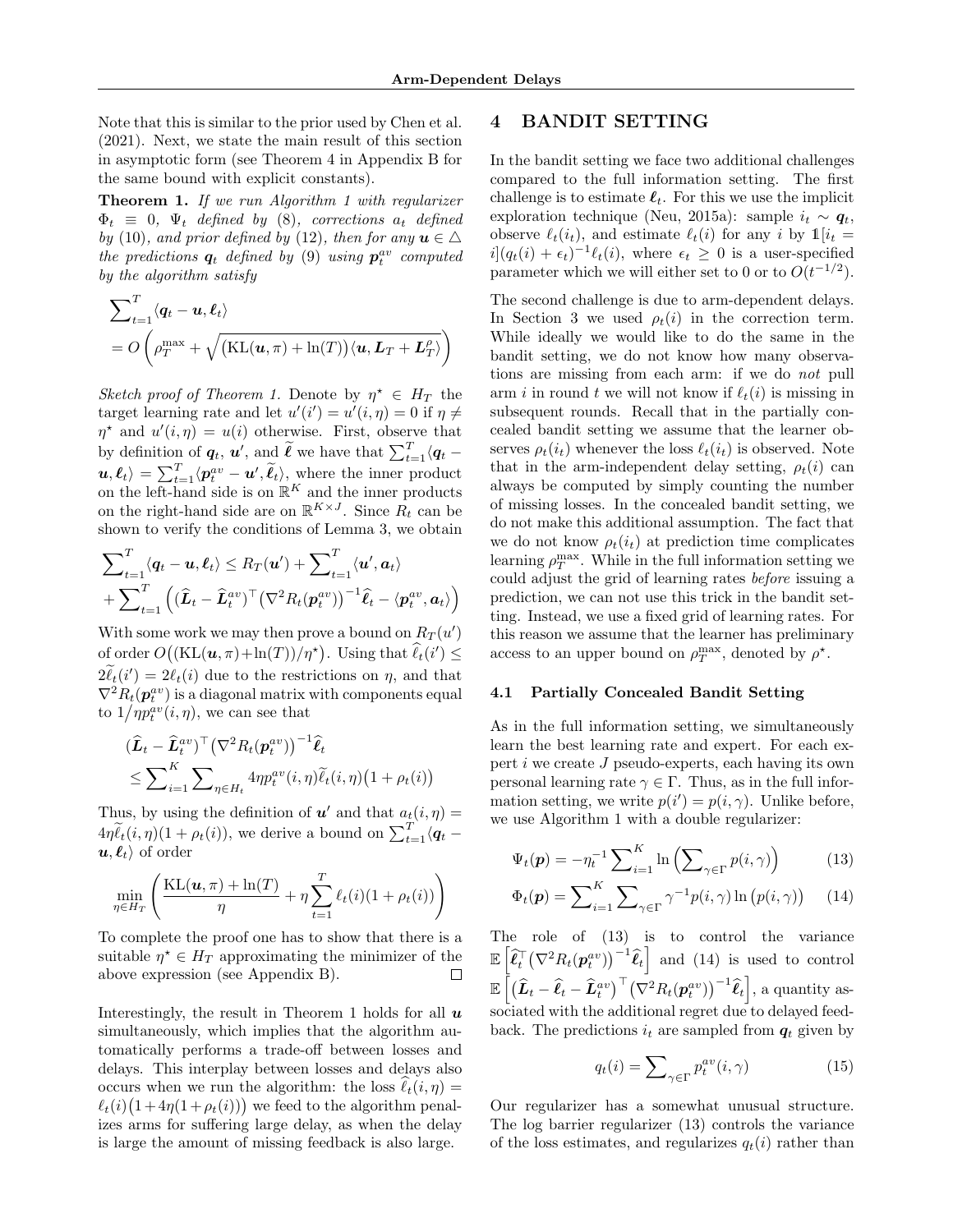Note that this is similar to the prior used by Chen et al. (2021). Next, we state the main result of this section in asymptotic form (see Theorem 4 in Appendix B for the same bound with explicit constants).

**Theorem 1.** *If we run Algorithm 1 with regularizer $\Phi_t \equiv 0$, $\Psi_t$ defined by (8), corrections $a_t$ defined by (10), and prior defined by (12), then for any $\boldsymbol{u} \in \triangle$ the predictions $\boldsymbol{q}_t$ defined by (9) using $\boldsymbol{p}_t^{av}$ computed by the algorithm satisfy*

$$\sum_{t=1}^{T} \langle \boldsymbol{q}_t - \boldsymbol{u}, \boldsymbol{\ell}_t \rangle = O\left( \rho_T^{\max} + \sqrt{\big(\mathrm{KL}(\boldsymbol{u}, \pi) + \ln(T)\big) \langle \boldsymbol{u}, \boldsymbol{L}_T + \boldsymbol{L}_T^{\rho} \rangle} \right)$$

*Sketch proof of Theorem 1.* Denote by $\eta^\star \in H_T$ the target learning rate and let $u'(i') = u'(i, \eta) = 0$ if $\eta \neq \eta^\star$ and $u'(i, \eta) = u(i)$ otherwise. First, observe that by definition of $\boldsymbol{q}_t$, $\boldsymbol{u}'$, and $\widetilde{\boldsymbol{\ell}}$ we have that $\sum_{t=1}^{T} \langle \boldsymbol{q}_t - \boldsymbol{u}, \boldsymbol{\ell}_t \rangle = \sum_{t=1}^{T} \langle \boldsymbol{p}_t^{av} - \boldsymbol{u}', \widetilde{\boldsymbol{\ell}}_t \rangle$, where the inner product on the left-hand side is on $\mathbb{R}^K$ and the inner products on the right-hand side are on $\mathbb{R}^{K \times J}$. Since $R_t$ can be shown to verify the conditions of Lemma 3, we obtain

$$\sum_{t=1}^{T} \langle \boldsymbol{q}_t - \boldsymbol{u}, \boldsymbol{\ell}_t \rangle \leq R_T(\boldsymbol{u}') + \sum_{t=1}^{T} \langle \boldsymbol{u}', \boldsymbol{a}_t \rangle + \sum_{t=1}^{T} \Big( \big(\widehat{\boldsymbol{L}}_t - \widehat{\boldsymbol{L}}_t^{av}\big)^\top \big(\nabla^2 R_t(\boldsymbol{p}_t^{av})\big)^{-1} \widehat{\boldsymbol{\ell}}_t - \langle \boldsymbol{p}_t^{av}, \boldsymbol{a}_t \rangle \Big)$$

With some work we may then prove a bound on $R_T(u')$ of order $O\big((\mathrm{KL}(\boldsymbol{u}, \pi) + \ln(T))/\eta^\star\big)$. Using that $\widehat{\ell}_t(i') \leq 2\widetilde{\ell}_t(i') = 2\ell_t(i)$ due to the restrictions on $\eta$, and that $\nabla^2 R_t(\boldsymbol{p}_t^{av})$ is a diagonal matrix with components equal to $1/\eta p_t^{av}(i, \eta)$, we can see that

$$\begin{aligned}
&\big(\widehat{\boldsymbol{L}}_t - \widehat{\boldsymbol{L}}_t^{av}\big)^\top \big(\nabla^2 R_t(\boldsymbol{p}_t^{av})\big)^{-1} \widehat{\boldsymbol{\ell}}_t \\
&\leq \sum_{i=1}^{K} \sum_{\eta \in H_t} 4\eta p_t^{av}(i, \eta) \widetilde{\ell}_t(i, \eta) \big(1 + \rho_t(i)\big)
\end{aligned}$$

Thus, by using the definition of $\boldsymbol{u}'$ and that $a_t(i, \eta) = 4\eta \widetilde{\ell}_t(i, \eta)(1 + \rho_t(i))$, we derive a bound on $\sum_{t=1}^{T} \langle \boldsymbol{q}_t - \boldsymbol{u}, \boldsymbol{\ell}_t \rangle$ of order

$$\min_{\eta \in H_T} \left( \frac{\mathrm{KL}(\boldsymbol{u}, \pi) + \ln(T)}{\eta} + \eta \sum_{t=1}^{T} \ell_t(i)(1 + \rho_t(i)) \right)$$

To complete the proof one has to show that there is a suitable $\eta^\star \in H_T$ approximating the minimizer of the above expression (see Appendix B). $\square$

Interestingly, the result in Theorem 1 holds for all $\boldsymbol{u}$ simultaneously, which implies that the algorithm automatically performs a trade-off between losses and delays. This interplay between losses and delays also occurs when we run the algorithm: the loss $\widehat{\ell}_t(i, \eta) = \ell_t(i)\big(1 + 4\eta(1 + \rho_t(i))\big)$ we feed to the algorithm penalizes arms for suffering large delay, as when the delay is large the amount of missing feedback is also large.

## 4 BANDIT SETTING

In the bandit setting we face two additional challenges compared to the full information setting. The first challenge is to estimate $\boldsymbol{\ell}_t$. For this we use the implicit exploration technique (Neu, 2015a): sample $i_t \sim \boldsymbol{q}_t$, observe $\ell_t(i_t)$, and estimate $\ell_t(i)$ for any $i$ by $\mathbb{1}[i_t = i](q_t(i) + \epsilon_t)^{-1}\ell_t(i)$, where $\epsilon_t \geq 0$ is a user-specified parameter which we will either set to 0 or to $O(t^{-1/2})$.

The second challenge is due to arm-dependent delays. In Section 3 we used $\rho_t(i)$ in the correction term. While ideally we would like to do the same in the bandit setting, we do not know how many observations are missing from each arm: if we do *not* pull arm $i$ in round $t$ we will not know if $\ell_t(i)$ is missing in subsequent rounds. Recall that in the partially concealed bandit setting we assume that the learner observes $\rho_t(i_t)$ whenever the loss $\ell_t(i_t)$ is observed. Note that in the arm-independent delay setting, $\rho_t(i)$ can always be computed by simply counting the number of missing losses. In the concealed bandit setting, we do not make this additional assumption. The fact that we do not know $\rho_t(i_t)$ at prediction time complicates learning $\rho_T^{\max}$. While in the full information setting we could adjust the grid of learning rates *before* issuing a prediction, we can not use this trick in the bandit setting. Instead, we use a fixed grid of learning rates. For this reason we assume that the learner has preliminary access to an upper bound on $\rho_T^{\max}$, denoted by $\rho^\star$.

### 4.1 Partially Concealed Bandit Setting

As in the full information setting, we simultaneously learn the best learning rate and expert. For each expert $i$ we create $J$ pseudo-experts, each having its own personal learning rate $\gamma \in \Gamma$. Thus, as in the full information setting, we write $p(i') = p(i, \gamma)$. Unlike before, we use Algorithm 1 with a double regularizer:

$$\Psi_t(\boldsymbol{p}) = -\eta_t^{-1} \sum_{i=1}^{K} \ln \Big( \sum_{\gamma \in \Gamma} p(i, \gamma) \Big) \tag{13}$$

$$\Phi_t(\boldsymbol{p}) = \sum_{i=1}^{K} \sum_{\gamma \in \Gamma} \gamma^{-1} p(i, \gamma) \ln \big( p(i, \gamma) \big) \tag{14}$$

The role of (13) is to control the variance $\mathbb{E}\Big[\widehat{\boldsymbol{\ell}}_t^\top \big(\nabla^2 R_t(\boldsymbol{p}_t^{av})\big)^{-1} \widehat{\boldsymbol{\ell}}_t\Big]$ and (14) is used to control $\mathbb{E}\Big[\big(\widehat{\boldsymbol{L}}_t - \widehat{\boldsymbol{\ell}}_t - \widehat{\boldsymbol{L}}_t^{av}\big)^\top \big(\nabla^2 R_t(\boldsymbol{p}_t^{av})\big)^{-1} \widehat{\boldsymbol{\ell}}_t\Big]$, a quantity associated with the additional regret due to delayed feedback. The predictions $i_t$ are sampled from $\boldsymbol{q}_t$ given by

$$q_t(i) = \sum_{\gamma \in \Gamma} p_t^{av}(i, \gamma) \tag{15}$$

Our regularizer has a somewhat unusual structure. The log barrier regularizer (13) controls the variance of the loss estimates, and regularizes $q_t(i)$ rather than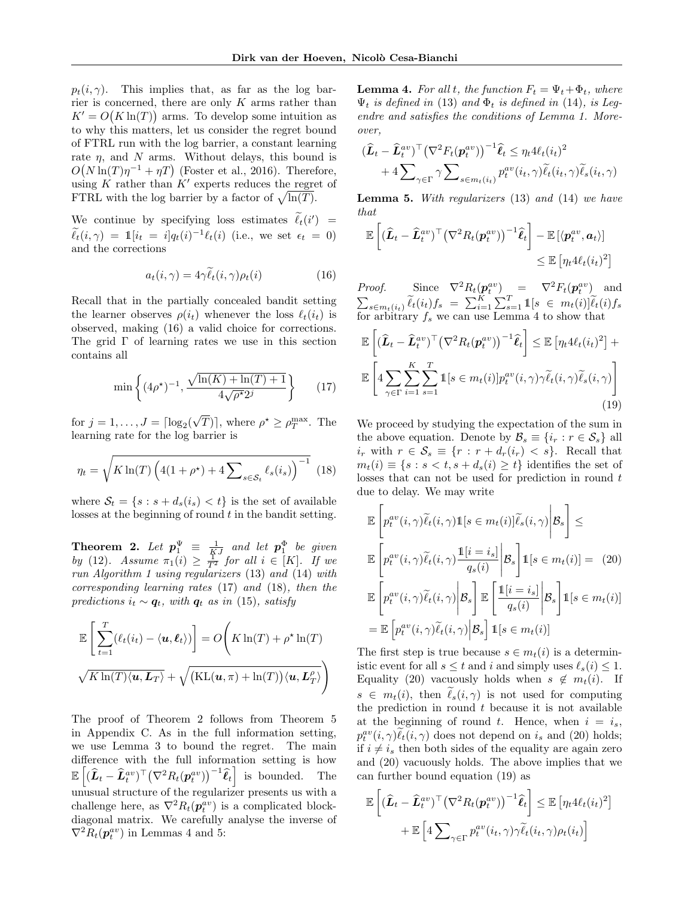$p_t(i, \gamma)$. This implies that, as far as the log barrier is concerned, there are only $K$ arms rather than $K' = O\big(K \ln(T)\big)$ arms. To develop some intuition as to why this matters, let us consider the regret bound of FTRL run with the log barrier, a constant learning rate $\eta$, and $N$ arms. Without delays, this bound is $O\big(N \ln(T)\eta^{-1} + \eta T\big)$ (Foster et al., 2016). Therefore, using $K$ rather than $K'$ experts reduces the regret of FTRL with the log barrier by a factor of $\sqrt{\ln(T)}$.

We continue by specifying loss estimates $\widetilde{\ell}_t(i') = \widetilde{\ell}_t(i, \gamma) = \mathbb{1}[i_t = i] q_t(i)^{-1} \ell_t(i)$ (i.e., we set $\epsilon_t = 0$) and the corrections

$$a_t(i, \gamma) = 4\gamma \widetilde{\ell}_t(i, \gamma) \rho_t(i) \tag{16}$$

Recall that in the partially concealed bandit setting the learner observes $\rho(i_t)$ whenever the loss $\ell_t(i_t)$ is observed, making (16) a valid choice for corrections. The grid $\Gamma$ of learning rates we use in this section contains all

$$\min\left\{(4\rho^\star)^{-1}, \frac{\sqrt{\ln(K) + \ln(T) + 1}}{4\sqrt{\rho^\star 2^j}}\right\} \tag{17}$$

for $j = 1, \ldots, J = \lceil \log_2(\sqrt{T}) \rceil$, where $\rho^\star \geq \rho_T^{\max}$. The learning rate for the log barrier is

$$\eta_t = \sqrt{K \ln(T) \left(4(1 + \rho^\star) + 4\sum_{s \in \mathcal{S}_t} \ell_s(i_s)\right)^{-1}} \tag{18}$$

where $\mathcal{S}_t = \{s : s + d_s(i_s) < t\}$ is the set of available losses at the beginning of round $t$ in the bandit setting.

**Theorem 2.** *Let $\boldsymbol{p}_1^\Psi \equiv \frac{1}{KJ}$ and let $\boldsymbol{p}_1^\Phi$ be given by (12). Assume $\pi_1(i) \geq \frac{1}{T^2}$ for all $i \in [K]$. If we run Algorithm 1 using regularizers (13) and (14) with corresponding learning rates (17) and (18), then the predictions $i_t \sim \boldsymbol{q}_t$, with $\boldsymbol{q}_t$ as in (15), satisfy*

$$\mathbb{E}\left[\sum_{t=1}^T (\ell_t(i_t) - \langle \boldsymbol{u}, \boldsymbol{\ell}_t \rangle)\right] = O\Bigg(K\ln(T) + \rho^\star \ln(T)$$
$$\sqrt{K\ln(T)\langle \boldsymbol{u}, \boldsymbol{L}_T\rangle} + \sqrt{\big(\mathrm{KL}(\boldsymbol{u}, \pi) + \ln(T)\big)\langle \boldsymbol{u}, \boldsymbol{L}_T^\rho\rangle}\Bigg)$$

The proof of Theorem 2 follows from Theorem 5 in Appendix C. As in the full information setting, we use Lemma 3 to bound the regret. The main difference with the full information setting is how $\mathbb{E}\left[(\widehat{\boldsymbol{L}}_t - \widehat{\boldsymbol{L}}_t^{av})^\top \big(\nabla^2 R_t(\boldsymbol{p}_t^{av})\big)^{-1} \widehat{\boldsymbol{\ell}}_t\right]$ is bounded. The unusual structure of the regularizer presents us with a challenge here, as $\nabla^2 R_t(\boldsymbol{p}_t^{av})$ is a complicated block-diagonal matrix. We carefully analyse the inverse of $\nabla^2 R_t(\boldsymbol{p}_t^{av})$ in Lemmas 4 and 5:

**Lemma 4.** *For all $t$, the function $F_t = \Psi_t + \Phi_t$, where $\Psi_t$ is defined in (13) and $\Phi_t$ is defined in (14), is Legendre and satisfies the conditions of Lemma 1. Moreover,*

$$(\widehat{\boldsymbol{L}}_t - \widehat{\boldsymbol{L}}_t^{av})^\top \big(\nabla^2 F_t(\boldsymbol{p}_t^{av})\big)^{-1} \widehat{\boldsymbol{\ell}}_t \leq \eta_t 4 \ell_t(i_t)^2$$
$$+ 4\sum_{\gamma \in \Gamma} \gamma \sum_{s \in m_t(i_t)} p_t^{av}(i_t, \gamma) \widetilde{\ell}_t(i_t, \gamma) \widetilde{\ell}_s(i_t, \gamma)$$

**Lemma 5.** *With regularizers (13) and (14) we have that*

$$\mathbb{E}\left[(\widehat{\boldsymbol{L}}_t - \widehat{\boldsymbol{L}}_t^{av})^\top \big(\nabla^2 R_t(\boldsymbol{p}_t^{av})\big)^{-1} \widehat{\boldsymbol{\ell}}_t\right] - \mathbb{E}\left[\langle \boldsymbol{p}_t^{av}, \boldsymbol{a}_t \rangle\right]$$
$$\leq \mathbb{E}\left[\eta_t 4 \ell_t(i_t)^2\right]$$

*Proof.* Since $\nabla^2 R_t(\boldsymbol{p}_t^{av}) = \nabla^2 F_t(\boldsymbol{p}_t^{av})$ and $\sum_{s \in m_t(i_t)} \widetilde{\ell}_t(i_t) f_s = \sum_{i=1}^K \sum_{s=1}^T \mathbb{1}[s \in m_t(i)] \widetilde{\ell}_t(i) f_s$ for arbitrary $f_s$ we can use Lemma 4 to show that

$$\mathbb{E}\left[(\widehat{\boldsymbol{L}}_t - \widehat{\boldsymbol{L}}_t^{av})^\top \big(\nabla^2 R_t(\boldsymbol{p}_t^{av})\big)^{-1} \widehat{\boldsymbol{\ell}}_t\right] \leq \mathbb{E}\left[\eta_t 4 \ell_t(i_t)^2\right] +$$
$$\mathbb{E}\left[4 \sum_{\gamma \in \Gamma} \sum_{i=1}^K \sum_{s=1}^T \mathbb{1}[s \in m_t(i)] p_t^{av}(i, \gamma) \gamma \widetilde{\ell}_t(i, \gamma) \widetilde{\ell}_s(i, \gamma)\right] \tag{19}$$

We proceed by studying the expectation of the sum in the above equation. Denote by $\mathcal{B}_s \equiv \{i_r : r \in \mathcal{S}_s\}$ all $i_r$ with $r \in \mathcal{S}_s \equiv \{r : r + d_r(i_r) < s\}$. Recall that $m_t(i) \equiv \{s : s < t, s + d_s(i) \geq t\}$ identifies the set of losses that can not be used for prediction in round $t$ due to delay. We may write

$$\mathbb{E}\left[p_t^{av}(i, \gamma) \widetilde{\ell}_t(i, \gamma) \mathbb{1}[s \in m_t(i)] \widetilde{\ell}_s(i, \gamma) \middle| \mathcal{B}_s\right] \leq$$
$$\mathbb{E}\left[p_t^{av}(i, \gamma) \widetilde{\ell}_t(i, \gamma) \frac{\mathbb{1}[i = i_s]}{q_s(i)} \middle| \mathcal{B}_s\right] \mathbb{1}[s \in m_t(i)] = \tag{20}$$
$$\mathbb{E}\left[p_t^{av}(i, \gamma) \widetilde{\ell}_t(i, \gamma) \middle| \mathcal{B}_s\right] \mathbb{E}\left[\frac{\mathbb{1}[i = i_s]}{q_s(i)} \middle| \mathcal{B}_s\right] \mathbb{1}[s \in m_t(i)]$$
$$= \mathbb{E}\left[p_t^{av}(i, \gamma) \widetilde{\ell}_t(i, \gamma) \middle| \mathcal{B}_s\right] \mathbb{1}[s \in m_t(i)]$$

The first step is true because $s \in m_t(i)$ is a deterministic event for all $s \leq t$ and $i$ and simply uses $\ell_s(i) \leq 1$. Equality (20) vacuously holds when $s \notin m_t(i)$. If $s \in m_t(i)$, then $\widetilde{\ell}_s(i, \gamma)$ is not used for computing the prediction in round $t$ because it is not available at the beginning of round $t$. Hence, when $i = i_s$, $p_t^{av}(i, \gamma) \widetilde{\ell}_t(i, \gamma)$ does not depend on $i_s$ and (20) holds; if $i \neq i_s$ then both sides of the equality are again zero and (20) vacuously holds. The above implies that we can further bound equation (19) as

$$\mathbb{E}\left[(\widehat{\boldsymbol{L}}_t - \widehat{\boldsymbol{L}}_t^{av})^\top \big(\nabla^2 R_t(\boldsymbol{p}_t^{av})\big)^{-1} \widehat{\boldsymbol{\ell}}_t\right] \leq \mathbb{E}\left[\eta_t 4 \ell_t(i_t)^2\right]$$
$$+ \mathbb{E}\left[4 \sum_{\gamma \in \Gamma} p_t^{av}(i_t, \gamma) \gamma \widetilde{\ell}_t(i_t, \gamma) \rho_t(i_t)\right]$$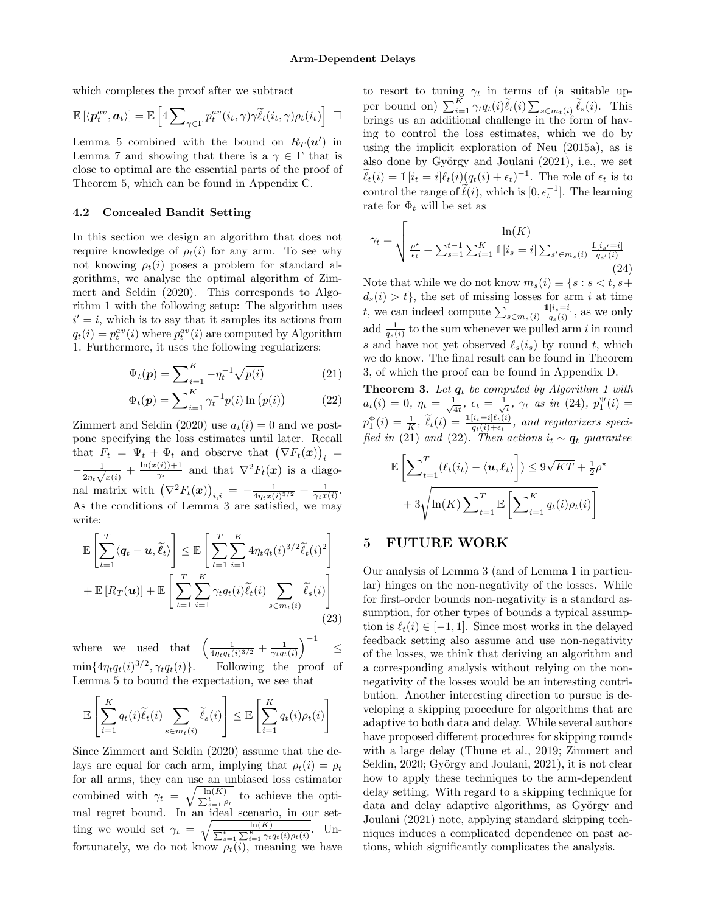which completes the proof after we subtract

$$\mathbb{E}\left[\langle \boldsymbol{p}_t^{av}, \boldsymbol{a}_t \rangle\right] = \mathbb{E}\left[4 \sum_{\gamma \in \Gamma} p_t^{av}(i_t, \gamma) \gamma \widetilde{\ell}_t(i_t, \gamma) \rho_t(i_t)\right] \quad \square$$

Lemma 5 combined with the bound on $R_T(\boldsymbol{u}')$ in Lemma 7 and showing that there is a $\gamma \in \Gamma$ that is close to optimal are the essential parts of the proof of Theorem 5, which can be found in Appendix C.

### 4.2 Concealed Bandit Setting

In this section we design an algorithm that does not require knowledge of $\rho_t(i)$ for any arm. To see why not knowing $\rho_t(i)$ poses a problem for standard algorithms, we analyse the optimal algorithm of Zimmert and Seldin (2020). This corresponds to Algorithm 1 with the following setup: The algorithm uses $i' = i$, which is to say that it samples its actions from $q_t(i) = p_t^{av}(i)$ where $p_t^{av}(i)$ are computed by Algorithm 1. Furthermore, it uses the following regularizers:

$$\Psi_t(\boldsymbol{p}) = \sum_{i=1}^{K} -\eta_t^{-1} \sqrt{p(i)} \tag{21}$$

$$\Phi_t(\boldsymbol{p}) = \sum_{i=1}^{K} \gamma_t^{-1} p(i) \ln\big(p(i)\big) \tag{22}$$

Zimmert and Seldin (2020) use $a_t(i) = 0$ and we postpone specifying the loss estimates until later. Recall that $F_t = \Psi_t + \Phi_t$ and observe that $\big(\nabla F_t(\boldsymbol{x})\big)_i = -\frac{1}{2\eta_t \sqrt{x(i)}} + \frac{\ln(x(i))+1}{\gamma_t}$ and that $\nabla^2 F_t(\boldsymbol{x})$ is a diagonal matrix with $\big(\nabla^2 F_t(\boldsymbol{x})\big)_{i,i} = -\frac{1}{4\eta_t x(i)^{3/2}} + \frac{1}{\gamma_t x(i)}$. As the conditions of Lemma 3 are satisfied, we may write:

$$\begin{aligned}
\mathbb{E}\left[\sum_{t=1}^{T} \langle \boldsymbol{q}_t - \boldsymbol{u}, \widetilde{\boldsymbol{\ell}}_t \rangle\right] &\leq \mathbb{E}\left[\sum_{t=1}^{T} \sum_{i=1}^{K} 4\eta_t q_t(i)^{3/2} \widetilde{\ell}_t(i)^2\right] \\
&+ \mathbb{E}\left[R_T(\boldsymbol{u})\right] + \mathbb{E}\left[\sum_{t=1}^{T} \sum_{i=1}^{K} \gamma_t q_t(i) \widetilde{\ell}_t(i) \sum_{s \in m_t(i)} \widetilde{\ell}_s(i)\right]
\end{aligned} \tag{23}$$

where we used that $\left(\frac{1}{4\eta_t q_t(i)^{3/2}} + \frac{1}{\gamma_t q_t(i)}\right)^{-1} \leq \min\{4\eta_t q_t(i)^{3/2}, \gamma_t q_t(i)\}$. Following the proof of Lemma 5 to bound the expectation, we see that

$$\mathbb{E}\left[\sum_{i=1}^{K} q_t(i) \widetilde{\ell}_t(i) \sum_{s \in m_t(i)} \widetilde{\ell}_s(i)\right] \leq \mathbb{E}\left[\sum_{i=1}^{K} q_t(i) \rho_t(i)\right]$$

Since Zimmert and Seldin (2020) assume that the delays are equal for each arm, implying that $\rho_t(i) = \rho_t$ for all arms, they can use an unbiased loss estimator combined with $\gamma_t = \sqrt{\frac{\ln(K)}{\sum_{s=1}^{t} \rho_t}}$ to achieve the optimal regret bound. In an ideal scenario, in our setting we would set $\gamma_t = \sqrt{\frac{\ln(K)}{\sum_{s=1}^{t} \sum_{i=1}^{K} \gamma_t q_t(i) \rho_t(i)}}$. Unfortunately, we do not know $\rho_t(i)$, meaning we have to resort to tuning $\gamma_t$ in terms of (a suitable upper bound on) $\sum_{i=1}^{K} \gamma_t q_t(i) \widetilde{\ell}_t(i) \sum_{s \in m_t(i)} \widetilde{\ell}_s(i)$. This brings us an additional challenge in the form of having to control the loss estimates, which we do by using the implicit exploration of Neu (2015a), as is also done by György and Joulani (2021), i.e., we set $\widetilde{\ell}_t(i) = \mathbb{1}[i_t = i] \ell_t(i) (q_t(i) + \epsilon_t)^{-1}$. The role of $\epsilon_t$ is to control the range of $\widetilde{\ell}(i)$, which is $[0, \epsilon_t^{-1}]$. The learning rate for $\Phi_t$ will be set as

$$\gamma_t = \sqrt{\frac{\ln(K)}{\frac{\rho^\star}{\epsilon_t} + \sum_{s=1}^{t-1} \sum_{i=1}^{K} \mathbb{1}[i_s = i] \sum_{s' \in m_s(i)} \frac{\mathbb{1}[i_{s'} = i]}{q_{s'}(i)}}} \tag{24}$$

Note that while we do not know $m_s(i) \equiv \{s : s < t, s + d_s(i) > t\}$, the set of missing losses for arm $i$ at time $t$, we can indeed compute $\sum_{s \in m_s(i)} \frac{\mathbb{1}[i_s = i]}{q_s(i)}$, as we only add $\frac{1}{q_s(i)}$ to the sum whenever we pulled arm $i$ in round $s$ and have not yet observed $\ell_s(i_s)$ by round $t$, which we do know. The final result can be found in Theorem 3, of which the proof can be found in Appendix D.

**Theorem 3.** *Let $\boldsymbol{q}_t$ be computed by Algorithm 1 with $a_t(i) = 0$, $\eta_t = \frac{1}{\sqrt{4t}}$, $\epsilon_t = \frac{1}{\sqrt{t}}$, $\gamma_t$ as in (24), $p_1^\Psi(i) = p_1^\Phi(i) = \frac{1}{K}$, $\widetilde{\ell}_t(i) = \frac{\mathbb{1}[i_t = i]\ell_t(i)}{q_t(i) + \epsilon_t}$, and regularizers specified in (21) and (22). Then actions $i_t \sim \boldsymbol{q}_t$ guarantee*

$$\begin{aligned}
\mathbb{E}\left[\sum_{t=1}^{T} (\ell_t(i_t) - \langle \boldsymbol{u}, \boldsymbol{\ell}_t \rangle\right]) &\leq 9\sqrt{KT} + \tfrac{1}{2}\rho^\star \\
&+ 3\sqrt{\ln(K) \sum_{t=1}^{T} \mathbb{E}\left[\sum_{i=1}^{K} q_t(i) \rho_t(i)\right]}
\end{aligned}$$

## 5 FUTURE WORK

Our analysis of Lemma 3 (and of Lemma 1 in particular) hinges on the non-negativity of the losses. While for first-order bounds non-negativity is a standard assumption, for other types of bounds a typical assumption is $\ell_t(i) \in [-1, 1]$. Since most works in the delayed feedback setting also assume and use non-negativity of the losses, we think that deriving an algorithm and a corresponding analysis without relying on the non-negativity of the losses would be an interesting contribution. Another interesting direction to pursue is developing a skipping procedure for algorithms that are adaptive to both data and delay. While several authors have proposed different procedures for skipping rounds with a large delay (Thune et al., 2019; Zimmert and Seldin, 2020; György and Joulani, 2021), it is not clear how to apply these techniques to the arm-dependent delay setting. With regard to a skipping technique for data and delay adaptive algorithms, as György and Joulani (2021) note, applying standard skipping techniques induces a complicated dependence on past actions, which significantly complicates the analysis.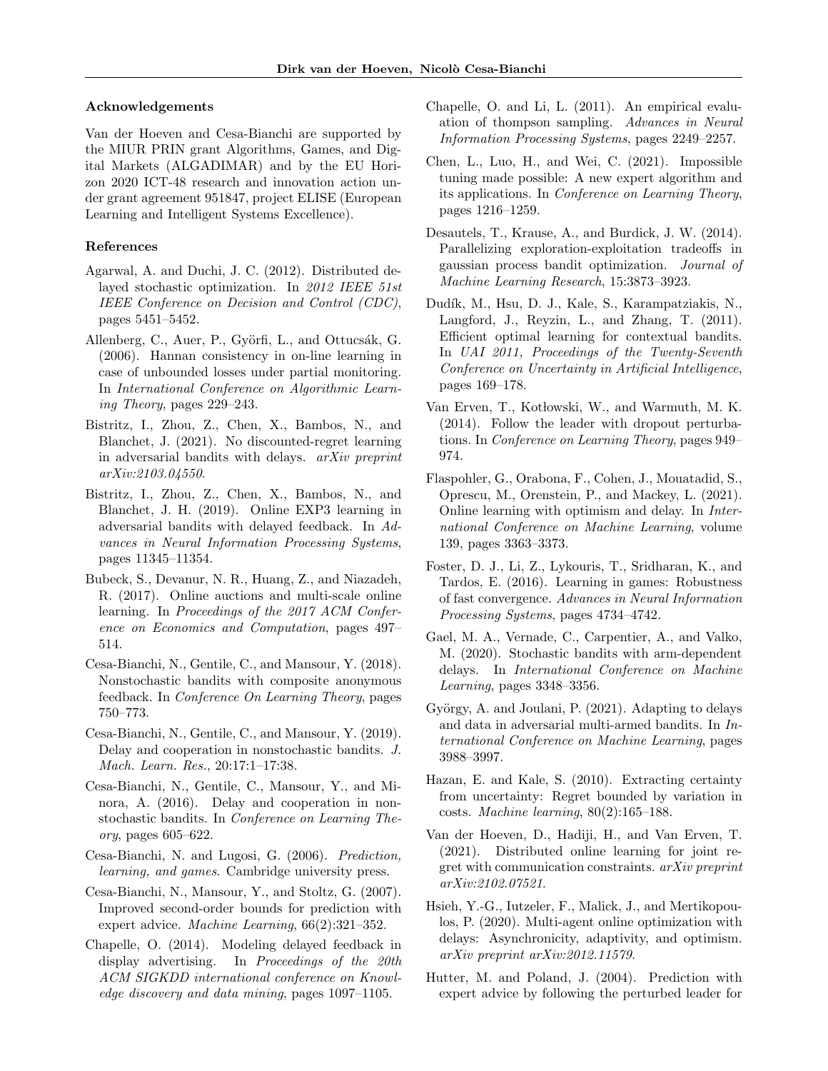### Acknowledgements

Van der Hoeven and Cesa-Bianchi are supported by the MIUR PRIN grant Algorithms, Games, and Digital Markets (ALGADIMAR) and by the EU Horizon 2020 ICT-48 research and innovation action under grant agreement 951847, project ELISE (European Learning and Intelligent Systems Excellence).

### References

Agarwal, A. and Duchi, J. C. (2012). Distributed delayed stochastic optimization. In *2012 IEEE 51st IEEE Conference on Decision and Control (CDC)*, pages 5451–5452.

Allenberg, C., Auer, P., Györfi, L., and Ottucsák, G. (2006). Hannan consistency in on-line learning in case of unbounded losses under partial monitoring. In *International Conference on Algorithmic Learning Theory*, pages 229–243.

Bistritz, I., Zhou, Z., Chen, X., Bambos, N., and Blanchet, J. (2021). No discounted-regret learning in adversarial bandits with delays. *arXiv preprint arXiv:2103.04550*.

Bistritz, I., Zhou, Z., Chen, X., Bambos, N., and Blanchet, J. H. (2019). Online EXP3 learning in adversarial bandits with delayed feedback. In *Advances in Neural Information Processing Systems*, pages 11345–11354.

Bubeck, S., Devanur, N. R., Huang, Z., and Niazadeh, R. (2017). Online auctions and multi-scale online learning. In *Proceedings of the 2017 ACM Conference on Economics and Computation*, pages 497–514.

Cesa-Bianchi, N., Gentile, C., and Mansour, Y. (2018). Nonstochastic bandits with composite anonymous feedback. In *Conference On Learning Theory*, pages 750–773.

Cesa-Bianchi, N., Gentile, C., and Mansour, Y. (2019). Delay and cooperation in nonstochastic bandits. *J. Mach. Learn. Res.*, 20:17:1–17:38.

Cesa-Bianchi, N., Gentile, C., Mansour, Y., and Minora, A. (2016). Delay and cooperation in nonstochastic bandits. In *Conference on Learning Theory*, pages 605–622.

Cesa-Bianchi, N. and Lugosi, G. (2006). *Prediction, learning, and games*. Cambridge university press.

Cesa-Bianchi, N., Mansour, Y., and Stoltz, G. (2007). Improved second-order bounds for prediction with expert advice. *Machine Learning*, 66(2):321–352.

Chapelle, O. (2014). Modeling delayed feedback in display advertising. In *Proceedings of the 20th ACM SIGKDD international conference on Knowledge discovery and data mining*, pages 1097–1105.

Chapelle, O. and Li, L. (2011). An empirical evaluation of thompson sampling. *Advances in Neural Information Processing Systems*, pages 2249–2257.

Chen, L., Luo, H., and Wei, C. (2021). Impossible tuning made possible: A new expert algorithm and its applications. In *Conference on Learning Theory*, pages 1216–1259.

Desautels, T., Krause, A., and Burdick, J. W. (2014). Parallelizing exploration-exploitation tradeoffs in gaussian process bandit optimization. *Journal of Machine Learning Research*, 15:3873–3923.

Dudík, M., Hsu, D. J., Kale, S., Karampatziakis, N., Langford, J., Reyzin, L., and Zhang, T. (2011). Efficient optimal learning for contextual bandits. In *UAI 2011, Proceedings of the Twenty-Seventh Conference on Uncertainty in Artificial Intelligence*, pages 169–178.

Van Erven, T., Kotłowski, W., and Warmuth, M. K. (2014). Follow the leader with dropout perturbations. In *Conference on Learning Theory*, pages 949–974.

Flaspohler, G., Orabona, F., Cohen, J., Mouatadid, S., Oprescu, M., Orenstein, P., and Mackey, L. (2021). Online learning with optimism and delay. In *International Conference on Machine Learning*, volume 139, pages 3363–3373.

Foster, D. J., Li, Z., Lykouris, T., Sridharan, K., and Tardos, E. (2016). Learning in games: Robustness of fast convergence. *Advances in Neural Information Processing Systems*, pages 4734–4742.

Gael, M. A., Vernade, C., Carpentier, A., and Valko, M. (2020). Stochastic bandits with arm-dependent delays. In *International Conference on Machine Learning*, pages 3348–3356.

György, A. and Joulani, P. (2021). Adapting to delays and data in adversarial multi-armed bandits. In *International Conference on Machine Learning*, pages 3988–3997.

Hazan, E. and Kale, S. (2010). Extracting certainty from uncertainty: Regret bounded by variation in costs. *Machine learning*, 80(2):165–188.

Van der Hoeven, D., Hadiji, H., and Van Erven, T. (2021). Distributed online learning for joint regret with communication constraints. *arXiv preprint arXiv:2102.07521*.

Hsieh, Y.-G., Iutzeler, F., Malick, J., and Mertikopoulos, P. (2020). Multi-agent online optimization with delays: Asynchronicity, adaptivity, and optimism. *arXiv preprint arXiv:2012.11579*.

Hutter, M. and Poland, J. (2004). Prediction with expert advice by following the perturbed leader for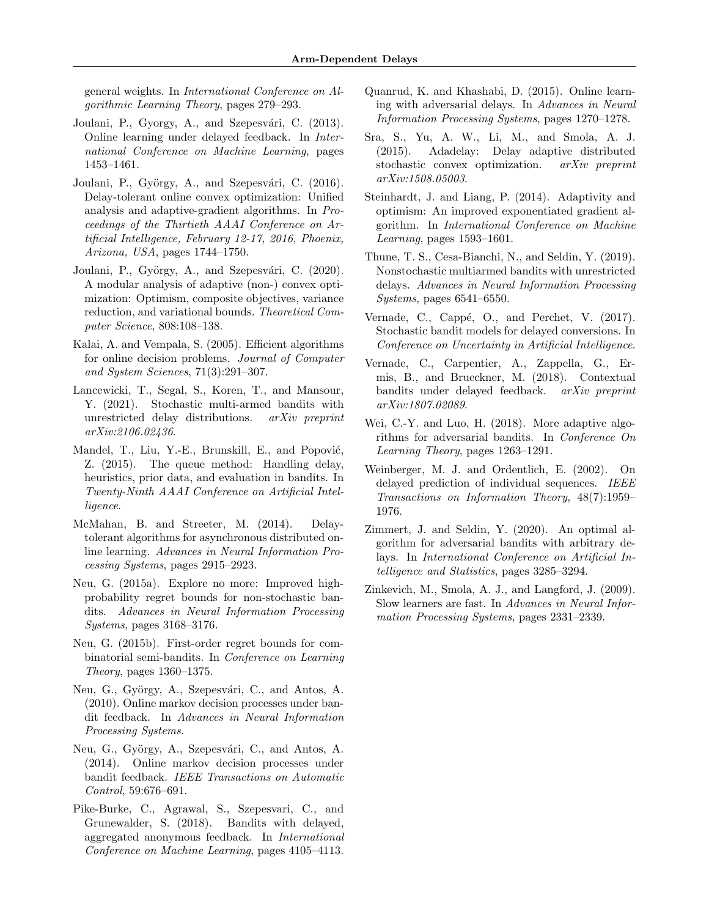general weights. In *International Conference on Algorithmic Learning Theory*, pages 279–293.

Joulani, P., Gyorgy, A., and Szepesvári, C. (2013). Online learning under delayed feedback. In *International Conference on Machine Learning*, pages 1453–1461.

Joulani, P., György, A., and Szepesvári, C. (2016). Delay-tolerant online convex optimization: Unified analysis and adaptive-gradient algorithms. In *Proceedings of the Thirtieth AAAI Conference on Artificial Intelligence, February 12-17, 2016, Phoenix, Arizona, USA*, pages 1744–1750.

Joulani, P., György, A., and Szepesvári, C. (2020). A modular analysis of adaptive (non-) convex optimization: Optimism, composite objectives, variance reduction, and variational bounds. *Theoretical Computer Science*, 808:108–138.

Kalai, A. and Vempala, S. (2005). Efficient algorithms for online decision problems. *Journal of Computer and System Sciences*, 71(3):291–307.

Lancewicki, T., Segal, S., Koren, T., and Mansour, Y. (2021). Stochastic multi-armed bandits with unrestricted delay distributions. *arXiv preprint arXiv:2106.02436*.

Mandel, T., Liu, Y.-E., Brunskill, E., and Popović, Z. (2015). The queue method: Handling delay, heuristics, prior data, and evaluation in bandits. In *Twenty-Ninth AAAI Conference on Artificial Intelligence*.

McMahan, B. and Streeter, M. (2014). Delay-tolerant algorithms for asynchronous distributed online learning. *Advances in Neural Information Processing Systems*, pages 2915–2923.

Neu, G. (2015a). Explore no more: Improved high-probability regret bounds for non-stochastic bandits. *Advances in Neural Information Processing Systems*, pages 3168–3176.

Neu, G. (2015b). First-order regret bounds for combinatorial semi-bandits. In *Conference on Learning Theory*, pages 1360–1375.

Neu, G., György, A., Szepesvári, C., and Antos, A. (2010). Online markov decision processes under bandit feedback. In *Advances in Neural Information Processing Systems*.

Neu, G., György, A., Szepesvári, C., and Antos, A. (2014). Online markov decision processes under bandit feedback. *IEEE Transactions on Automatic Control*, 59:676–691.

Pike-Burke, C., Agrawal, S., Szepesvari, C., and Grunewalder, S. (2018). Bandits with delayed, aggregated anonymous feedback. In *International Conference on Machine Learning*, pages 4105–4113.

Quanrud, K. and Khashabi, D. (2015). Online learning with adversarial delays. In *Advances in Neural Information Processing Systems*, pages 1270–1278.

Sra, S., Yu, A. W., Li, M., and Smola, A. J. (2015). Adadelay: Delay adaptive distributed stochastic convex optimization. *arXiv preprint arXiv:1508.05003*.

Steinhardt, J. and Liang, P. (2014). Adaptivity and optimism: An improved exponentiated gradient algorithm. In *International Conference on Machine Learning*, pages 1593–1601.

Thune, T. S., Cesa-Bianchi, N., and Seldin, Y. (2019). Nonstochastic multiarmed bandits with unrestricted delays. *Advances in Neural Information Processing Systems*, pages 6541–6550.

Vernade, C., Cappé, O., and Perchet, V. (2017). Stochastic bandit models for delayed conversions. In *Conference on Uncertainty in Artificial Intelligence*.

Vernade, C., Carpentier, A., Zappella, G., Ermis, B., and Brueckner, M. (2018). Contextual bandits under delayed feedback. *arXiv preprint arXiv:1807.02089*.

Wei, C.-Y. and Luo, H. (2018). More adaptive algorithms for adversarial bandits. In *Conference On Learning Theory*, pages 1263–1291.

Weinberger, M. J. and Ordentlich, E. (2002). On delayed prediction of individual sequences. *IEEE Transactions on Information Theory*, 48(7):1959–1976.

Zimmert, J. and Seldin, Y. (2020). An optimal algorithm for adversarial bandits with arbitrary delays. In *International Conference on Artificial Intelligence and Statistics*, pages 3285–3294.

Zinkevich, M., Smola, A. J., and Langford, J. (2009). Slow learners are fast. In *Advances in Neural Information Processing Systems*, pages 2331–2339.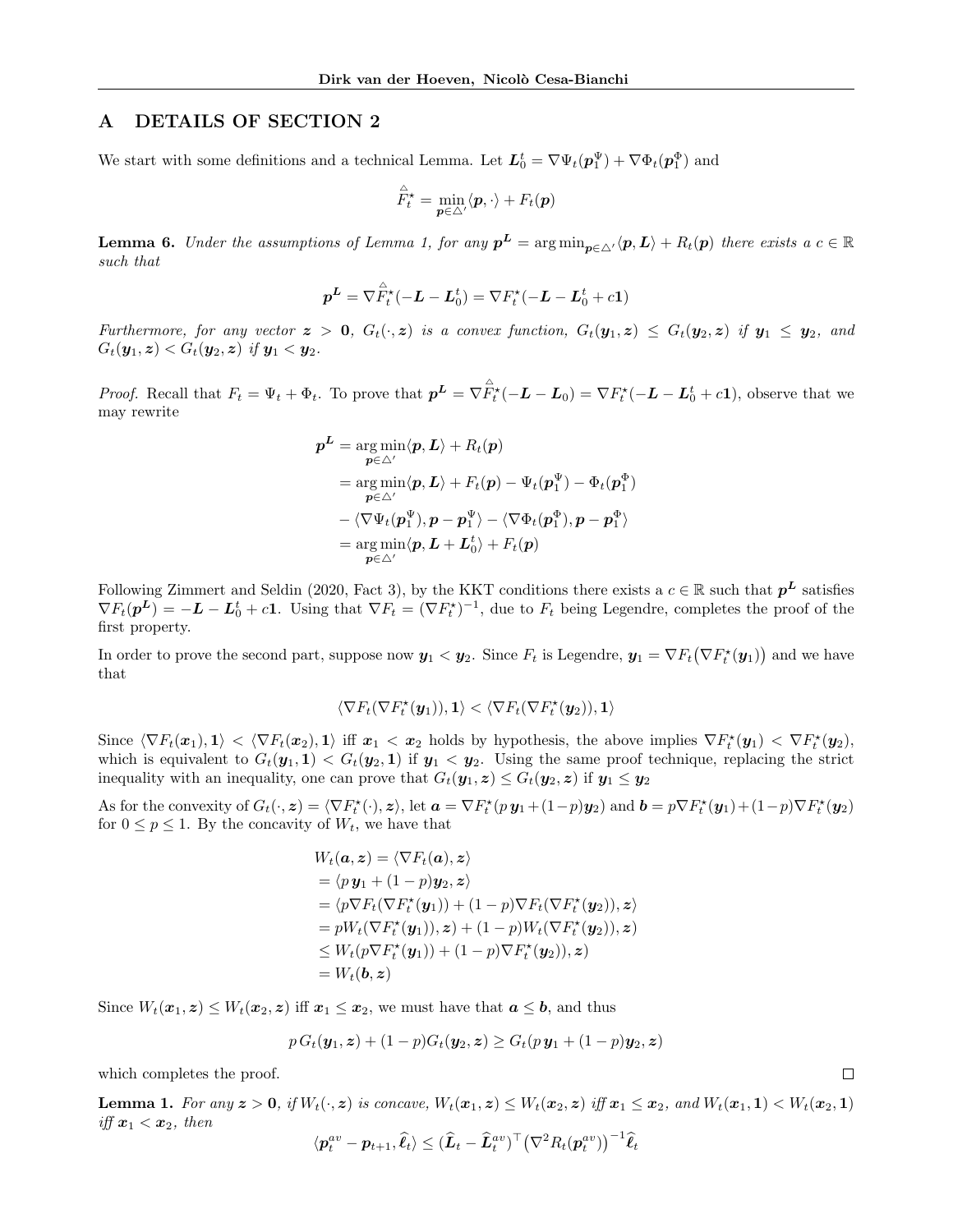## A DETAILS OF SECTION 2

We start with some definitions and a technical Lemma. Let $\boldsymbol{L}_0^t = \nabla \Psi_t(\boldsymbol{p}_1^\Psi) + \nabla \Phi_t(\boldsymbol{p}_1^\Phi)$ and

$$\overset{\triangle}{F}{}_t^\star = \min_{\boldsymbol{p} \in \triangle'} \langle \boldsymbol{p}, \cdot \rangle + F_t(\boldsymbol{p})$$

**Lemma 6.** *Under the assumptions of Lemma 1, for any $\boldsymbol{p}^{\boldsymbol{L}} = \arg\min_{\boldsymbol{p} \in \triangle'} \langle \boldsymbol{p}, \boldsymbol{L} \rangle + R_t(\boldsymbol{p})$ there exists a $c \in \mathbb{R}$ such that*

$$\boldsymbol{p}^{\boldsymbol{L}} = \nabla \overset{\triangle}{F}{}_t^\star(-\boldsymbol{L} - \boldsymbol{L}_0^t) = \nabla F_t^\star(-\boldsymbol{L} - \boldsymbol{L}_0^t + c\mathbf{1})$$

*Furthermore, for any vector $\boldsymbol{z} > \mathbf{0}$, $G_t(\cdot, \boldsymbol{z})$ is a convex function, $G_t(\boldsymbol{y}_1, \boldsymbol{z}) \leq G_t(\boldsymbol{y}_2, \boldsymbol{z})$ if $\boldsymbol{y}_1 \leq \boldsymbol{y}_2$, and $G_t(\boldsymbol{y}_1, \boldsymbol{z}) < G_t(\boldsymbol{y}_2, \boldsymbol{z})$ if $\boldsymbol{y}_1 < \boldsymbol{y}_2$.*

*Proof.* Recall that $F_t = \Psi_t + \Phi_t$. To prove that $\boldsymbol{p}^{\boldsymbol{L}} = \nabla \overset{\triangle}{F}{}_t^\star(-\boldsymbol{L} - \boldsymbol{L}_0) = \nabla F_t^\star(-\boldsymbol{L} - \boldsymbol{L}_0^t + c\mathbf{1})$, observe that we may rewrite

$$\begin{aligned}
\boldsymbol{p}^{\boldsymbol{L}} &= \arg\min_{\boldsymbol{p} \in \triangle'} \langle \boldsymbol{p}, \boldsymbol{L} \rangle + R_t(\boldsymbol{p}) \\
&= \arg\min_{\boldsymbol{p} \in \triangle'} \langle \boldsymbol{p}, \boldsymbol{L} \rangle + F_t(\boldsymbol{p}) - \Psi_t(\boldsymbol{p}_1^\Psi) - \Phi_t(\boldsymbol{p}_1^\Phi) \\
&- \langle \nabla \Psi_t(\boldsymbol{p}_1^\Psi), \boldsymbol{p} - \boldsymbol{p}_1^\Psi \rangle - \langle \nabla \Phi_t(\boldsymbol{p}_1^\Phi), \boldsymbol{p} - \boldsymbol{p}_1^\Phi \rangle \\
&= \arg\min_{\boldsymbol{p} \in \triangle'} \langle \boldsymbol{p}, \boldsymbol{L} + \boldsymbol{L}_0^t \rangle + F_t(\boldsymbol{p})
\end{aligned}$$

Following Zimmert and Seldin (2020, Fact 3), by the KKT conditions there exists a $c \in \mathbb{R}$ such that $\boldsymbol{p}^{\boldsymbol{L}}$ satisfies $\nabla F_t(\boldsymbol{p}^{\boldsymbol{L}}) = -\boldsymbol{L} - \boldsymbol{L}_0^t + c\mathbf{1}$. Using that $\nabla F_t = (\nabla F_t^\star)^{-1}$, due to $F_t$ being Legendre, completes the proof of the first property.

In order to prove the second part, suppose now $\boldsymbol{y}_1 < \boldsymbol{y}_2$. Since $F_t$ is Legendre, $\boldsymbol{y}_1 = \nabla F_t\big(\nabla F_t^\star(\boldsymbol{y}_1)\big)$ and we have that

$$\langle \nabla F_t(\nabla F_t^\star(\boldsymbol{y}_1)), \mathbf{1} \rangle < \langle \nabla F_t(\nabla F_t^\star(\boldsymbol{y}_2)), \mathbf{1} \rangle$$

Since $\langle \nabla F_t(\boldsymbol{x}_1), \mathbf{1} \rangle < \langle \nabla F_t(\boldsymbol{x}_2), \mathbf{1} \rangle$ iff $\boldsymbol{x}_1 < \boldsymbol{x}_2$ holds by hypothesis, the above implies $\nabla F_t^\star(\boldsymbol{y}_1) < \nabla F_t^\star(\boldsymbol{y}_2)$, which is equivalent to $G_t(\boldsymbol{y}_1, \mathbf{1}) < G_t(\boldsymbol{y}_2, \mathbf{1})$ if $\boldsymbol{y}_1 < \boldsymbol{y}_2$. Using the same proof technique, replacing the strict inequality with an inequality, one can prove that $G_t(\boldsymbol{y}_1, \boldsymbol{z}) \leq G_t(\boldsymbol{y}_2, \boldsymbol{z})$ if $\boldsymbol{y}_1 \leq \boldsymbol{y}_2$

As for the convexity of $G_t(\cdot, \boldsymbol{z}) = \langle \nabla F_t^\star(\cdot), \boldsymbol{z} \rangle$, let $\boldsymbol{a} = \nabla F_t^\star(p\,\boldsymbol{y}_1 + (1-p)\boldsymbol{y}_2)$ and $\boldsymbol{b} = p \nabla F_t^\star(\boldsymbol{y}_1) + (1-p)\nabla F_t^\star(\boldsymbol{y}_2)$ for $0 \leq p \leq 1$. By the concavity of $W_t$, we have that

$$\begin{aligned}
&W_t(\boldsymbol{a}, \boldsymbol{z}) = \langle \nabla F_t(\boldsymbol{a}), \boldsymbol{z} \rangle \\
&= \langle p\,\boldsymbol{y}_1 + (1-p)\boldsymbol{y}_2, \boldsymbol{z} \rangle \\
&= \langle p \nabla F_t(\nabla F_t^\star(\boldsymbol{y}_1)) + (1-p)\nabla F_t(\nabla F_t^\star(\boldsymbol{y}_2)), \boldsymbol{z} \rangle \\
&= p W_t(\nabla F_t^\star(\boldsymbol{y}_1)), \boldsymbol{z}) + (1-p) W_t(\nabla F_t^\star(\boldsymbol{y}_2)), \boldsymbol{z}) \\
&\leq W_t(p \nabla F_t^\star(\boldsymbol{y}_1)) + (1-p)\nabla F_t^\star(\boldsymbol{y}_2)), \boldsymbol{z}) \\
&= W_t(\boldsymbol{b}, \boldsymbol{z})
\end{aligned}$$

Since $W_t(\boldsymbol{x}_1, \boldsymbol{z}) \leq W_t(\boldsymbol{x}_2, \boldsymbol{z})$ iff $\boldsymbol{x}_1 \leq \boldsymbol{x}_2$, we must have that $\boldsymbol{a} \leq \boldsymbol{b}$, and thus

$$p\, G_t(\boldsymbol{y}_1, \boldsymbol{z}) + (1-p) G_t(\boldsymbol{y}_2, \boldsymbol{z}) \geq G_t(p\,\boldsymbol{y}_1 + (1-p)\boldsymbol{y}_2, \boldsymbol{z})$$

which completes the proof. ∎

**Lemma 1.** *For any $\boldsymbol{z} > \mathbf{0}$, if $W_t(\cdot, \boldsymbol{z})$ is concave, $W_t(\boldsymbol{x}_1, \boldsymbol{z}) \leq W_t(\boldsymbol{x}_2, \boldsymbol{z})$ iff $\boldsymbol{x}_1 \leq \boldsymbol{x}_2$, and $W_t(\boldsymbol{x}_1, \mathbf{1}) < W_t(\boldsymbol{x}_2, \mathbf{1})$ iff $\boldsymbol{x}_1 < \boldsymbol{x}_2$, then*

$$\langle \boldsymbol{p}_t^{av} - \boldsymbol{p}_{t+1}, \widehat{\boldsymbol{\ell}}_t \rangle \leq (\widehat{\boldsymbol{L}}_t - \widehat{\boldsymbol{L}}_t^{av})^\top \big(\nabla^2 R_t(\boldsymbol{p}_t^{av})\big)^{-1} \widehat{\boldsymbol{\ell}}_t$$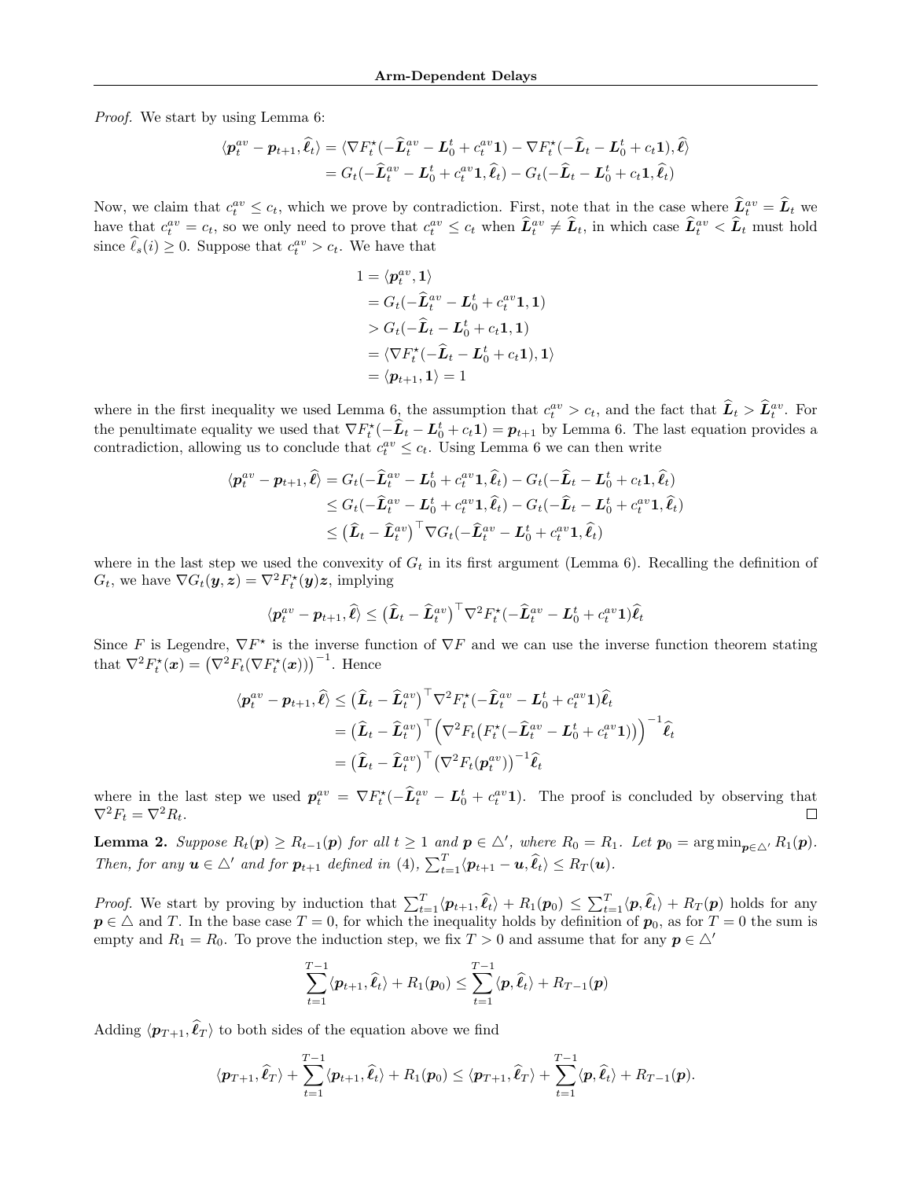*Proof.* We start by using Lemma 6:

$$
\begin{aligned}
\langle \boldsymbol{p}_t^{av} - \boldsymbol{p}_{t+1}, \widehat{\boldsymbol{\ell}} \rangle &= \langle \nabla F_t^\star(-\widehat{\boldsymbol{L}}_t^{av} - \boldsymbol{L}_0^t + c_t^{av}\mathbf{1}) - \nabla F_t^\star(-\widehat{\boldsymbol{L}}_t - \boldsymbol{L}_0^t + c_t\mathbf{1}), \widehat{\boldsymbol{\ell}} \rangle \\
&= G_t(-\widehat{\boldsymbol{L}}_t^{av} - \boldsymbol{L}_0^t + c_t^{av}\mathbf{1}, \widehat{\boldsymbol{\ell}}_t) - G_t(-\widehat{\boldsymbol{L}}_t - \boldsymbol{L}_0^t + c_t\mathbf{1}, \widehat{\boldsymbol{\ell}}_t)
\end{aligned}
$$

Now, we claim that $c_t^{av} \leq c_t$, which we prove by contradiction. First, note that in the case where $\widehat{\boldsymbol{L}}_t^{av} = \widehat{\boldsymbol{L}}_t$ we have that $c_t^{av} = c_t$, so we only need to prove that $c_t^{av} \leq c_t$ when $\widehat{\boldsymbol{L}}_t^{av} \neq \widehat{\boldsymbol{L}}_t$, in which case $\widehat{\boldsymbol{L}}_t^{av} < \widehat{\boldsymbol{L}}_t$ must hold since $\widehat{\ell}_s(i) \geq 0$. Suppose that $c_t^{av} > c_t$. We have that

$$
\begin{aligned}
1 &= \langle \boldsymbol{p}_t^{av}, \mathbf{1} \rangle \\
&= G_t(-\widehat{\boldsymbol{L}}_t^{av} - \boldsymbol{L}_0^t + c_t^{av}\mathbf{1}, \mathbf{1}) \\
&> G_t(-\widehat{\boldsymbol{L}}_t - \boldsymbol{L}_0^t + c_t\mathbf{1}, \mathbf{1}) \\
&= \langle \nabla F_t^\star(-\widehat{\boldsymbol{L}}_t - \boldsymbol{L}_0^t + c_t\mathbf{1}), \mathbf{1} \rangle \\
&= \langle \boldsymbol{p}_{t+1}, \mathbf{1} \rangle = 1
\end{aligned}
$$

where in the first inequality we used Lemma 6, the assumption that $c_t^{av} > c_t$, and the fact that $\widehat{\boldsymbol{L}}_t > \widehat{\boldsymbol{L}}_t^{av}$. For the penultimate equality we used that $\nabla F_t^\star(-\widehat{\boldsymbol{L}}_t - \boldsymbol{L}_0^t + c_t\mathbf{1}) = \boldsymbol{p}_{t+1}$ by Lemma 6. The last equation provides a contradiction, allowing us to conclude that $c_t^{av} \leq c_t$. Using Lemma 6 we can then write

$$
\begin{aligned}
\langle \boldsymbol{p}_t^{av} - \boldsymbol{p}_{t+1}, \widehat{\boldsymbol{\ell}} \rangle &= G_t(-\widehat{\boldsymbol{L}}_t^{av} - \boldsymbol{L}_0^t + c_t^{av}\mathbf{1}, \widehat{\boldsymbol{\ell}}_t) - G_t(-\widehat{\boldsymbol{L}}_t - \boldsymbol{L}_0^t + c_t\mathbf{1}, \widehat{\boldsymbol{\ell}}_t) \\
&\leq G_t(-\widehat{\boldsymbol{L}}_t^{av} - \boldsymbol{L}_0^t + c_t^{av}\mathbf{1}, \widehat{\boldsymbol{\ell}}_t) - G_t(-\widehat{\boldsymbol{L}}_t - \boldsymbol{L}_0^t + c_t^{av}\mathbf{1}, \widehat{\boldsymbol{\ell}}_t) \\
&\leq \left(\widehat{\boldsymbol{L}}_t - \widehat{\boldsymbol{L}}_t^{av}\right)^\top \nabla G_t(-\widehat{\boldsymbol{L}}_t^{av} - \boldsymbol{L}_0^t + c_t^{av}\mathbf{1}, \widehat{\boldsymbol{\ell}}_t)
\end{aligned}
$$

where in the last step we used the convexity of $G_t$ in its first argument (Lemma 6). Recalling the definition of $G_t$, we have $\nabla G_t(\boldsymbol{y}, \boldsymbol{z}) = \nabla^2 F_t^\star(\boldsymbol{y})\boldsymbol{z}$, implying

$$
\langle \boldsymbol{p}_t^{av} - \boldsymbol{p}_{t+1}, \widehat{\boldsymbol{\ell}} \rangle \leq \left(\widehat{\boldsymbol{L}}_t - \widehat{\boldsymbol{L}}_t^{av}\right)^\top \nabla^2 F_t^\star(-\widehat{\boldsymbol{L}}_t^{av} - \boldsymbol{L}_0^t + c_t^{av}\mathbf{1})\widehat{\boldsymbol{\ell}}_t
$$

Since $F$ is Legendre, $\nabla F^\star$ is the inverse function of $\nabla F$ and we can use the inverse function theorem stating that $\nabla^2 F_t^\star(\boldsymbol{x}) = \left(\nabla^2 F_t(\nabla F_t^\star(\boldsymbol{x}))\right)^{-1}$. Hence

$$
\begin{aligned}
\langle \boldsymbol{p}_t^{av} - \boldsymbol{p}_{t+1}, \widehat{\boldsymbol{\ell}} \rangle &\leq \left(\widehat{\boldsymbol{L}}_t - \widehat{\boldsymbol{L}}_t^{av}\right)^\top \nabla^2 F_t^\star(-\widehat{\boldsymbol{L}}_t^{av} - \boldsymbol{L}_0^t + c_t^{av}\mathbf{1})\widehat{\boldsymbol{\ell}}_t \\
&= \left(\widehat{\boldsymbol{L}}_t - \widehat{\boldsymbol{L}}_t^{av}\right)^\top \left(\nabla^2 F_t\big(F_t^\star(-\widehat{\boldsymbol{L}}_t^{av} - \boldsymbol{L}_0^t + c_t^{av}\mathbf{1})\big)\right)^{-1}\widehat{\boldsymbol{\ell}}_t \\
&= \left(\widehat{\boldsymbol{L}}_t - \widehat{\boldsymbol{L}}_t^{av}\right)^\top \left(\nabla^2 F_t(\boldsymbol{p}_t^{av})\right)^{-1}\widehat{\boldsymbol{\ell}}_t
\end{aligned}
$$

where in the last step we used $\boldsymbol{p}_t^{av} = \nabla F_t^\star(-\widehat{\boldsymbol{L}}_t^{av} - \boldsymbol{L}_0^t + c_t^{av}\mathbf{1})$. The proof is concluded by observing that $\nabla^2 F_t = \nabla^2 R_t$. $\square$

**Lemma 2.** *Suppose $R_t(\boldsymbol{p}) \geq R_{t-1}(\boldsymbol{p})$ for all $t \geq 1$ and $\boldsymbol{p} \in \triangle'$, where $R_0 = R_1$. Let $\boldsymbol{p}_0 = \arg\min_{\boldsymbol{p} \in \triangle'} R_1(\boldsymbol{p})$. Then, for any $\boldsymbol{u} \in \triangle'$ and for $\boldsymbol{p}_{t+1}$ defined in (4), $\sum_{t=1}^T \langle \boldsymbol{p}_{t+1} - \boldsymbol{u}, \widehat{\boldsymbol{\ell}}_t \rangle \leq R_T(\boldsymbol{u})$.*

*Proof.* We start by proving by induction that $\sum_{t=1}^T \langle \boldsymbol{p}_{t+1}, \widehat{\boldsymbol{\ell}}_t \rangle + R_1(\boldsymbol{p}_0) \leq \sum_{t=1}^T \langle \boldsymbol{p}, \widehat{\boldsymbol{\ell}}_t \rangle + R_T(\boldsymbol{p})$ holds for any $\boldsymbol{p} \in \triangle$ and $T$. In the base case $T = 0$, for which the inequality holds by definition of $\boldsymbol{p}_0$, as for $T = 0$ the sum is empty and $R_1 = R_0$. To prove the induction step, we fix $T > 0$ and assume that for any $\boldsymbol{p} \in \triangle'$

$$
\sum_{t=1}^{T-1} \langle \boldsymbol{p}_{t+1}, \widehat{\boldsymbol{\ell}}_t \rangle + R_1(\boldsymbol{p}_0) \leq \sum_{t=1}^{T-1} \langle \boldsymbol{p}, \widehat{\boldsymbol{\ell}}_t \rangle + R_{T-1}(\boldsymbol{p})
$$

Adding $\langle \boldsymbol{p}_{T+1}, \widehat{\boldsymbol{\ell}}_T \rangle$ to both sides of the equation above we find

$$
\langle \boldsymbol{p}_{T+1}, \widehat{\boldsymbol{\ell}}_T \rangle + \sum_{t=1}^{T-1} \langle \boldsymbol{p}_{t+1}, \widehat{\boldsymbol{\ell}}_t \rangle + R_1(\boldsymbol{p}_0) \leq \langle \boldsymbol{p}_{T+1}, \widehat{\boldsymbol{\ell}}_T \rangle + \sum_{t=1}^{T-1} \langle \boldsymbol{p}, \widehat{\boldsymbol{\ell}}_t \rangle + R_{T-1}(\boldsymbol{p}).
$$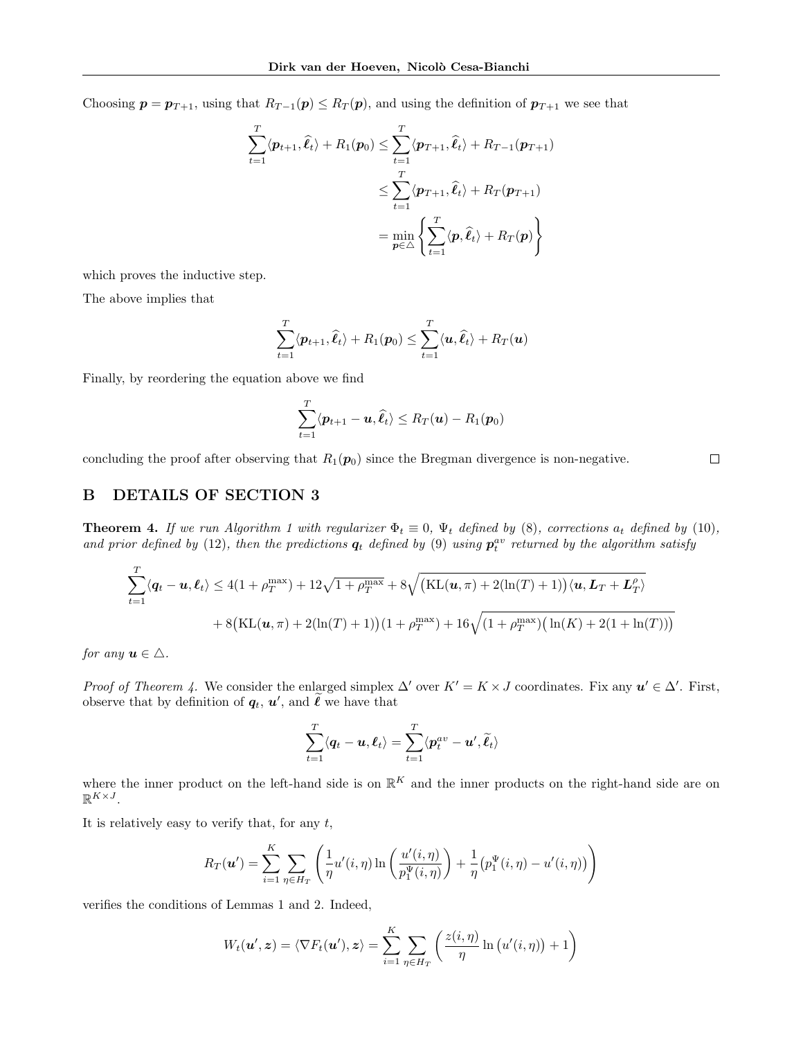Choosing $\boldsymbol{p} = \boldsymbol{p}_{T+1}$, using that $R_{T-1}(\boldsymbol{p}) \leq R_T(\boldsymbol{p})$, and using the definition of $\boldsymbol{p}_{T+1}$ we see that

$$
\begin{aligned}
\sum_{t=1}^{T} \langle \boldsymbol{p}_{t+1}, \widehat{\boldsymbol{\ell}}_t \rangle + R_1(\boldsymbol{p}_0) &\leq \sum_{t=1}^{T} \langle \boldsymbol{p}_{T+1}, \widehat{\boldsymbol{\ell}}_t \rangle + R_{T-1}(\boldsymbol{p}_{T+1}) \\
&\leq \sum_{t=1}^{T} \langle \boldsymbol{p}_{T+1}, \widehat{\boldsymbol{\ell}}_t \rangle + R_T(\boldsymbol{p}_{T+1}) \\
&= \min_{\boldsymbol{p} \in \triangle} \left\{ \sum_{t=1}^{T} \langle \boldsymbol{p}, \widehat{\boldsymbol{\ell}}_t \rangle + R_T(\boldsymbol{p}) \right\}
\end{aligned}
$$

which proves the inductive step.

The above implies that

$$
\sum_{t=1}^{T} \langle \boldsymbol{p}_{t+1}, \widehat{\boldsymbol{\ell}}_t \rangle + R_1(\boldsymbol{p}_0) \leq \sum_{t=1}^{T} \langle \boldsymbol{u}, \widehat{\boldsymbol{\ell}}_t \rangle + R_T(\boldsymbol{u})
$$

Finally, by reordering the equation above we find

$$
\sum_{t=1}^{T} \langle \boldsymbol{p}_{t+1} - \boldsymbol{u}, \widehat{\boldsymbol{\ell}}_t \rangle \leq R_T(\boldsymbol{u}) - R_1(\boldsymbol{p}_0)
$$

concluding the proof after observing that $R_1(\boldsymbol{p}_0)$ since the Bregman divergence is non-negative. □

# B DETAILS OF SECTION 3

**Theorem 4.** *If we run Algorithm 1 with regularizer $\Phi_t \equiv 0$, $\Psi_t$ defined by (8), corrections $a_t$ defined by (10), and prior defined by (12), then the predictions $\boldsymbol{q}_t$ defined by (9) using $\boldsymbol{p}_t^{av}$ returned by the algorithm satisfy*

$$
\begin{aligned}
\sum_{t=1}^{T} \langle \boldsymbol{q}_t - \boldsymbol{u}, \boldsymbol{\ell}_t \rangle \leq\; & 4(1 + \rho_T^{\max}) + 12\sqrt{1 + \rho_T^{\max}} + 8\sqrt{\big(\mathrm{KL}(\boldsymbol{u}, \pi) + 2(\ln(T) + 1)\big)\langle \boldsymbol{u}, \boldsymbol{L}_T + \boldsymbol{L}_T^{\rho} \rangle} \\
&+ 8\big(\mathrm{KL}(\boldsymbol{u}, \pi) + 2(\ln(T) + 1)\big)(1 + \rho_T^{\max}) + 16\sqrt{(1 + \rho_T^{\max})\big(\ln(K) + 2(1 + \ln(T))\big)}
\end{aligned}
$$

*for any $\boldsymbol{u} \in \triangle$.*

*Proof of Theorem 4.* We consider the enlarged simplex $\Delta'$ over $K' = K \times J$ coordinates. Fix any $\boldsymbol{u}' \in \Delta'$. First, observe that by definition of $\boldsymbol{q}_t$, $\boldsymbol{u}'$, and $\widetilde{\boldsymbol{\ell}}$ we have that

$$
\sum_{t=1}^{T} \langle \boldsymbol{q}_t - \boldsymbol{u}, \boldsymbol{\ell}_t \rangle = \sum_{t=1}^{T} \langle \boldsymbol{p}_t^{av} - \boldsymbol{u}', \widetilde{\boldsymbol{\ell}}_t \rangle
$$

where the inner product on the left-hand side is on $\mathbb{R}^K$ and the inner products on the right-hand side are on $\mathbb{R}^{K \times J}$.

It is relatively easy to verify that, for any $t$,

$$
R_T(\boldsymbol{u}') = \sum_{i=1}^{K} \sum_{\eta \in H_T} \left( \frac{1}{\eta} u'(i, \eta) \ln\left( \frac{u'(i, \eta)}{p_1^{\Psi}(i, \eta)} \right) + \frac{1}{\eta}\big(p_1^{\Psi}(i, \eta) - u'(i, \eta)\big) \right)
$$

verifies the conditions of Lemmas 1 and 2. Indeed,

$$
W_t(\boldsymbol{u}', \boldsymbol{z}) = \langle \nabla F_t(\boldsymbol{u}'), \boldsymbol{z} \rangle = \sum_{i=1}^{K} \sum_{\eta \in H_T} \left( \frac{z(i, \eta)}{\eta} \ln\big(u'(i, \eta)\big) + 1 \right)
$$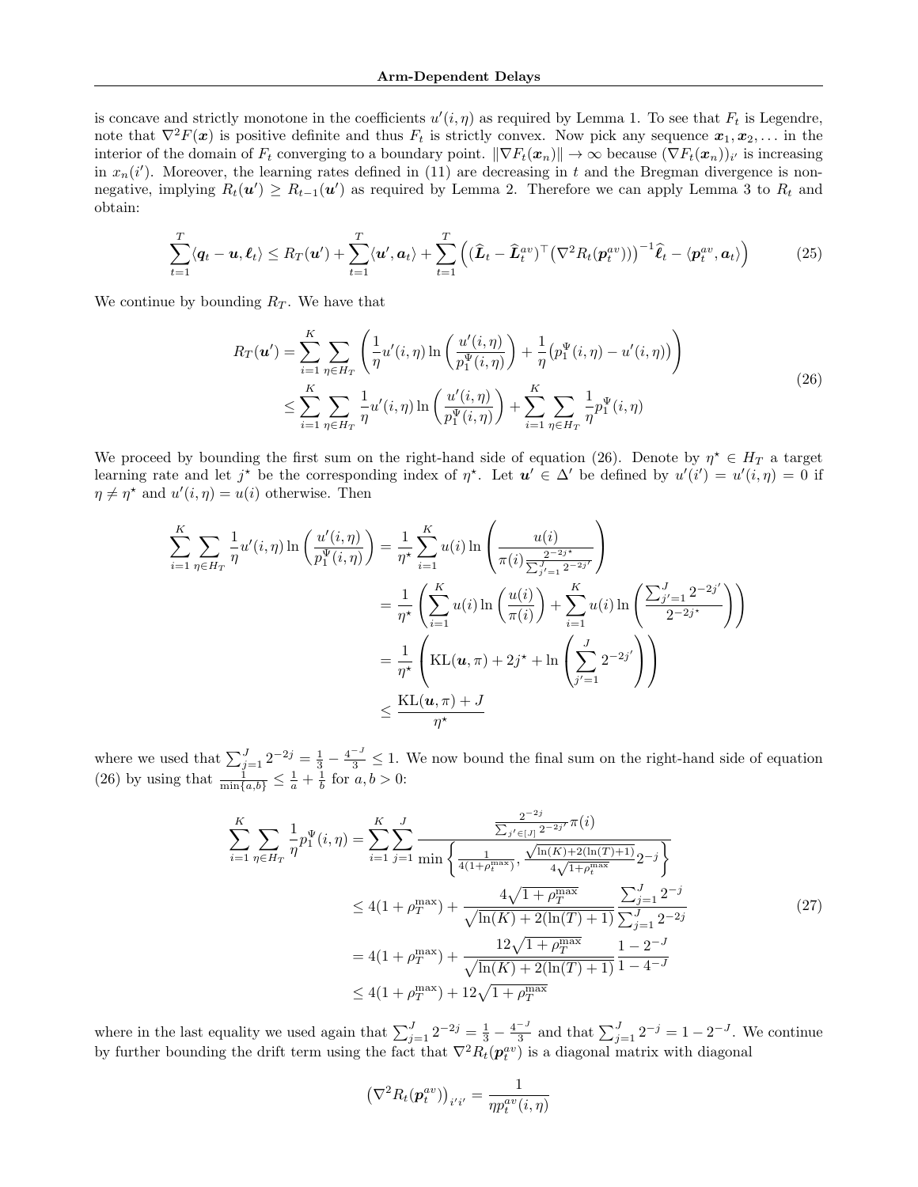is concave and strictly monotone in the coefficients $u'(i,\eta)$ as required by Lemma 1. To see that $F_t$ is Legendre, note that $\nabla^2 F(\boldsymbol{x})$ is positive definite and thus $F_t$ is strictly convex. Now pick any sequence $\boldsymbol{x}_1, \boldsymbol{x}_2, \dots$ in the interior of the domain of $F_t$ converging to a boundary point. $\|\nabla F_t(\boldsymbol{x}_n)\| \to \infty$ because $(\nabla F_t(\boldsymbol{x}_n))_{i'}$ is increasing in $x_n(i')$. Moreover, the learning rates defined in (11) are decreasing in $t$ and the Bregman divergence is non-negative, implying $R_t(\boldsymbol{u}') \geq R_{t-1}(\boldsymbol{u}')$ as required by Lemma 2. Therefore we can apply Lemma 3 to $R_t$ and obtain:

$$
\sum_{t=1}^{T} \langle \boldsymbol{q}_t - \boldsymbol{u}, \boldsymbol{\ell}_t \rangle \leq R_T(\boldsymbol{u}') + \sum_{t=1}^{T} \langle \boldsymbol{u}', \boldsymbol{a}_t \rangle + \sum_{t=1}^{T} \Big( (\widehat{\boldsymbol{L}}_t - \widehat{\boldsymbol{L}}_t^{av})^\top \big(\nabla^2 R_t(\boldsymbol{p}_t^{av})\big)\big)^{-1} \widehat{\boldsymbol{\ell}}_t - \langle \boldsymbol{p}_t^{av}, \boldsymbol{a}_t \rangle \Big) \tag{25}
$$

We continue by bounding $R_T$. We have that

$$
\begin{aligned}
R_T(\boldsymbol{u}') &= \sum_{i=1}^{K} \sum_{\eta \in H_T} \left( \frac{1}{\eta} u'(i,\eta) \ln\left(\frac{u'(i,\eta)}{p_1^\Psi(i,\eta)}\right) + \frac{1}{\eta}\big(p_1^\Psi(i,\eta) - u'(i,\eta)\big) \right) \\
&\leq \sum_{i=1}^{K} \sum_{\eta \in H_T} \frac{1}{\eta} u'(i,\eta) \ln\left(\frac{u'(i,\eta)}{p_1^\Psi(i,\eta)}\right) + \sum_{i=1}^{K} \sum_{\eta \in H_T} \frac{1}{\eta} p_1^\Psi(i,\eta)
\end{aligned} \tag{26}
$$

We proceed by bounding the first sum on the right-hand side of equation (26). Denote by $\eta^\star \in H_T$ a target learning rate and let $j^\star$ be the corresponding index of $\eta^\star$. Let $\boldsymbol{u}' \in \Delta'$ be defined by $u'(i') = u'(i,\eta) = 0$ if $\eta \neq \eta^\star$ and $u'(i,\eta) = u(i)$ otherwise. Then

$$
\begin{aligned}
\sum_{i=1}^{K} \sum_{\eta \in H_T} \frac{1}{\eta} u'(i,\eta) \ln\left(\frac{u'(i,\eta)}{p_1^\Psi(i,\eta)}\right) &= \frac{1}{\eta^\star} \sum_{i=1}^{K} u(i) \ln\left(\frac{u(i)}{\pi(i)\frac{2^{-2j^\star}}{\sum_{j'=1}^{J} 2^{-2j'}}}\right) \\
&= \frac{1}{\eta^\star}\left(\sum_{i=1}^{K} u(i) \ln\left(\frac{u(i)}{\pi(i)}\right) + \sum_{i=1}^{K} u(i) \ln\left(\frac{\sum_{j'=1}^{J} 2^{-2j'}}{2^{-2j^\star}}\right)\right) \\
&= \frac{1}{\eta^\star}\left(\mathrm{KL}(\boldsymbol{u},\pi) + 2j^\star + \ln\left(\sum_{j'=1}^{J} 2^{-2j'}\right)\right) \\
&\leq \frac{\mathrm{KL}(\boldsymbol{u},\pi) + J}{\eta^\star}
\end{aligned}
$$

where we used that $\sum_{j=1}^{J} 2^{-2j} = \frac{1}{3} - \frac{4^{-J}}{3} \leq 1$. We now bound the final sum on the right-hand side of equation (26) by using that $\frac{1}{\min\{a,b\}} \leq \frac{1}{a} + \frac{1}{b}$ for $a, b > 0$:

$$
\begin{aligned}
\sum_{i=1}^{K} \sum_{\eta \in H_T} \frac{1}{\eta} p_1^\Psi(i,\eta) &= \sum_{i=1}^{K} \sum_{j=1}^{J} \frac{\frac{2^{-2j}}{\sum_{j' \in [J]} 2^{-2j'}} \pi(i)}{\min\left\{\frac{1}{4(1+\rho_t^{\max})}, \frac{\sqrt{\ln(K) + 2(\ln(T)+1)}}{4\sqrt{1+\rho_t^{\max}}} 2^{-j}\right\}} \\
&\leq 4(1+\rho_T^{\max}) + \frac{4\sqrt{1+\rho_T^{\max}}}{\sqrt{\ln(K) + 2(\ln(T)+1)}} \frac{\sum_{j=1}^{J} 2^{-j}}{\sum_{j=1}^{J} 2^{-2j}} \\
&= 4(1+\rho_T^{\max}) + \frac{12\sqrt{1+\rho_T^{\max}}}{\sqrt{\ln(K) + 2(\ln(T)+1)}} \frac{1-2^{-J}}{1-4^{-J}} \\
&\leq 4(1+\rho_T^{\max}) + 12\sqrt{1+\rho_T^{\max}}
\end{aligned} \tag{27}
$$

where in the last equality we used again that $\sum_{j=1}^{J} 2^{-2j} = \frac{1}{3} - \frac{4^{-J}}{3}$ and that $\sum_{j=1}^{J} 2^{-j} = 1 - 2^{-J}$. We continue by further bounding the drift term using the fact that $\nabla^2 R_t(\boldsymbol{p}_t^{av})$ is a diagonal matrix with diagonal

$$
\big(\nabla^2 R_t(\boldsymbol{p}_t^{av})\big)_{i'i'} = \frac{1}{\eta p_t^{av}(i,\eta)}
$$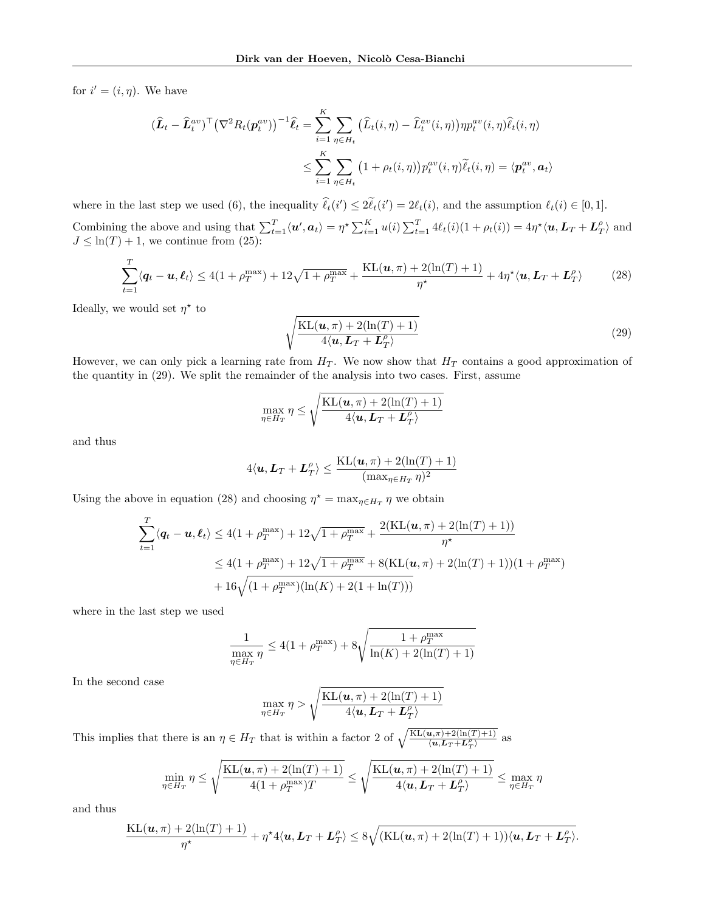for $i' = (i, \eta)$. We have

$$
\begin{aligned}
(\widehat{\boldsymbol{L}}_t - \widehat{\boldsymbol{L}}_t^{av})^\top \big(\nabla^2 R_t(\boldsymbol{p}_t^{av})\big)^{-1} \widehat{\boldsymbol{\ell}}_t &= \sum_{i=1}^{K} \sum_{\eta \in H_t} \big(\widehat{L}_t(i,\eta) - \widehat{L}_t^{av}(i,\eta)\big) \eta p_t^{av}(i,\eta) \widehat{\ell}_t(i,\eta) \\
&\leq \sum_{i=1}^{K} \sum_{\eta \in H_t} \big(1 + \rho_t(i,\eta)\big) p_t^{av}(i,\eta) \widetilde{\ell}_t(i,\eta) = \langle \boldsymbol{p}_t^{av}, \boldsymbol{a}_t \rangle
\end{aligned}
$$

where in the last step we used (6), the inequality $\widehat{\ell}_t(i') \leq 2\widetilde{\ell}_t(i') = 2\ell_t(i)$, and the assumption $\ell_t(i) \in [0,1]$.

Combining the above and using that $\sum_{t=1}^T \langle \boldsymbol{u}', \boldsymbol{a}_t \rangle = \eta^\star \sum_{i=1}^K u(i) \sum_{t=1}^T 4\ell_t(i)(1 + \rho_t(i)) = 4\eta^\star \langle \boldsymbol{u}, \boldsymbol{L}_T + \boldsymbol{L}_T^\rho \rangle$ and $J \leq \ln(T) + 1$, we continue from (25):

$$
\sum_{t=1}^{T} \langle \boldsymbol{q}_t - \boldsymbol{u}, \boldsymbol{\ell}_t \rangle \leq 4(1 + \rho_T^{\max}) + 12\sqrt{1 + \rho_T^{\max}} + \frac{\mathrm{KL}(\boldsymbol{u}, \pi) + 2(\ln(T) + 1)}{\eta^\star} + 4\eta^\star \langle \boldsymbol{u}, \boldsymbol{L}_T + \boldsymbol{L}_T^\rho \rangle \tag{28}
$$

Ideally, we would set $\eta^\star$ to

$$
\sqrt{\frac{\mathrm{KL}(\boldsymbol{u}, \pi) + 2(\ln(T) + 1)}{4\langle \boldsymbol{u}, \boldsymbol{L}_T + \boldsymbol{L}_T^\rho \rangle}} \tag{29}
$$

However, we can only pick a learning rate from $H_T$. We now show that $H_T$ contains a good approximation of the quantity in (29). We split the remainder of the analysis into two cases. First, assume

$$
\max_{\eta \in H_T} \eta \leq \sqrt{\frac{\mathrm{KL}(\boldsymbol{u}, \pi) + 2(\ln(T) + 1)}{4\langle \boldsymbol{u}, \boldsymbol{L}_T + \boldsymbol{L}_T^\rho \rangle}}
$$

and thus

$$
4\langle \boldsymbol{u}, \boldsymbol{L}_T + \boldsymbol{L}_T^\rho \rangle \leq \frac{\mathrm{KL}(\boldsymbol{u}, \pi) + 2(\ln(T) + 1)}{(\max_{\eta \in H_T} \eta)^2}
$$

Using the above in equation (28) and choosing $\eta^\star = \max_{\eta \in H_T} \eta$ we obtain

$$
\begin{aligned}
\sum_{t=1}^{T} \langle \boldsymbol{q}_t - \boldsymbol{u}, \boldsymbol{\ell}_t \rangle &\leq 4(1 + \rho_T^{\max}) + 12\sqrt{1 + \rho_T^{\max}} + \frac{2(\mathrm{KL}(\boldsymbol{u}, \pi) + 2(\ln(T) + 1))}{\eta^\star} \\
&\leq 4(1 + \rho_T^{\max}) + 12\sqrt{1 + \rho_T^{\max}} + 8(\mathrm{KL}(\boldsymbol{u}, \pi) + 2(\ln(T) + 1))(1 + \rho_T^{\max}) \\
&\quad + 16\sqrt{(1 + \rho_T^{\max})(\ln(K) + 2(1 + \ln(T)))}
\end{aligned}
$$

where in the last step we used

$$
\frac{1}{\max\limits_{\eta \in H_T} \eta} \leq 4(1 + \rho_T^{\max}) + 8\sqrt{\frac{1 + \rho_T^{\max}}{\ln(K) + 2(\ln(T) + 1)}}
$$

In the second case

$$
\max_{\eta \in H_T} \eta > \sqrt{\frac{\mathrm{KL}(\boldsymbol{u}, \pi) + 2(\ln(T) + 1)}{4\langle \boldsymbol{u}, \boldsymbol{L}_T + \boldsymbol{L}_T^\rho \rangle}}
$$

This implies that there is an $\eta \in H_T$ that is within a factor 2 of $\sqrt{\frac{\mathrm{KL}(\boldsymbol{u}, \pi) + 2(\ln(T)+1)}{\langle \boldsymbol{u}, \boldsymbol{L}_T + \boldsymbol{L}_T^\rho \rangle}}$ as

$$
\min_{\eta \in H_T} \eta \leq \sqrt{\frac{\mathrm{KL}(\boldsymbol{u}, \pi) + 2(\ln(T) + 1)}{4(1 + \rho_T^{\max})T}} \leq \sqrt{\frac{\mathrm{KL}(\boldsymbol{u}, \pi) + 2(\ln(T) + 1)}{4\langle \boldsymbol{u}, \boldsymbol{L}_T + \boldsymbol{L}_T^\rho \rangle}} \leq \max_{\eta \in H_T} \eta
$$

and thus

$$
\frac{\mathrm{KL}(\boldsymbol{u}, \pi) + 2(\ln(T) + 1)}{\eta^\star} + \eta^\star 4\langle \boldsymbol{u}, \boldsymbol{L}_T + \boldsymbol{L}_T^\rho \rangle \leq 8\sqrt{(\mathrm{KL}(\boldsymbol{u}, \pi) + 2(\ln(T) + 1))\langle \boldsymbol{u}, \boldsymbol{L}_T + \boldsymbol{L}_T^\rho \rangle}.
$$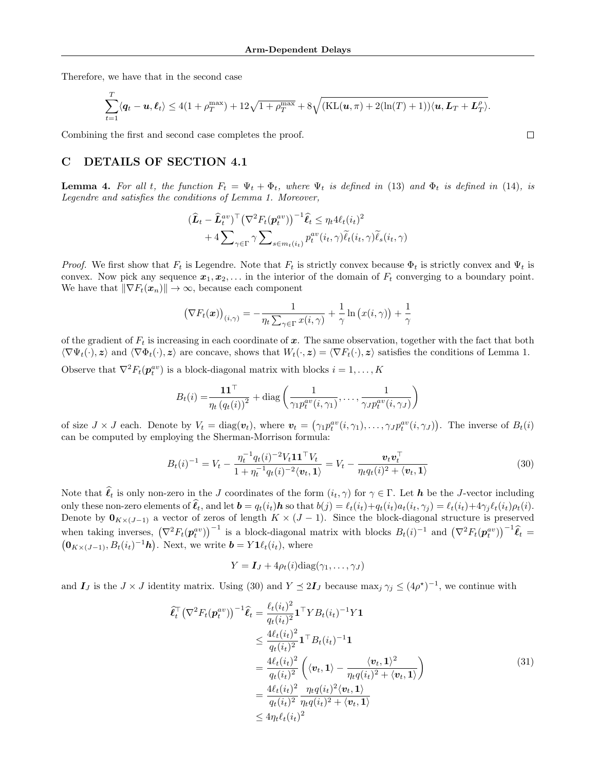Therefore, we have that in the second case

$$\sum_{t=1}^{T}\langle \boldsymbol{q}_t - \boldsymbol{u}, \boldsymbol{\ell}_t\rangle \le 4(1+\rho_T^{\max}) + 12\sqrt{1+\rho_T^{\max}} + 8\sqrt{(\mathrm{KL}(\boldsymbol{u},\pi) + 2(\ln(T)+1))\langle \boldsymbol{u}, \boldsymbol{L}_T + \boldsymbol{L}_T^{\rho}\rangle}.$$

Combining the first and second case completes the proof. $\square$

## C DETAILS OF SECTION 4.1

**Lemma 4.** *For all $t$, the function $F_t = \Psi_t + \Phi_t$, where $\Psi_t$ is defined in (13) and $\Phi_t$ is defined in (14), is Legendre and satisfies the conditions of Lemma 1. Moreover,*

$$(\widehat{\boldsymbol{L}}_t - \widehat{\boldsymbol{L}}_t^{av})^\top \big(\nabla^2 F_t(\boldsymbol{p}_t^{av})\big)^{-1}\widehat{\boldsymbol{\ell}}_t \le \eta_t 4\ell_t(i_t)^2 + 4\sum_{\gamma\in\Gamma}\gamma\sum_{s\in m_t(i_t)} p_t^{av}(i_t,\gamma)\widetilde{\ell}_t(i_t,\gamma)\widetilde{\ell}_s(i_t,\gamma)$$

*Proof.* We first show that $F_t$ is Legendre. Note that $F_t$ is strictly convex because $\Phi_t$ is strictly convex and $\Psi_t$ is convex. Now pick any sequence $\boldsymbol{x}_1, \boldsymbol{x}_2, \ldots$ in the interior of the domain of $F_t$ converging to a boundary point. We have that $\|\nabla F_t(\boldsymbol{x}_n)\| \to \infty$, because each component

$$\big(\nabla F_t(\boldsymbol{x})\big)_{(i,\gamma)} = -\frac{1}{\eta_t \sum_{\gamma\in\Gamma} x(i,\gamma)} + \frac{1}{\gamma}\ln\big(x(i,\gamma)\big) + \frac{1}{\gamma}$$

of the gradient of $F_t$ is increasing in each coordinate of $\boldsymbol{x}$. The same observation, together with the fact that both $\langle \nabla\Psi_t(\cdot), \boldsymbol{z}\rangle$ and $\langle \nabla\Phi_t(\cdot), \boldsymbol{z}\rangle$ are concave, shows that $W_t(\cdot, \boldsymbol{z}) = \langle \nabla F_t(\cdot), \boldsymbol{z}\rangle$ satisfies the conditions of Lemma 1.

Observe that $\nabla^2 F_t(\boldsymbol{p}_t^{av})$ is a block-diagonal matrix with blocks $i = 1, \ldots, K$

$$B_t(i) = \frac{\boldsymbol{1}\boldsymbol{1}^\top}{\eta_t\,(q_t(i))^2} + \mathrm{diag}\left(\frac{1}{\gamma_1 p_t^{av}(i,\gamma_1)}, \ldots, \frac{1}{\gamma_J p_t^{av}(i,\gamma_J)}\right)$$

of size $J \times J$ each. Denote by $V_t = \mathrm{diag}(\boldsymbol{v}_t)$, where $\boldsymbol{v}_t = \big(\gamma_1 p_t^{av}(i,\gamma_1), \ldots, \gamma_J p_t^{av}(i,\gamma_J)\big)$. The inverse of $B_t(i)$ can be computed by employing the Sherman-Morrison formula:

$$B_t(i)^{-1} = V_t - \frac{\eta_t^{-1} q_t(i)^{-2} V_t \boldsymbol{1}\boldsymbol{1}^\top V_t}{1 + \eta_t^{-1} q_t(i)^{-2}\langle \boldsymbol{v}_t, \boldsymbol{1}\rangle} = V_t - \frac{\boldsymbol{v}_t\boldsymbol{v}_t^\top}{\eta_t q_t(i)^2 + \langle \boldsymbol{v}_t, \boldsymbol{1}\rangle} \tag{30}$$

Note that $\widehat{\boldsymbol{\ell}}_t$ is only non-zero in the $J$ coordinates of the form $(i_t, \gamma)$ for $\gamma \in \Gamma$. Let $\boldsymbol{h}$ be the $J$-vector including only these non-zero elements of $\widehat{\boldsymbol{\ell}}_t$, and let $\boldsymbol{b} = q_t(i_t)\boldsymbol{h}$ so that $b(j) = \ell_t(i_t) + q_t(i_t)a_t(i_t,\gamma_j) = \ell_t(i_t) + 4\gamma_j \ell_t(i_t)\rho_t(i)$. Denote by $\boldsymbol{0}_{K\times(J-1)}$ a vector of zeros of length $K \times (J-1)$. Since the block-diagonal structure is preserved when taking inverses, $\big(\nabla^2 F_t(\boldsymbol{p}_t^{av})\big)^{-1}$ is a block-diagonal matrix with blocks $B_t(i)^{-1}$ and $\big(\nabla^2 F_t(\boldsymbol{p}_t^{av})\big)^{-1}\widehat{\boldsymbol{\ell}}_t = \big(\boldsymbol{0}_{K\times(J-1)}, B_t(i_t)^{-1}\boldsymbol{h}\big)$. Next, we write $\boldsymbol{b} = Y\boldsymbol{1}\ell_t(i_t)$, where

$$Y = \boldsymbol{I}_J + 4\rho_t(i)\mathrm{diag}(\gamma_1, \ldots, \gamma_J)$$

and $\boldsymbol{I}_J$ is the $J \times J$ identity matrix. Using (30) and $Y \preceq 2\boldsymbol{I}_J$ because $\max_j \gamma_j \le (4\rho^\star)^{-1}$, we continue with

$$\begin{aligned}
\widehat{\boldsymbol{\ell}}_t^\top \big(\nabla^2 F_t(\boldsymbol{p}_t^{av})\big)^{-1}\widehat{\boldsymbol{\ell}}_t &= \frac{\ell_t(i_t)^2}{q_t(i_t)^2}\boldsymbol{1}^\top Y B_t(i_t)^{-1} Y \boldsymbol{1} \\
&\le \frac{4\ell_t(i_t)^2}{q_t(i_t)^2}\boldsymbol{1}^\top B_t(i_t)^{-1}\boldsymbol{1} \\
&= \frac{4\ell_t(i_t)^2}{q_t(i_t)^2}\left(\langle \boldsymbol{v}_t, \boldsymbol{1}\rangle - \frac{\langle \boldsymbol{v}_t, \boldsymbol{1}\rangle^2}{\eta_t q(i_t)^2 + \langle \boldsymbol{v}_t, \boldsymbol{1}\rangle}\right) \\
&= \frac{4\ell_t(i_t)^2}{q_t(i_t)^2}\,\frac{\eta_t q(i_t)^2\langle \boldsymbol{v}_t, \boldsymbol{1}\rangle}{\eta_t q(i_t)^2 + \langle \boldsymbol{v}_t, \boldsymbol{1}\rangle} \\
&\le 4\eta_t \ell_t(i_t)^2
\end{aligned} \tag{31}$$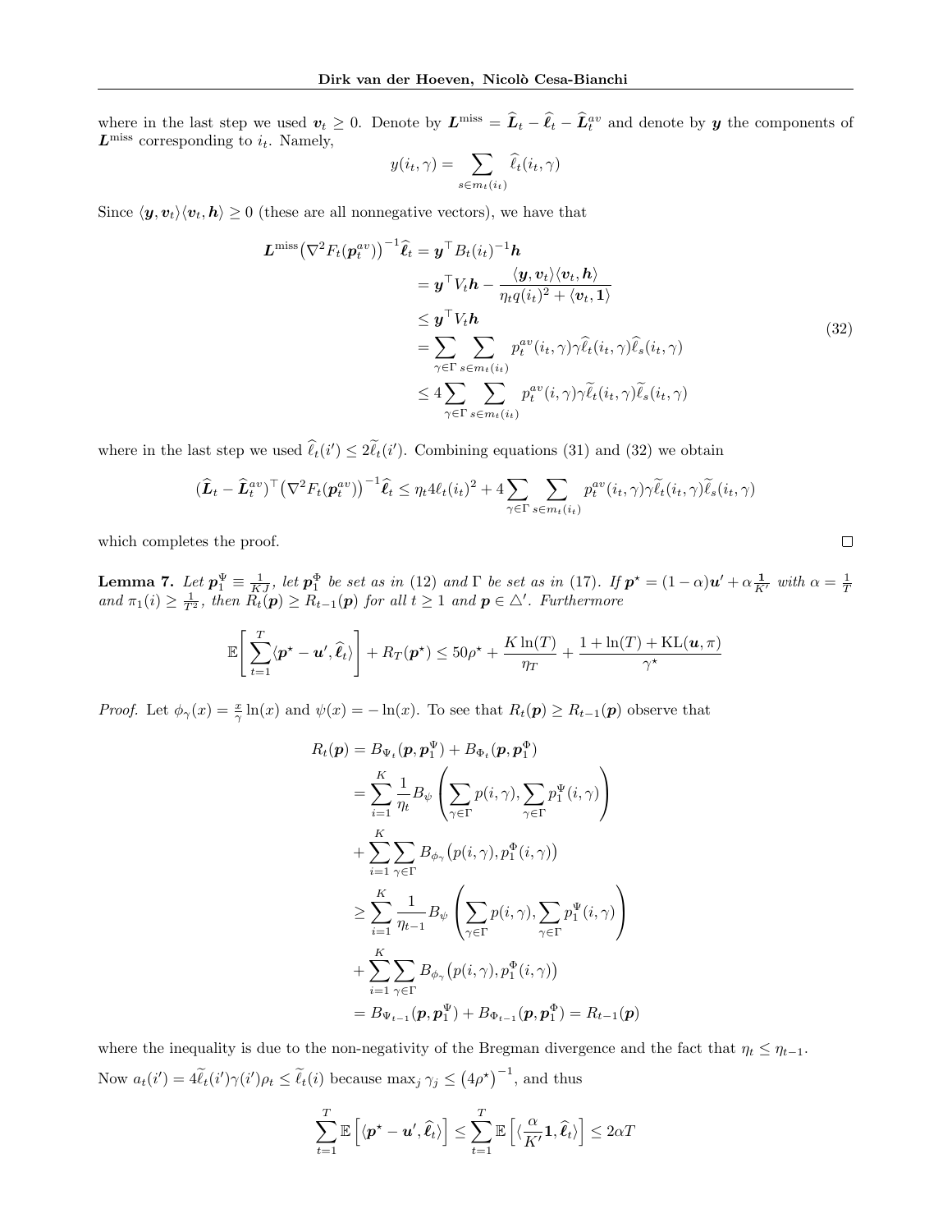where in the last step we used $\boldsymbol{v}_t \geq 0$. Denote by $\boldsymbol{L}^{\text{miss}} = \widehat{\boldsymbol{L}}_t - \widehat{\boldsymbol{\ell}}_t - \widehat{\boldsymbol{L}}_t^{av}$ and denote by $\boldsymbol{y}$ the components of $\boldsymbol{L}^{\text{miss}}$ corresponding to $i_t$. Namely,

$$
y(i_t, \gamma) = \sum_{s \in m_t(i_t)} \widehat{\ell}_t(i_t, \gamma)
$$

Since $\langle \boldsymbol{y}, \boldsymbol{v}_t \rangle \langle \boldsymbol{v}_t, \boldsymbol{h} \rangle \geq 0$ (these are all nonnegative vectors), we have that

$$
\begin{aligned}
\boldsymbol{L}^{\text{miss}}\big(\nabla^2 F_t(\boldsymbol{p}_t^{av})\big)^{-1}\widehat{\boldsymbol{\ell}}_t &= \boldsymbol{y}^\top B_t(i_t)^{-1}\boldsymbol{h} \\
&= \boldsymbol{y}^\top V_t \boldsymbol{h} - \frac{\langle \boldsymbol{y}, \boldsymbol{v}_t \rangle \langle \boldsymbol{v}_t, \boldsymbol{h} \rangle}{\eta_t q(i_t)^2 + \langle \boldsymbol{v}_t, \mathbf{1} \rangle} \\
&\leq \boldsymbol{y}^\top V_t \boldsymbol{h} \\
&= \sum_{\gamma \in \Gamma} \sum_{s \in m_t(i_t)} p_t^{av}(i_t, \gamma)\gamma \widehat{\ell}_t(i_t, \gamma)\widehat{\ell}_s(i_t, \gamma) \\
&\leq 4 \sum_{\gamma \in \Gamma} \sum_{s \in m_t(i_t)} p_t^{av}(i, \gamma)\gamma \widetilde{\ell}_t(i_t, \gamma)\widetilde{\ell}_s(i_t, \gamma)
\end{aligned}
\tag{32}
$$

where in the last step we used $\widehat{\ell}_t(i') \leq 2\widetilde{\ell}_t(i')$. Combining equations (31) and (32) we obtain

$$
(\widehat{\boldsymbol{L}}_t - \widehat{\boldsymbol{L}}_t^{av})^\top \big(\nabla^2 F_t(\boldsymbol{p}_t^{av})\big)^{-1}\widehat{\boldsymbol{\ell}}_t \leq \eta_t 4\ell_t(i_t)^2 + 4 \sum_{\gamma \in \Gamma} \sum_{s \in m_t(i_t)} p_t^{av}(i_t, \gamma)\gamma \widetilde{\ell}_t(i_t, \gamma)\widetilde{\ell}_s(i_t, \gamma)
$$

which completes the proof. ∎

**Lemma 7.** *Let $\boldsymbol{p}_1^\Psi \equiv \frac{1}{KJ}$, let $\boldsymbol{p}_1^\Phi$ be set as in (12) and $\Gamma$ be set as in (17). If $\boldsymbol{p}^\star = (1-\alpha)\boldsymbol{u}' + \alpha \frac{\mathbf{1}}{K'}$ with $\alpha = \frac{1}{T}$ and $\pi_1(i) \geq \frac{1}{T^2}$, then $R_t(\boldsymbol{p}) \geq R_{t-1}(\boldsymbol{p})$ for all $t \geq 1$ and $\boldsymbol{p} \in \triangle'$. Furthermore*

$$
\mathbb{E}\left[\sum_{t=1}^T \langle \boldsymbol{p}^\star - \boldsymbol{u}', \widehat{\boldsymbol{\ell}}_t \rangle\right] + R_T(\boldsymbol{p}^\star) \leq 50\rho^\star + \frac{K\ln(T)}{\eta_T} + \frac{1 + \ln(T) + \mathrm{KL}(\boldsymbol{u}, \pi)}{\gamma^\star}
$$

*Proof.* Let $\phi_\gamma(x) = \frac{x}{\gamma}\ln(x)$ and $\psi(x) = -\ln(x)$. To see that $R_t(\boldsymbol{p}) \geq R_{t-1}(\boldsymbol{p})$ observe that

$$
\begin{aligned}
R_t(\boldsymbol{p}) &= B_{\Psi_t}(\boldsymbol{p}, \boldsymbol{p}_1^\Psi) + B_{\Phi_t}(\boldsymbol{p}, \boldsymbol{p}_1^\Phi) \\
&= \sum_{i=1}^K \frac{1}{\eta_t} B_\psi\left(\sum_{\gamma \in \Gamma} p(i, \gamma), \sum_{\gamma \in \Gamma} p_1^\Psi(i, \gamma)\right) \\
&\quad + \sum_{i=1}^K \sum_{\gamma \in \Gamma} B_{\phi_\gamma}\big(p(i, \gamma), p_1^\Phi(i, \gamma)\big) \\
&\geq \sum_{i=1}^K \frac{1}{\eta_{t-1}} B_\psi\left(\sum_{\gamma \in \Gamma} p(i, \gamma), \sum_{\gamma \in \Gamma} p_1^\Psi(i, \gamma)\right) \\
&\quad + \sum_{i=1}^K \sum_{\gamma \in \Gamma} B_{\phi_\gamma}\big(p(i, \gamma), p_1^\Phi(i, \gamma)\big) \\
&= B_{\Psi_{t-1}}(\boldsymbol{p}, \boldsymbol{p}_1^\Psi) + B_{\Phi_{t-1}}(\boldsymbol{p}, \boldsymbol{p}_1^\Phi) = R_{t-1}(\boldsymbol{p})
\end{aligned}
$$

where the inequality is due to the non-negativity of the Bregman divergence and the fact that $\eta_t \leq \eta_{t-1}$.

Now $a_t(i') = 4\widetilde{\ell}_t(i')\gamma(i')\rho_t \leq \widetilde{\ell}_t(i)$ because $\max_j \gamma_j \leq (4\rho^\star)^{-1}$, and thus

$$
\sum_{t=1}^T \mathbb{E}\left[\langle \boldsymbol{p}^\star - \boldsymbol{u}', \widehat{\boldsymbol{\ell}}_t \rangle\right] \leq \sum_{t=1}^T \mathbb{E}\left[\langle \frac{\alpha}{K'}\mathbf{1}, \widehat{\boldsymbol{\ell}}_t \rangle\right] \leq 2\alpha T
$$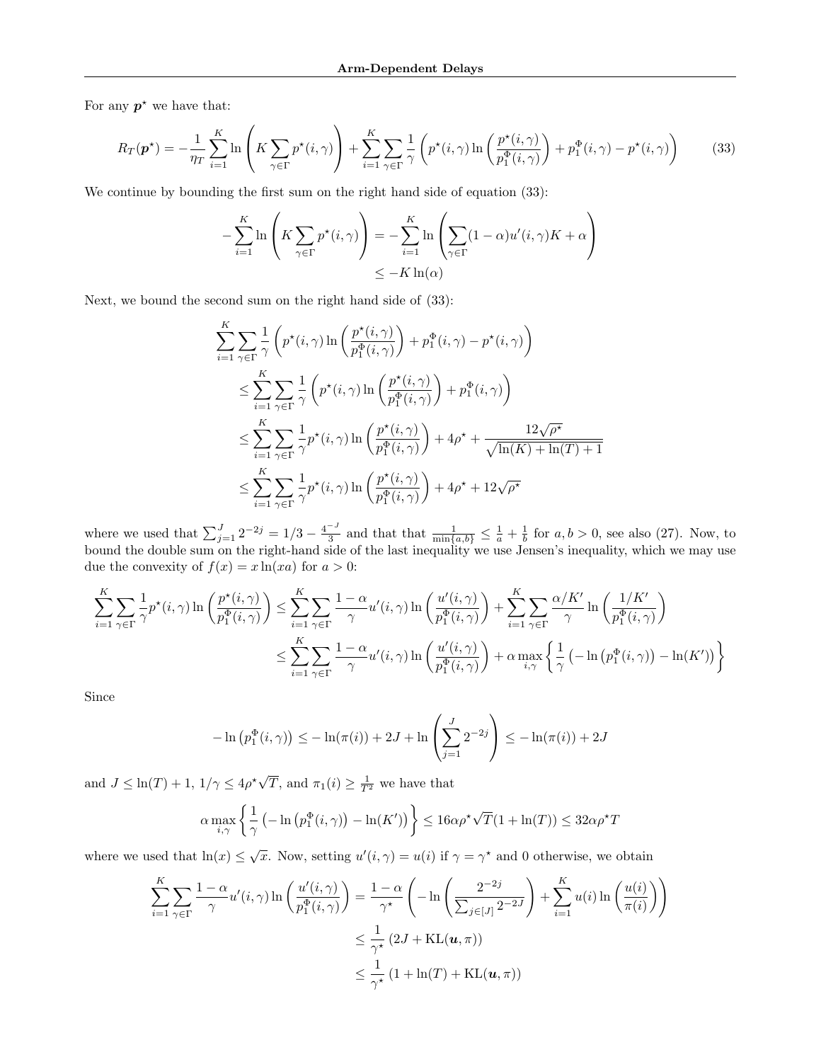For any $\boldsymbol{p}^\star$ we have that:

$$
R_T(\boldsymbol{p}^\star) = -\frac{1}{\eta_T}\sum_{i=1}^{K}\ln\left(K\sum_{\gamma\in\Gamma}p^\star(i,\gamma)\right) + \sum_{i=1}^{K}\sum_{\gamma\in\Gamma}\frac{1}{\gamma}\left(p^\star(i,\gamma)\ln\left(\frac{p^\star(i,\gamma)}{p_1^\Phi(i,\gamma)}\right) + p_1^\Phi(i,\gamma) - p^\star(i,\gamma)\right) \tag{33}
$$

We continue by bounding the first sum on the right hand side of equation (33):

$$
\begin{aligned}
-\sum_{i=1}^{K}\ln\left(K\sum_{\gamma\in\Gamma}p^\star(i,\gamma)\right) &= -\sum_{i=1}^{K}\ln\left(\sum_{\gamma\in\Gamma}(1-\alpha)u'(i,\gamma)K + \alpha\right)\\
&\leq -K\ln(\alpha)
\end{aligned}
$$

Next, we bound the second sum on the right hand side of (33):

$$
\begin{aligned}
&\sum_{i=1}^{K}\sum_{\gamma\in\Gamma}\frac{1}{\gamma}\left(p^\star(i,\gamma)\ln\left(\frac{p^\star(i,\gamma)}{p_1^\Phi(i,\gamma)}\right) + p_1^\Phi(i,\gamma) - p^\star(i,\gamma)\right)\\
&\leq \sum_{i=1}^{K}\sum_{\gamma\in\Gamma}\frac{1}{\gamma}\left(p^\star(i,\gamma)\ln\left(\frac{p^\star(i,\gamma)}{p_1^\Phi(i,\gamma)}\right) + p_1^\Phi(i,\gamma)\right)\\
&\leq \sum_{i=1}^{K}\sum_{\gamma\in\Gamma}\frac{1}{\gamma}p^\star(i,\gamma)\ln\left(\frac{p^\star(i,\gamma)}{p_1^\Phi(i,\gamma)}\right) + 4\rho^\star + \frac{12\sqrt{\rho^\star}}{\sqrt{\ln(K)+\ln(T)+1}}\\
&\leq \sum_{i=1}^{K}\sum_{\gamma\in\Gamma}\frac{1}{\gamma}p^\star(i,\gamma)\ln\left(\frac{p^\star(i,\gamma)}{p_1^\Phi(i,\gamma)}\right) + 4\rho^\star + 12\sqrt{\rho^\star}
\end{aligned}
$$

where we used that $\sum_{j=1}^{J}2^{-2j} = 1/3 - \frac{4^{-J}}{3}$ and that that $\frac{1}{\min\{a,b\}} \leq \frac{1}{a} + \frac{1}{b}$ for $a, b > 0$, see also (27). Now, to bound the double sum on the right-hand side of the last inequality we use Jensen's inequality, which we may use due the convexity of $f(x) = x\ln(xa)$ for $a > 0$:

$$
\begin{aligned}
\sum_{i=1}^{K}\sum_{\gamma\in\Gamma}\frac{1}{\gamma}p^\star(i,\gamma)\ln\left(\frac{p^\star(i,\gamma)}{p_1^\Phi(i,\gamma)}\right) &\leq \sum_{i=1}^{K}\sum_{\gamma\in\Gamma}\frac{1-\alpha}{\gamma}u'(i,\gamma)\ln\left(\frac{u'(i,\gamma)}{p_1^\Phi(i,\gamma)}\right) + \sum_{i=1}^{K}\sum_{\gamma\in\Gamma}\frac{\alpha/K'}{\gamma}\ln\left(\frac{1/K'}{p_1^\Phi(i,\gamma)}\right)\\
&\leq \sum_{i=1}^{K}\sum_{\gamma\in\Gamma}\frac{1-\alpha}{\gamma}u'(i,\gamma)\ln\left(\frac{u'(i,\gamma)}{p_1^\Phi(i,\gamma)}\right) + \alpha\max_{i,\gamma}\left\{\frac{1}{\gamma}\left(-\ln\left(p_1^\Phi(i,\gamma)\right) - \ln(K')\right)\right\}
\end{aligned}
$$

Since

$$
-\ln\left(p_1^\Phi(i,\gamma)\right) \leq -\ln(\pi(i)) + 2J + \ln\left(\sum_{j=1}^{J}2^{-2j}\right) \leq -\ln(\pi(i)) + 2J
$$

and $J \leq \ln(T) + 1$, $1/\gamma \leq 4\rho^\star\sqrt{T}$, and $\pi_1(i) \geq \frac{1}{T^2}$ we have that

$$
\alpha\max_{i,\gamma}\left\{\frac{1}{\gamma}\left(-\ln\left(p_1^\Phi(i,\gamma)\right) - \ln(K')\right)\right\} \leq 16\alpha\rho^\star\sqrt{T}(1+\ln(T)) \leq 32\alpha\rho^\star T
$$

where we used that $\ln(x) \leq \sqrt{x}$. Now, setting $u'(i,\gamma) = u(i)$ if $\gamma = \gamma^\star$ and 0 otherwise, we obtain

$$
\begin{aligned}
\sum_{i=1}^{K}\sum_{\gamma\in\Gamma}\frac{1-\alpha}{\gamma}u'(i,\gamma)\ln\left(\frac{u'(i,\gamma)}{p_1^\Phi(i,\gamma)}\right) &= \frac{1-\alpha}{\gamma^\star}\left(-\ln\left(\frac{2^{-2j}}{\sum_{j\in[J]}2^{-2J}}\right) + \sum_{i=1}^{K}u(i)\ln\left(\frac{u(i)}{\pi(i)}\right)\right)\\
&\leq \frac{1}{\gamma^\star}\left(2J + \mathrm{KL}(\boldsymbol{u},\pi)\right)\\
&\leq \frac{1}{\gamma^\star}\left(1 + \ln(T) + \mathrm{KL}(\boldsymbol{u},\pi)\right)
\end{aligned}
$$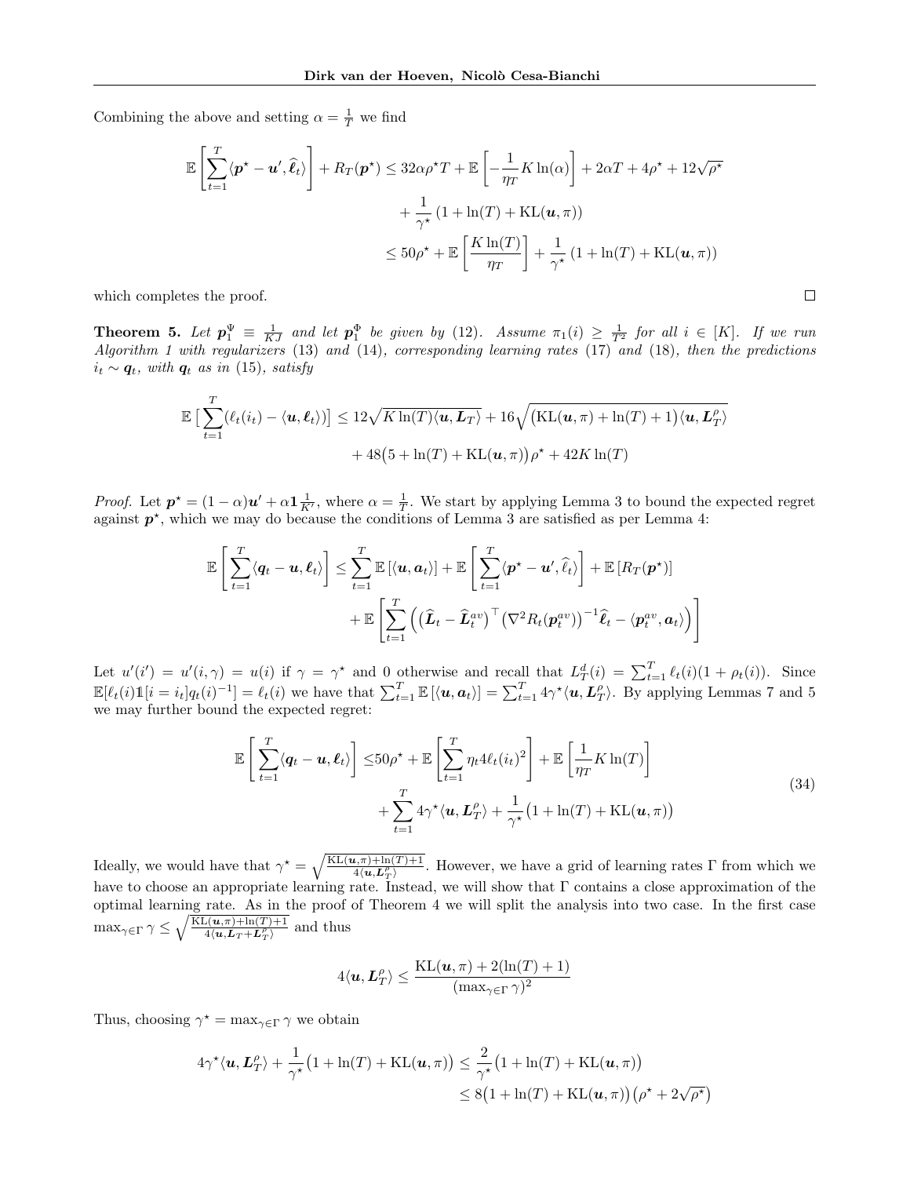Combining the above and setting $\alpha = \frac{1}{T}$ we find

$$
\begin{aligned}
\mathbb{E}\left[\sum_{t=1}^{T} \langle \boldsymbol{p}^\star - \boldsymbol{u}', \widehat{\boldsymbol{\ell}}_t \rangle\right] + R_T(\boldsymbol{p}^\star) &\leq 32\alpha\rho^\star T + \mathbb{E}\left[-\frac{1}{\eta_T} K \ln(\alpha)\right] + 2\alpha T + 4\rho^\star + 12\sqrt{\rho^\star} \\
&\quad + \frac{1}{\gamma^\star}\left(1 + \ln(T) + \mathrm{KL}(\boldsymbol{u}, \pi)\right) \\
&\leq 50\rho^\star + \mathbb{E}\left[\frac{K\ln(T)}{\eta_T}\right] + \frac{1}{\gamma^\star}\left(1 + \ln(T) + \mathrm{KL}(\boldsymbol{u}, \pi)\right)
\end{aligned}
$$

which completes the proof. ∎

**Theorem 5.** *Let $\boldsymbol{p}_1^\Psi \equiv \frac{1}{KJ}$ and let $\boldsymbol{p}_1^\Phi$ be given by (12). Assume $\pi_1(i) \geq \frac{1}{T^2}$ for all $i \in [K]$. If we run Algorithm 1 with regularizers (13) and (14), corresponding learning rates (17) and (18), then the predictions $i_t \sim \boldsymbol{q}_t$, with $\boldsymbol{q}_t$ as in (15), satisfy*

$$
\begin{aligned}
\mathbb{E}\left[\sum_{t=1}^{T} (\ell_t(i_t) - \langle \boldsymbol{u}, \boldsymbol{\ell}_t \rangle)\right] &\leq 12\sqrt{K\ln(T)\langle \boldsymbol{u}, \boldsymbol{L}_T\rangle} + 16\sqrt{\left(\mathrm{KL}(\boldsymbol{u}, \pi) + \ln(T) + 1\right)\langle \boldsymbol{u}, \boldsymbol{L}_T^\rho\rangle} \\
&\quad + 48\left(5 + \ln(T) + \mathrm{KL}(\boldsymbol{u}, \pi)\right)\rho^\star + 42K\ln(T)
\end{aligned}
$$

*Proof.* Let $\boldsymbol{p}^\star = (1-\alpha)\boldsymbol{u}' + \alpha \mathbf{1}\frac{1}{K'}$, where $\alpha = \frac{1}{T}$. We start by applying Lemma 3 to bound the expected regret against $\boldsymbol{p}^\star$, which we may do because the conditions of Lemma 3 are satisfied as per Lemma 4:

$$
\begin{aligned}
\mathbb{E}\left[\sum_{t=1}^{T} \langle \boldsymbol{q}_t - \boldsymbol{u}, \boldsymbol{\ell}_t \rangle\right] &\leq \sum_{t=1}^{T} \mathbb{E}\left[\langle \boldsymbol{u}, \boldsymbol{a}_t \rangle\right] + \mathbb{E}\left[\sum_{t=1}^{T} \langle \boldsymbol{p}^\star - \boldsymbol{u}', \widehat{\boldsymbol{\ell}}_t \rangle\right] + \mathbb{E}\left[R_T(\boldsymbol{p}^\star)\right] \\
&\quad + \mathbb{E}\left[\sum_{t=1}^{T} \left(\left(\widehat{\boldsymbol{L}}_t - \widehat{\boldsymbol{L}}_t^{av}\right)^\top \left(\nabla^2 R_t(\boldsymbol{p}_t^{av})\right)^{-1} \widehat{\boldsymbol{\ell}}_t - \langle \boldsymbol{p}_t^{av}, \boldsymbol{a}_t \rangle\right)\right]
\end{aligned}
$$

Let $u'(i') = u'(i, \gamma) = u(i)$ if $\gamma = \gamma^\star$ and $0$ otherwise and recall that $L_T^d(i) = \sum_{t=1}^T \ell_t(i)(1 + \rho_t(i))$. Since $\mathbb{E}[\ell_t(i)\mathbb{1}[i = i_t]q_t(i)^{-1}] = \ell_t(i)$ we have that $\sum_{t=1}^T \mathbb{E}\left[\langle \boldsymbol{u}, \boldsymbol{a}_t\rangle\right] = \sum_{t=1}^T 4\gamma^\star \langle \boldsymbol{u}, \boldsymbol{L}_T^\rho \rangle$. By applying Lemmas 7 and 5 we may further bound the expected regret:

$$
\begin{aligned}
\mathbb{E}\left[\sum_{t=1}^{T} \langle \boldsymbol{q}_t - \boldsymbol{u}, \boldsymbol{\ell}_t \rangle\right] \leq& 50\rho^\star + \mathbb{E}\left[\sum_{t=1}^{T} \eta_t 4 \ell_t(i_t)^2\right] + \mathbb{E}\left[\frac{1}{\eta_T} K\ln(T)\right] \\
&+ \sum_{t=1}^{T} 4\gamma^\star \langle \boldsymbol{u}, \boldsymbol{L}_T^\rho \rangle + \frac{1}{\gamma^\star}\left(1 + \ln(T) + \mathrm{KL}(\boldsymbol{u}, \pi)\right)
\end{aligned} \tag{34}
$$

Ideally, we would have that $\gamma^\star = \sqrt{\frac{\mathrm{KL}(\boldsymbol{u},\pi) + \ln(T) + 1}{4\langle \boldsymbol{u}, \boldsymbol{L}_T^\rho\rangle}}$. However, we have a grid of learning rates $\Gamma$ from which we have to choose an appropriate learning rate. Instead, we will show that $\Gamma$ contains a close approximation of the optimal learning rate. As in the proof of Theorem 4 we will split the analysis into two case. In the first case $\max_{\gamma \in \Gamma} \gamma \leq \sqrt{\frac{\mathrm{KL}(\boldsymbol{u},\pi) + \ln(T) + 1}{4\langle \boldsymbol{u}, \boldsymbol{L}_T + \boldsymbol{L}_T^\rho\rangle}}$ and thus

$$
4\langle \boldsymbol{u}, \boldsymbol{L}_T^\rho \rangle \leq \frac{\mathrm{KL}(\boldsymbol{u}, \pi) + 2(\ln(T) + 1)}{(\max_{\gamma\in\Gamma} \gamma)^2}
$$

Thus, choosing $\gamma^\star = \max_{\gamma \in \Gamma} \gamma$ we obtain

$$
\begin{aligned}
4\gamma^\star \langle \boldsymbol{u}, \boldsymbol{L}_T^\rho \rangle + \frac{1}{\gamma^\star}\left(1 + \ln(T) + \mathrm{KL}(\boldsymbol{u}, \pi)\right) &\leq \frac{2}{\gamma^\star}\left(1 + \ln(T) + \mathrm{KL}(\boldsymbol{u}, \pi)\right) \\
&\leq 8\left(1 + \ln(T) + \mathrm{KL}(\boldsymbol{u}, \pi)\right)\left(\rho^\star + 2\sqrt{\rho^\star}\right)
\end{aligned}
$$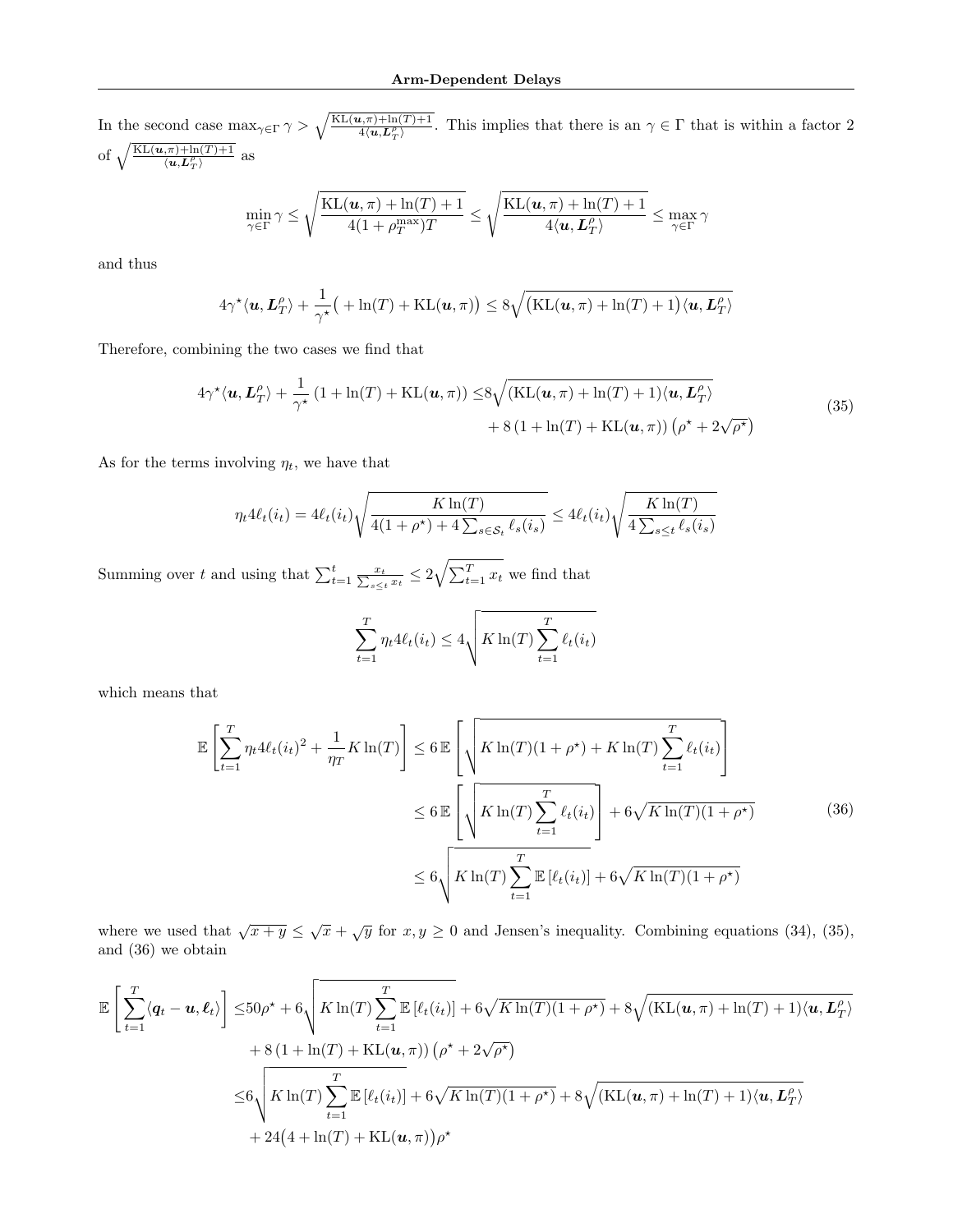In the second case $\max_{\gamma \in \Gamma} \gamma > \sqrt{\frac{\mathrm{KL}(\boldsymbol{u},\pi)+\ln(T)+1}{4\langle \boldsymbol{u}, \boldsymbol{L}_T^\rho \rangle}}$. This implies that there is an $\gamma \in \Gamma$ that is within a factor 2 of $\sqrt{\frac{\mathrm{KL}(\boldsymbol{u},\pi)+\ln(T)+1}{\langle \boldsymbol{u}, \boldsymbol{L}_T^\rho \rangle}}$ as

$$
\min_{\gamma \in \Gamma} \gamma \leq \sqrt{\frac{\mathrm{KL}(\boldsymbol{u},\pi)+\ln(T)+1}{4(1+\rho_T^{\max})T}} \leq \sqrt{\frac{\mathrm{KL}(\boldsymbol{u},\pi)+\ln(T)+1}{4\langle \boldsymbol{u}, \boldsymbol{L}_T^\rho \rangle}} \leq \max_{\gamma \in \Gamma} \gamma
$$

and thus

$$
4\gamma^\star \langle \boldsymbol{u}, \boldsymbol{L}_T^\rho \rangle + \frac{1}{\gamma^\star}\big( + \ln(T) + \mathrm{KL}(\boldsymbol{u},\pi)\big) \leq 8\sqrt{\big(\mathrm{KL}(\boldsymbol{u},\pi)+\ln(T)+1\big)\langle \boldsymbol{u}, \boldsymbol{L}_T^\rho \rangle}
$$

Therefore, combining the two cases we find that

$$
\begin{aligned}
4\gamma^\star \langle \boldsymbol{u}, \boldsymbol{L}_T^\rho \rangle + \frac{1}{\gamma^\star}\left(1 + \ln(T) + \mathrm{KL}(\boldsymbol{u},\pi)\right) \leq & 8\sqrt{(\mathrm{KL}(\boldsymbol{u},\pi)+\ln(T)+1)\langle \boldsymbol{u}, \boldsymbol{L}_T^\rho \rangle} \\
& + 8\left(1+\ln(T)+\mathrm{KL}(\boldsymbol{u},\pi)\right)\left(\rho^\star + 2\sqrt{\rho^\star}\right)
\end{aligned} \tag{35}
$$

As for the terms involving $\eta_t$, we have that

$$
\eta_t 4\ell_t(i_t) = 4\ell_t(i_t)\sqrt{\frac{K\ln(T)}{4(1+\rho^\star) + 4\sum_{s\in\mathcal{S}_t}\ell_s(i_s)}} \leq 4\ell_t(i_t)\sqrt{\frac{K\ln(T)}{4\sum_{s\leq t}\ell_s(i_s)}}
$$

Summing over $t$ and using that $\sum_{t=1}^t \frac{x_t}{\sum_{s\leq t} x_t} \leq 2\sqrt{\sum_{t=1}^T x_t}$ we find that

$$
\sum_{t=1}^T \eta_t 4\ell_t(i_t) \leq 4\sqrt{K\ln(T)\sum_{t=1}^T \ell_t(i_t)}
$$

which means that

$$
\begin{aligned}
\mathbb{E}\left[\sum_{t=1}^T \eta_t 4\ell_t(i_t)^2 + \frac{1}{\eta_T}K\ln(T)\right] &\leq 6\,\mathbb{E}\left[\sqrt{K\ln(T)(1+\rho^\star) + K\ln(T)\sum_{t=1}^T \ell_t(i_t)}\right] \\
&\leq 6\,\mathbb{E}\left[\sqrt{K\ln(T)\sum_{t=1}^T \ell_t(i_t)}\right] + 6\sqrt{K\ln(T)(1+\rho^\star)} \\
&\leq 6\sqrt{K\ln(T)\sum_{t=1}^T \mathbb{E}\left[\ell_t(i_t)\right]} + 6\sqrt{K\ln(T)(1+\rho^\star)}
\end{aligned} \tag{36}
$$

where we used that $\sqrt{x+y} \leq \sqrt{x} + \sqrt{y}$ for $x, y \geq 0$ and Jensen's inequality. Combining equations (34), (35), and (36) we obtain

$$
\begin{aligned}
\mathbb{E}\left[\sum_{t=1}^T \langle \boldsymbol{q}_t - \boldsymbol{u}, \boldsymbol{\ell}_t \rangle\right] \leq & 50\rho^\star + 6\sqrt{K\ln(T)\sum_{t=1}^T \mathbb{E}\left[\ell_t(i_t)\right]} + 6\sqrt{K\ln(T)(1+\rho^\star)} + 8\sqrt{(\mathrm{KL}(\boldsymbol{u},\pi)+\ln(T)+1)\langle \boldsymbol{u}, \boldsymbol{L}_T^\rho \rangle} \\
& + 8\left(1+\ln(T)+\mathrm{KL}(\boldsymbol{u},\pi)\right)\left(\rho^\star + 2\sqrt{\rho^\star}\right) \\
\leq & 6\sqrt{K\ln(T)\sum_{t=1}^T \mathbb{E}\left[\ell_t(i_t)\right]} + 6\sqrt{K\ln(T)(1+\rho^\star)} + 8\sqrt{(\mathrm{KL}(\boldsymbol{u},\pi)+\ln(T)+1)\langle \boldsymbol{u}, \boldsymbol{L}_T^\rho \rangle} \\
& + 24\big(4+\ln(T)+\mathrm{KL}(\boldsymbol{u},\pi)\big)\rho^\star
\end{aligned}
$$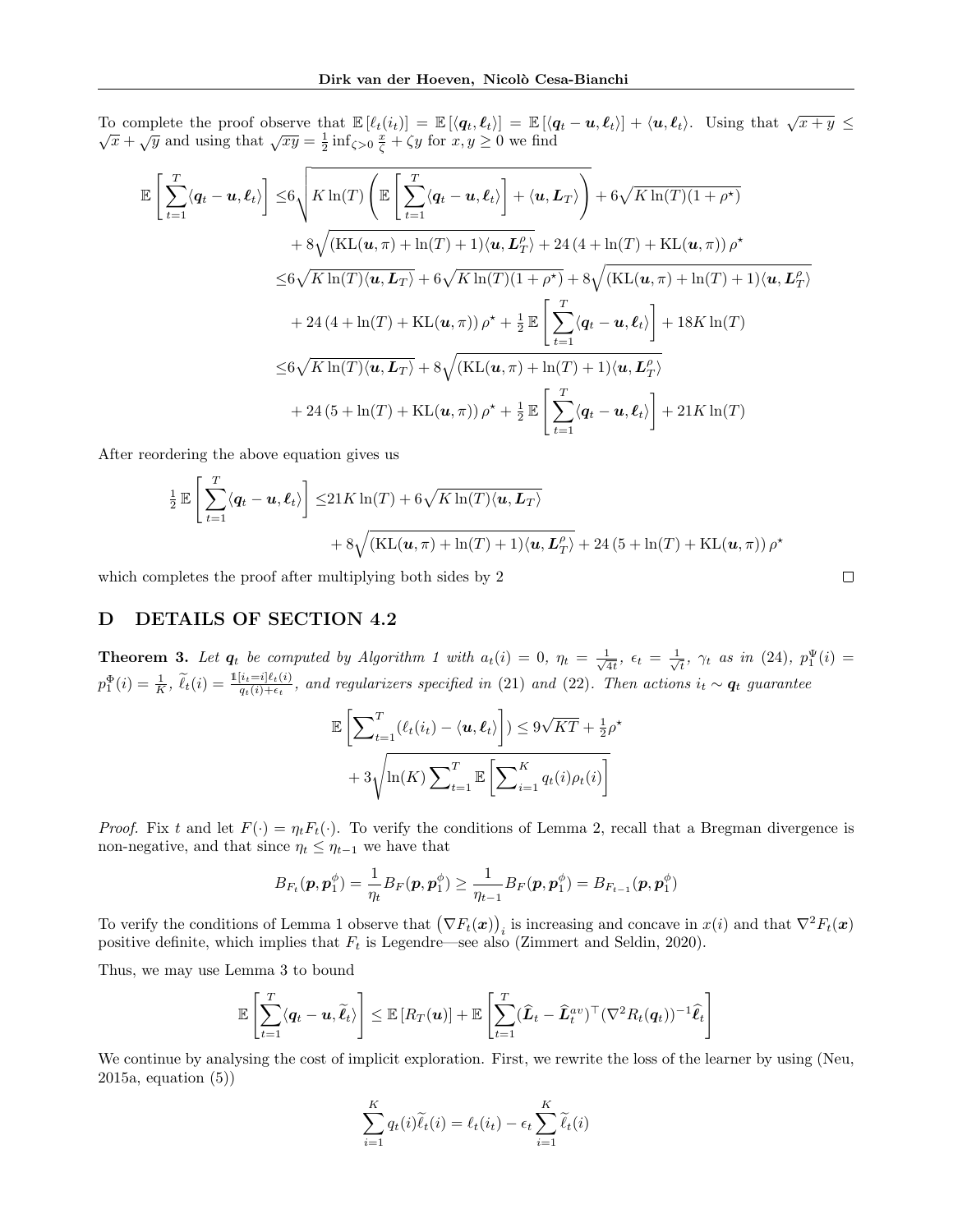To complete the proof observe that $\mathbb{E}[\ell_t(i_t)] = \mathbb{E}[\langle \boldsymbol{q}_t, \boldsymbol{\ell}_t\rangle] = \mathbb{E}[\langle \boldsymbol{q}_t - \boldsymbol{u}, \boldsymbol{\ell}_t\rangle] + \langle \boldsymbol{u}, \boldsymbol{\ell}_t\rangle$. Using that $\sqrt{x+y} \leq \sqrt{x} + \sqrt{y}$ and using that $\sqrt{xy} = \frac{1}{2}\inf_{\zeta>0} \frac{x}{\zeta} + \zeta y$ for $x, y \geq 0$ we find

$$
\begin{aligned}
\mathbb{E}\left[\sum_{t=1}^{T} \langle \boldsymbol{q}_t - \boldsymbol{u}, \boldsymbol{\ell}_t\rangle\right] \leq & 6\sqrt{K\ln(T)\left(\mathbb{E}\left[\sum_{t=1}^{T}\langle \boldsymbol{q}_t - \boldsymbol{u}, \boldsymbol{\ell}_t\rangle\right] + \langle \boldsymbol{u}, \boldsymbol{L}_T\rangle\right)} + 6\sqrt{K\ln(T)(1+\rho^\star)} \\
& + 8\sqrt{(\mathrm{KL}(\boldsymbol{u}, \pi) + \ln(T) + 1)\langle \boldsymbol{u}, \boldsymbol{L}_T^\rho\rangle} + 24\left(4 + \ln(T) + \mathrm{KL}(\boldsymbol{u}, \pi)\right)\rho^\star \\
\leq & 6\sqrt{K\ln(T)\langle \boldsymbol{u}, \boldsymbol{L}_T\rangle} + 6\sqrt{K\ln(T)(1+\rho^\star)} + 8\sqrt{(\mathrm{KL}(\boldsymbol{u}, \pi) + \ln(T) + 1)\langle \boldsymbol{u}, \boldsymbol{L}_T^\rho\rangle} \\
& + 24\left(4 + \ln(T) + \mathrm{KL}(\boldsymbol{u}, \pi)\right)\rho^\star + \tfrac{1}{2}\,\mathbb{E}\left[\sum_{t=1}^{T}\langle \boldsymbol{q}_t - \boldsymbol{u}, \boldsymbol{\ell}_t\rangle\right] + 18K\ln(T) \\
\leq & 6\sqrt{K\ln(T)\langle \boldsymbol{u}, \boldsymbol{L}_T\rangle} + 8\sqrt{(\mathrm{KL}(\boldsymbol{u}, \pi) + \ln(T) + 1)\langle \boldsymbol{u}, \boldsymbol{L}_T^\rho\rangle} \\
& + 24\left(5 + \ln(T) + \mathrm{KL}(\boldsymbol{u}, \pi)\right)\rho^\star + \tfrac{1}{2}\,\mathbb{E}\left[\sum_{t=1}^{T}\langle \boldsymbol{q}_t - \boldsymbol{u}, \boldsymbol{\ell}_t\rangle\right] + 21K\ln(T)
\end{aligned}
$$

After reordering the above equation gives us

$$
\begin{aligned}
\tfrac{1}{2}\,\mathbb{E}\left[\sum_{t=1}^{T}\langle \boldsymbol{q}_t - \boldsymbol{u}, \boldsymbol{\ell}_t\rangle\right] \leq & 21K\ln(T) + 6\sqrt{K\ln(T)\langle \boldsymbol{u}, \boldsymbol{L}_T\rangle} \\
& + 8\sqrt{(\mathrm{KL}(\boldsymbol{u}, \pi) + \ln(T) + 1)\langle \boldsymbol{u}, \boldsymbol{L}_T^\rho\rangle} + 24\left(5 + \ln(T) + \mathrm{KL}(\boldsymbol{u}, \pi)\right)\rho^\star
\end{aligned}
$$

which completes the proof after multiplying both sides by 2 $\square$

# D DETAILS OF SECTION 4.2

**Theorem 3.** *Let $\boldsymbol{q}_t$ be computed by Algorithm 1 with $a_t(i) = 0$, $\eta_t = \frac{1}{\sqrt{4t}}$, $\epsilon_t = \frac{1}{\sqrt{t}}$, $\gamma_t$ as in (24), $p_1^\Psi(i) = p_1^\Phi(i) = \frac{1}{K}$, $\widetilde{\ell}_t(i) = \frac{\mathbb{1}[i_t = i]\ell_t(i)}{q_t(i)+\epsilon_t}$, and regularizers specified in (21) and (22). Then actions $i_t \sim \boldsymbol{q}_t$ guarantee*

$$
\begin{aligned}
\mathbb{E}\left[\sum\nolimits_{t=1}^{T}(\ell_t(i_t) - \langle \boldsymbol{u}, \boldsymbol{\ell}_t\rangle)\right]) \leq & 9\sqrt{KT} + \tfrac{1}{2}\rho^\star \\
& + 3\sqrt{\ln(K)\sum\nolimits_{t=1}^{T}\mathbb{E}\left[\sum\nolimits_{i=1}^{K} q_t(i)\rho_t(i)\right]}
\end{aligned}
$$

*Proof.* Fix $t$ and let $F(\cdot) = \eta_t F_t(\cdot)$. To verify the conditions of Lemma 2, recall that a Bregman divergence is non-negative, and that since $\eta_t \leq \eta_{t-1}$ we have that

$$
B_{F_t}(\boldsymbol{p}, \boldsymbol{p}_1^\phi) = \frac{1}{\eta_t}B_F(\boldsymbol{p}, \boldsymbol{p}_1^\phi) \geq \frac{1}{\eta_{t-1}}B_F(\boldsymbol{p}, \boldsymbol{p}_1^\phi) = B_{F_{t-1}}(\boldsymbol{p}, \boldsymbol{p}_1^\phi)
$$

To verify the conditions of Lemma 1 observe that $\left(\nabla F_t(\boldsymbol{x})\right)_i$ is increasing and concave in $x(i)$ and that $\nabla^2 F_t(\boldsymbol{x})$ positive definite, which implies that $F_t$ is Legendre—see also (Zimmert and Seldin, 2020).

Thus, we may use Lemma 3 to bound

$$
\mathbb{E}\left[\sum_{t=1}^{T}\langle \boldsymbol{q}_t - \boldsymbol{u}, \widetilde{\boldsymbol{\ell}}_t\rangle\right] \leq \mathbb{E}\left[R_T(\boldsymbol{u})\right] + \mathbb{E}\left[\sum_{t=1}^{T}(\widehat{\boldsymbol{L}}_t - \widehat{\boldsymbol{L}}_t^{av})^\top(\nabla^2 R_t(\boldsymbol{q}_t))^{-1}\widehat{\boldsymbol{\ell}}_t\right]
$$

We continue by analysing the cost of implicit exploration. First, we rewrite the loss of the learner by using (Neu, 2015a, equation (5))

$$
\sum_{i=1}^{K} q_t(i)\widetilde{\ell}_t(i) = \ell_t(i_t) - \epsilon_t\sum_{i=1}^{K}\widetilde{\ell}_t(i)
$$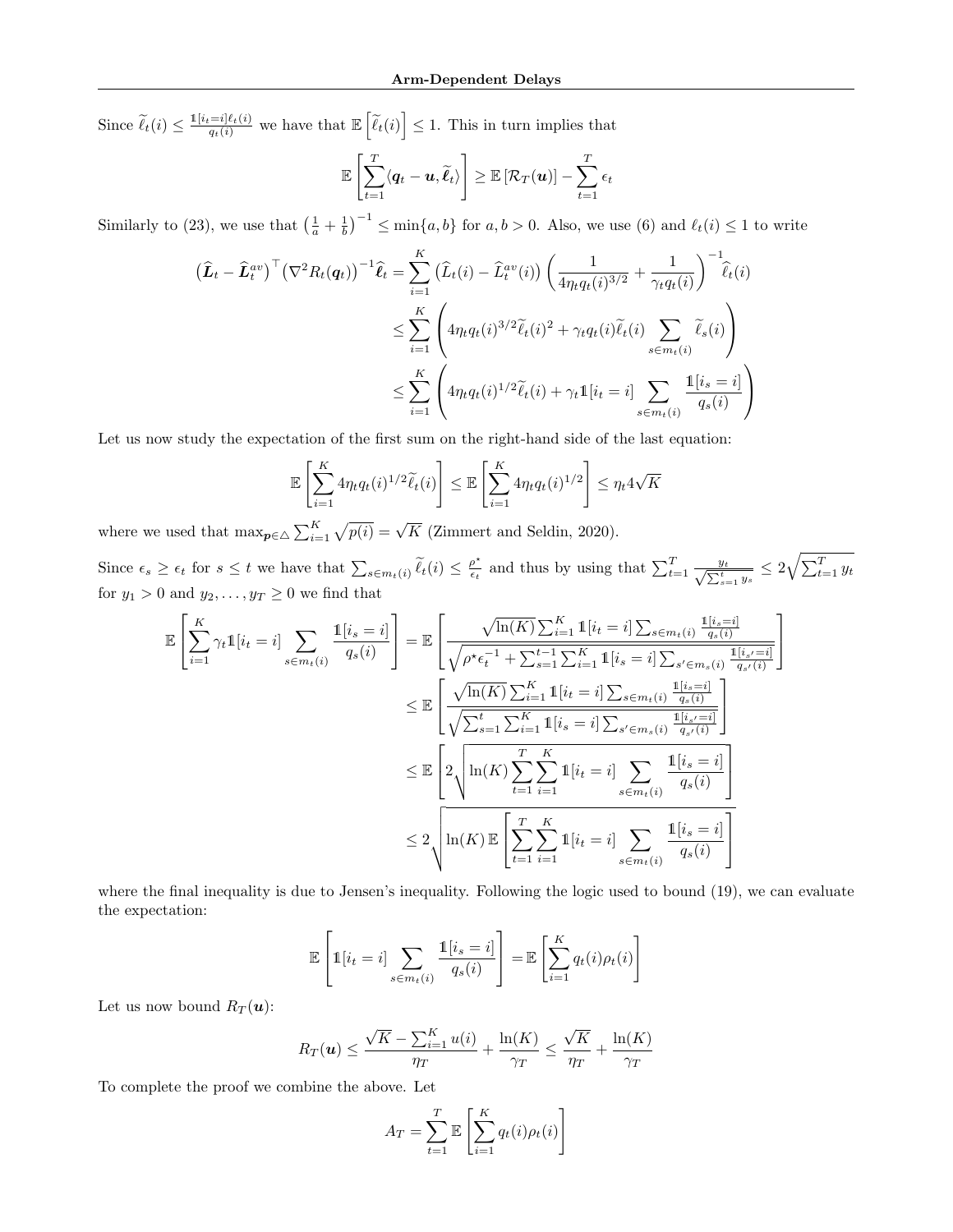Since $\widetilde{\ell}_t(i) \leq \frac{\mathbb{1}[i_t=i]\ell_t(i)}{q_t(i)}$ we have that $\mathbb{E}\left[\widetilde{\ell}_t(i)\right] \leq 1$. This in turn implies that

$$
\mathbb{E}\left[\sum_{t=1}^{T} \langle \boldsymbol{q}_t - \boldsymbol{u}, \widetilde{\boldsymbol{\ell}}_t \rangle \right] \geq \mathbb{E}\left[\mathcal{R}_T(\boldsymbol{u})\right] - \sum_{t=1}^{T} \epsilon_t
$$

Similarly to (23), we use that $\left(\frac{1}{a} + \frac{1}{b}\right)^{-1} \leq \min\{a, b\}$ for $a, b > 0$. Also, we use (6) and $\ell_t(i) \leq 1$ to write

$$
\begin{aligned}
\left(\widehat{\boldsymbol{L}}_t - \widehat{\boldsymbol{L}}_t^{av}\right)^\top \left(\nabla^2 R_t(\boldsymbol{q}_t)\right)^{-1} \widehat{\boldsymbol{\ell}}_t &= \sum_{i=1}^{K} \left(\widehat{L}_t(i) - \widehat{L}_t^{av}(i)\right) \left(\frac{1}{4\eta_t q_t(i)^{3/2}} + \frac{1}{\gamma_t q_t(i)}\right)^{-1} \widehat{\ell}_t(i) \\
&\leq \sum_{i=1}^{K} \left(4\eta_t q_t(i)^{3/2} \widetilde{\ell}_t(i)^2 + \gamma_t q_t(i) \widetilde{\ell}_t(i) \sum_{s \in m_t(i)} \widetilde{\ell}_s(i)\right) \\
&\leq \sum_{i=1}^{K} \left(4\eta_t q_t(i)^{1/2} \widetilde{\ell}_t(i) + \gamma_t \mathbb{1}[i_t = i] \sum_{s \in m_t(i)} \frac{\mathbb{1}[i_s = i]}{q_s(i)}\right)
\end{aligned}
$$

Let us now study the expectation of the first sum on the right-hand side of the last equation:

$$
\mathbb{E}\left[\sum_{i=1}^{K} 4\eta_t q_t(i)^{1/2} \widetilde{\ell}_t(i)\right] \leq \mathbb{E}\left[\sum_{i=1}^{K} 4\eta_t q_t(i)^{1/2}\right] \leq \eta_t 4\sqrt{K}
$$

where we used that $\max_{\boldsymbol{p} \in \triangle} \sum_{i=1}^{K} \sqrt{p(i)} = \sqrt{K}$ (Zimmert and Seldin, 2020).

Since $\epsilon_s \geq \epsilon_t$ for $s \leq t$ we have that $\sum_{s \in m_t(i)} \widetilde{\ell}_t(i) \leq \frac{\rho^\star}{\epsilon_t}$ and thus by using that $\sum_{t=1}^{T} \frac{y_t}{\sqrt{\sum_{s=1}^{t} y_s}} \leq 2\sqrt{\sum_{t=1}^{T} y_t}$ for $y_1 > 0$ and $y_2, \ldots, y_T \geq 0$ we find that

$$
\begin{aligned}
\mathbb{E}\left[\sum_{i=1}^{K} \gamma_t \mathbb{1}[i_t = i] \sum_{s \in m_t(i)} \frac{\mathbb{1}[i_s = i]}{q_s(i)}\right] &= \mathbb{E}\left[\frac{\sqrt{\ln(K)} \sum_{i=1}^{K} \mathbb{1}[i_t = i] \sum_{s \in m_t(i)} \frac{\mathbb{1}[i_s = i]}{q_s(i)}}{\sqrt{\rho^\star \epsilon_t^{-1} + \sum_{s=1}^{t-1} \sum_{i=1}^{K} \mathbb{1}[i_s = i] \sum_{s' \in m_s(i)} \frac{\mathbb{1}[i_{s'} = i]}{q_{s'}(i)}}}\right] \\
&\leq \mathbb{E}\left[\frac{\sqrt{\ln(K)} \sum_{i=1}^{K} \mathbb{1}[i_t = i] \sum_{s \in m_t(i)} \frac{\mathbb{1}[i_s = i]}{q_s(i)}}{\sqrt{\sum_{s=1}^{t} \sum_{i=1}^{K} \mathbb{1}[i_s = i] \sum_{s' \in m_s(i)} \frac{\mathbb{1}[i_{s'} = i]}{q_{s'}(i)}}}\right] \\
&\leq \mathbb{E}\left[2\sqrt{\ln(K) \sum_{t=1}^{T} \sum_{i=1}^{K} \mathbb{1}[i_t = i] \sum_{s \in m_t(i)} \frac{\mathbb{1}[i_s = i]}{q_s(i)}}\right] \\
&\leq 2\sqrt{\ln(K)\, \mathbb{E}\left[\sum_{t=1}^{T} \sum_{i=1}^{K} \mathbb{1}[i_t = i] \sum_{s \in m_t(i)} \frac{\mathbb{1}[i_s = i]}{q_s(i)}\right]}
\end{aligned}
$$

where the final inequality is due to Jensen's inequality. Following the logic used to bound (19), we can evaluate the expectation:

$$
\mathbb{E}\left[\mathbb{1}[i_t = i] \sum_{s \in m_t(i)} \frac{\mathbb{1}[i_s = i]}{q_s(i)}\right] = \mathbb{E}\left[\sum_{i=1}^{K} q_t(i) \rho_t(i)\right]
$$

Let us now bound $R_T(\boldsymbol{u})$:

$$
R_T(\boldsymbol{u}) \leq \frac{\sqrt{K} - \sum_{i=1}^{K} u(i)}{\eta_T} + \frac{\ln(K)}{\gamma_T} \leq \frac{\sqrt{K}}{\eta_T} + \frac{\ln(K)}{\gamma_T}
$$

To complete the proof we combine the above. Let

$$
A_T = \sum_{t=1}^{T} \mathbb{E}\left[\sum_{i=1}^{K} q_t(i) \rho_t(i)\right]
$$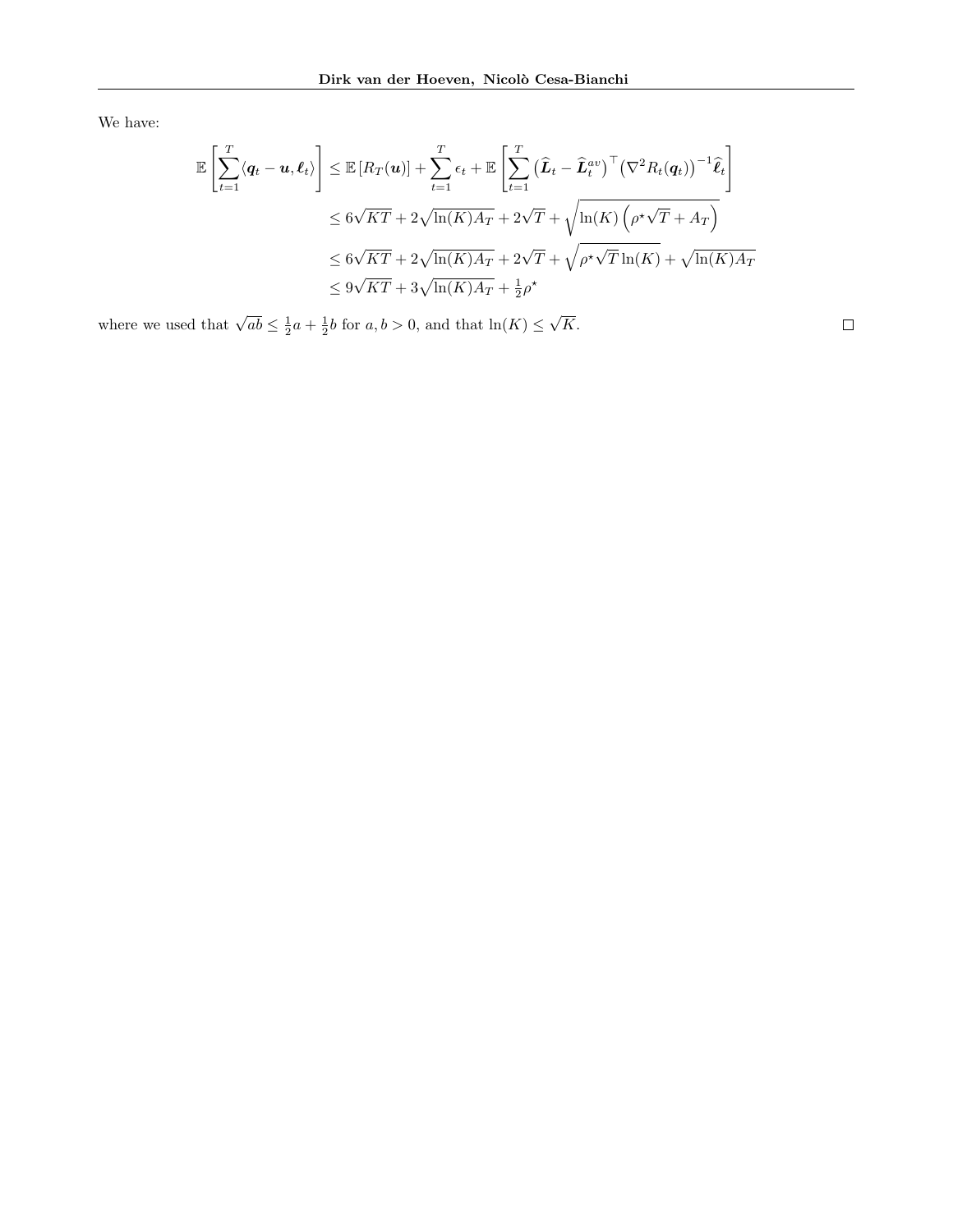We have:

$$
\begin{aligned}
\mathbb{E}\left[\sum_{t=1}^{T}\langle \boldsymbol{q}_t - \boldsymbol{u}, \boldsymbol{\ell}_t\rangle\right] &\leq \mathbb{E}\left[R_T(\boldsymbol{u})\right] + \sum_{t=1}^{T}\epsilon_t + \mathbb{E}\left[\sum_{t=1}^{T}\left(\widehat{\boldsymbol{L}}_t - \widehat{\boldsymbol{L}}_t^{av}\right)^\top\left(\nabla^2 R_t(\boldsymbol{q}_t)\right)^{-1}\widehat{\boldsymbol{\ell}}_t\right] \\
&\leq 6\sqrt{KT} + 2\sqrt{\ln(K)A_T} + 2\sqrt{T} + \sqrt{\ln(K)\left(\rho^\star\sqrt{T} + A_T\right)} \\
&\leq 6\sqrt{KT} + 2\sqrt{\ln(K)A_T} + 2\sqrt{T} + \sqrt{\rho^\star\sqrt{T}\ln(K)} + \sqrt{\ln(K)A_T} \\
&\leq 9\sqrt{KT} + 3\sqrt{\ln(K)A_T} + \tfrac{1}{2}\rho^\star
\end{aligned}
$$

where we used that $\sqrt{ab} \leq \frac{1}{2}a + \frac{1}{2}b$ for $a, b > 0$, and that $\ln(K) \leq \sqrt{K}$. □